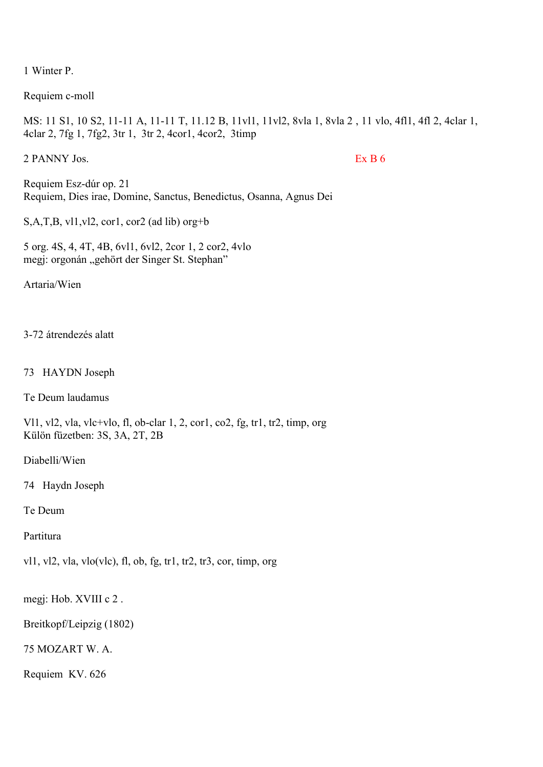1 Winter P.

Requiem c-moll

MS: 11 S1, 10 S2, 11-11 A, 11-11 T, 11.12 B, 11vl1, 11vl2, 8vla 1, 8vla 2 , 11 vlo, 4fl1, 4fl 2, 4clar 1, 4clar 2, 7fg 1, 7fg2, 3tr 1, 3tr 2, 4cor1, 4cor2, 3timp

2 PANNY Jos. Ex B 6

Requiem Esz-dúr op. 21
Requiem, Dies irae, Domine, Sanctus, Benedictus, Osanna, Agnus Dei

S,A,T,B, vl1,vl2, cor1, cor2 (ad lib) org+b

5 org. 4S, 4, 4T, 4B, 6vl1, 6vl2, 2cor 1, 2 cor2, 4vlo
megj: orgonán „gehört der Singer St. Stephan"

Artaria/Wien

3-72 átrendezés alatt

73 HAYDN Joseph

Te Deum laudamus

Vl1, vl2, vla, vlc+vlo, fl, ob-clar 1, 2, cor1, co2, fg, tr1, tr2, timp, org
Külön füzetben: 3S, 3A, 2T, 2B

Diabelli/Wien

74 Haydn Joseph

Te Deum

Partitura

vl1, vl2, vla, vlo(vlc), fl, ob, fg, tr1, tr2, tr3, cor, timp, org

megj: Hob. XVIII c 2 .

Breitkopf/Leipzig (1802)

75 MOZART W. A.

Requiem KV. 626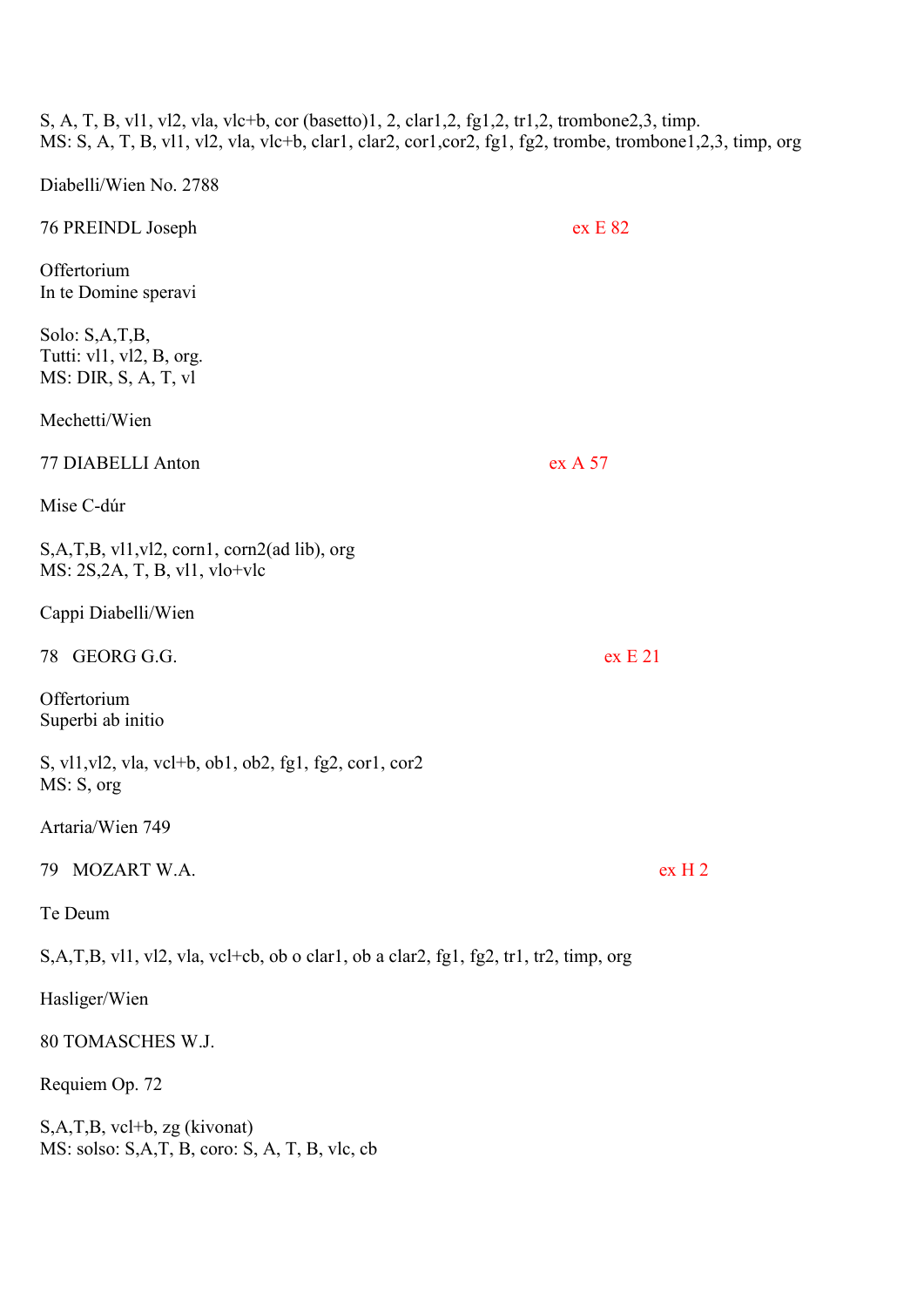S, A, T, B, vl1, vl2, vla, vlc+b, cor (basetto)1, 2, clar1,2, fg1,2, tr1,2, trombone2,3, timp.
MS: S, A, T, B, vl1, vl2, vla, vlc+b, clar1, clar2, cor1,cor2, fg1, fg2, trombe, trombone1,2,3, timp, org

Diabelli/Wien No. 2788

76 PREINDL Joseph ex E 82

Offertorium
In te Domine speravi

Solo: S,A,T,B,
Tutti: vl1, vl2, B, org.
MS: DIR, S, A, T, vl

Mechetti/Wien

77 DIABELLI Anton ex A 57

Mise C-dúr

S,A,T,B, vl1,vl2, corn1, corn2(ad lib), org
MS: 2S,2A, T, B, vl1, vlo+vlc

Cappi Diabelli/Wien

78 GEORG G.G. ex E 21

Offertorium
Superbi ab initio

S, vl1,vl2, vla, vcl+b, ob1, ob2, fg1, fg2, cor1, cor2
MS: S, org

Artaria/Wien 749

79 MOZART W.A. ex H 2

Te Deum

S,A,T,B, vl1, vl2, vla, vcl+cb, ob o clar1, ob a clar2, fg1, fg2, tr1, tr2, timp, org

Hasliger/Wien

80 TOMASCHES W.J.

Requiem Op. 72

S,A,T,B, vcl+b, zg (kivonat)
MS: solso: S,A,T, B, coro: S, A, T, B, vlc, cb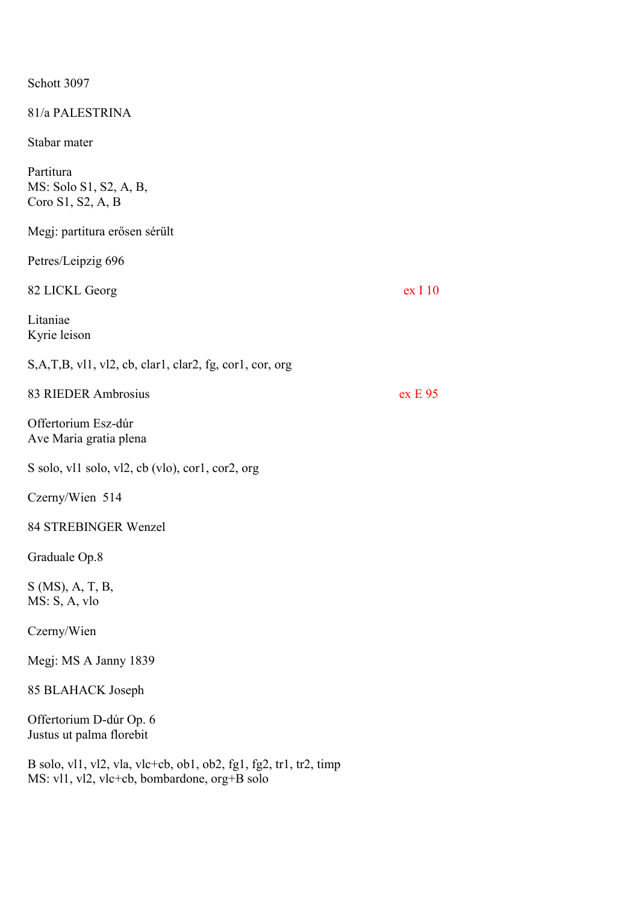Schott 3097

81/a PALESTRINA

Stabar mater

Partitura
MS: Solo S1, S2, A, B,
Coro S1, S2, A, B

Megj: partitura erősen sérült

Petres/Leipzig 696

82 LICKL Georg ex I 10

Litaniae
Kyrie leison

S,A,T,B, vl1, vl2, cb, clar1, clar2, fg, cor1, cor, org

83 RIEDER Ambrosius ex E 95

Offertorium Esz-dúr
Ave Maria gratia plena

S solo, vl1 solo, vl2, cb (vlo), cor1, cor2, org

Czerny/Wien 514

84 STREBINGER Wenzel

Graduale Op.8

S (MS), A, T, B,
MS: S, A, vlo

Czerny/Wien

Megj: MS A Janny 1839

85 BLAHACK Joseph

Offertorium D-dúr Op. 6
Justus ut palma florebit

B solo, vl1, vl2, vla, vlc+cb, ob1, ob2, fg1, fg2, tr1, tr2, timp
MS: vl1, vl2, vlc+cb, bombardone, org+B solo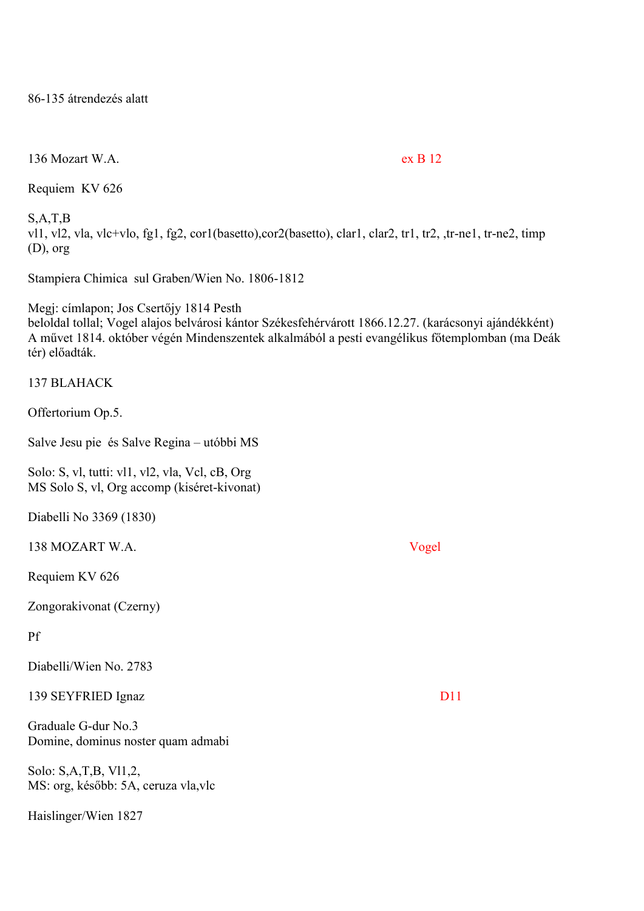86-135 átrendezés alatt

136 Mozart W.A. ex B 12

Requiem KV 626

S,A,T,B
vl1, vl2, vla, vlc+vlo, fg1, fg2, cor1(basetto),cor2(basetto), clar1, clar2, tr1, tr2, ,tr-ne1, tr-ne2, timp (D), org

Stampiera Chimica sul Graben/Wien No. 1806-1812

Megj: címlapon; Jos Csertőjy 1814 Pesth
beloldal tollal; Vogel alajos belvárosi kántor Székesfehérvárott 1866.12.27. (karácsonyi ajándékként)
A művet 1814. október végén Mindenszentek alkalmából a pesti evangélikus főtemplomban (ma Deák tér) előadták.

137 BLAHACK

Offertorium Op.5.

Salve Jesu pie és Salve Regina – utóbbi MS

Solo: S, vl, tutti: vl1, vl2, vla, Vcl, cB, Org
MS Solo S, vl, Org accomp (kiséret-kivonat)

Diabelli No 3369 (1830)

138 MOZART W.A. Vogel

Requiem KV 626

Zongorakivonat (Czerny)

Pf

Diabelli/Wien No. 2783

139 SEYFRIED Ignaz D11

Graduale G-dur No.3
Domine, dominus noster quam admabi

Solo: S,A,T,B, Vl1,2,
MS: org, később: 5A, ceruza vla,vlc

Haislinger/Wien 1827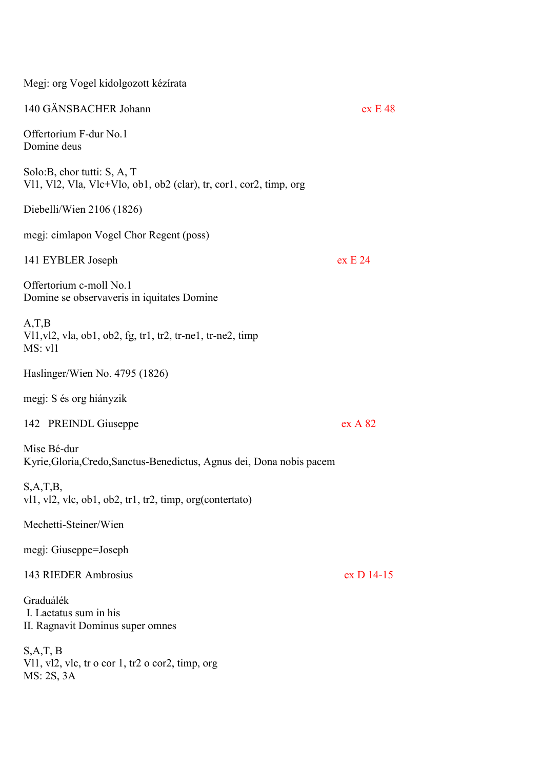Megj: org Vogel kidolgozott kézírata

140 GÄNSBACHER Johann ex E 48

Offertorium F-dur No.1
Domine deus

Solo:B, chor tutti: S, A, T
Vl1, Vl2, Vla, Vlc+Vlo, ob1, ob2 (clar), tr, cor1, cor2, timp, org

Diebelli/Wien 2106 (1826)

megj: címlapon Vogel Chor Regent (poss)

141 EYBLER Joseph ex E 24

Offertorium c-moll No.1
Domine se observaveris in iquitates Domine

A,T,B
Vl1,vl2, vla, ob1, ob2, fg, tr1, tr2, tr-ne1, tr-ne2, timp
MS: vl1

Haslinger/Wien No. 4795 (1826)

megj: S és org hiányzik

142 PREINDL Giuseppe ex A 82

Mise Bé-dur
Kyrie,Gloria,Credo,Sanctus-Benedictus, Agnus dei, Dona nobis pacem

S,A,T,B,
vl1, vl2, vlc, ob1, ob2, tr1, tr2, timp, org(contertato)

Mechetti-Steiner/Wien

megj: Giuseppe=Joseph

143 RIEDER Ambrosius ex D 14-15

Graduálék
I. Laetatus sum in his
II. Ragnavit Dominus super omnes

S,A,T, B
Vl1, vl2, vlc, tr o cor 1, tr2 o cor2, timp, org
MS: 2S, 3A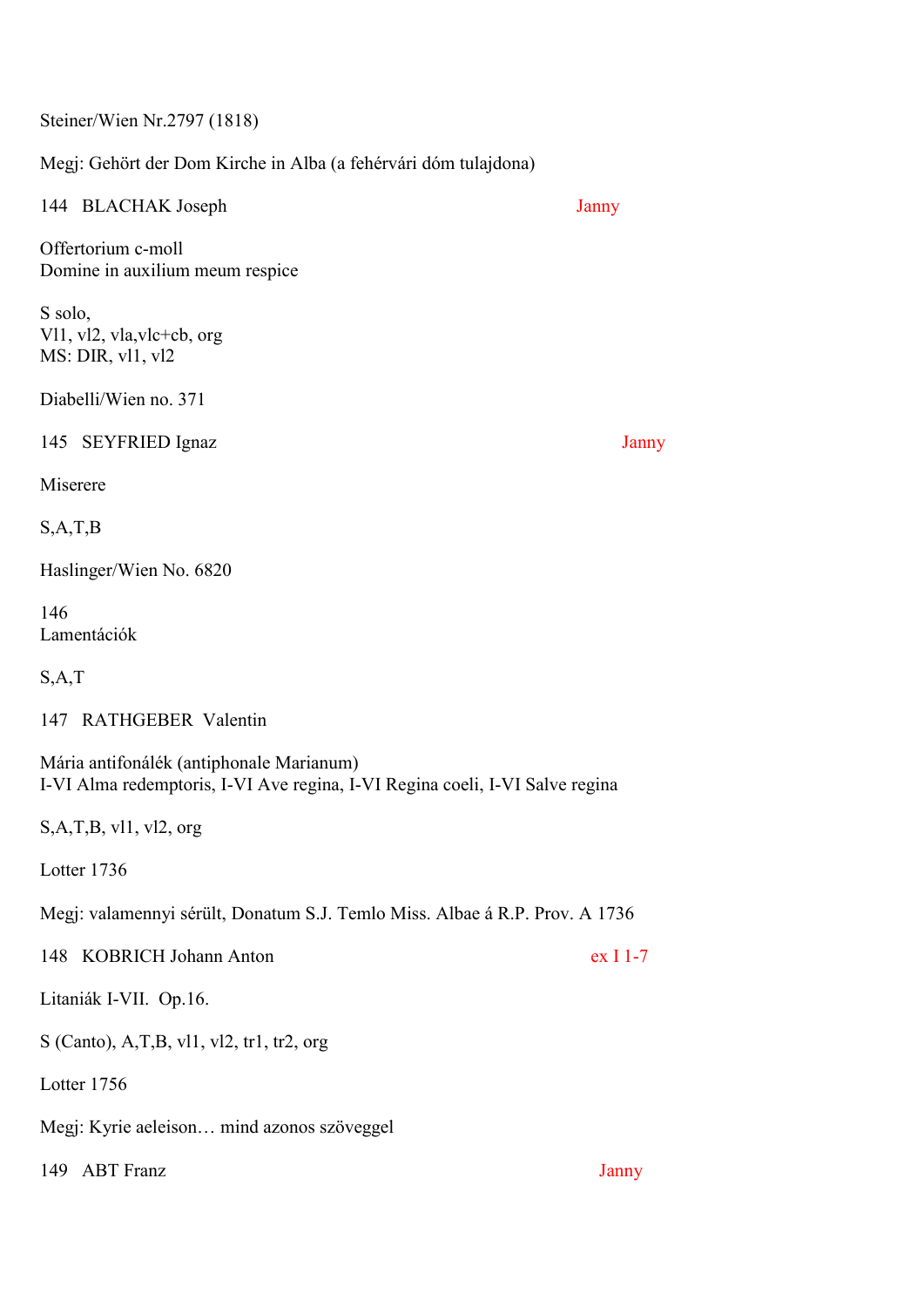Steiner/Wien Nr.2797 (1818)

Megj: Gehört der Dom Kirche in Alba (a fehérvári dóm tulajdona)

144 BLACHAK Joseph Janny

Offertorium c-moll
Domine in auxilium meum respice

S solo,
Vl1, vl2, vla,vlc+cb, org
MS: DIR, vl1, vl2

Diabelli/Wien no. 371

145 SEYFRIED Ignaz Janny

Miserere

S,A,T,B

Haslinger/Wien No. 6820

146
Lamentációk

S,A,T

147 RATHGEBER Valentin

Mária antifonálék (antiphonale Marianum)
I-VI Alma redemptoris, I-VI Ave regina, I-VI Regina coeli, I-VI Salve regina

S,A,T,B, vl1, vl2, org

Lotter 1736

Megj: valamennyi sérült, Donatum S.J. Temlo Miss. Albae á R.P. Prov. A 1736

148 KOBRICH Johann Anton ex I 1-7

Litaniák I-VII. Op.16.

S (Canto), A,T,B, vl1, vl2, tr1, tr2, org

Lotter 1756

Megj: Kyrie aeleison… mind azonos szöveggel

149 ABT Franz Janny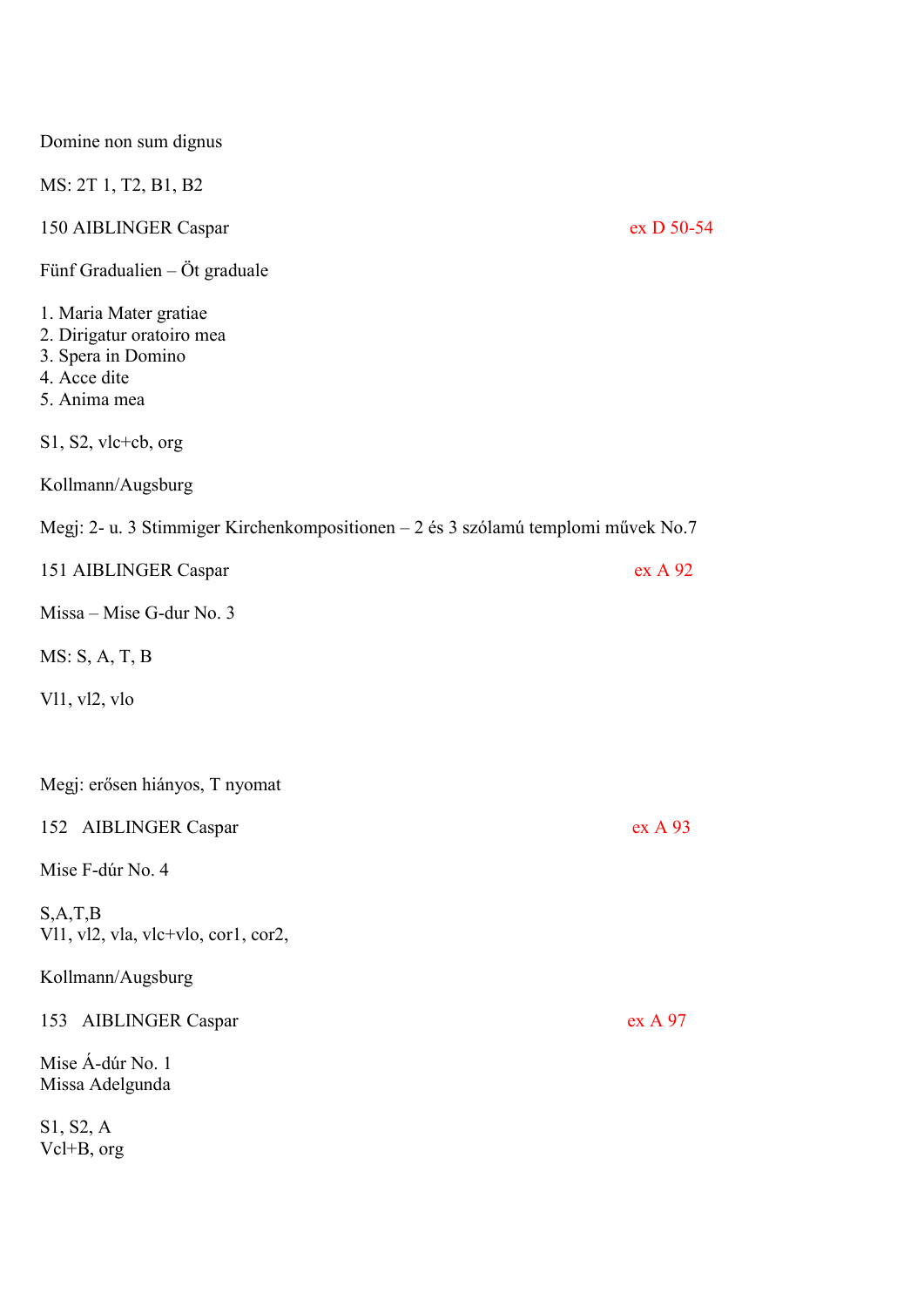Domine non sum dignus

MS: 2T 1, T2, B1, B2

150 AIBLINGER Caspar ex D 50-54

Fünf Gradualien – Öt graduale

1. Maria Mater gratiae
2. Dirigatur oratoiro mea
3. Spera in Domino
4. Acce dite
5. Anima mea

S1, S2, vlc+cb, org

Kollmann/Augsburg

Megj: 2- u. 3 Stimmiger Kirchenkompositionen – 2 és 3 szólamú templomi művek No.7

151 AIBLINGER Caspar ex A 92

Missa – Mise G-dur No. 3

MS: S, A, T, B

Vl1, vl2, vlo

Megj: erősen hiányos, T nyomat

152 AIBLINGER Caspar ex A 93

Mise F-dúr No. 4

S,A,T,B
Vl1, vl2, vla, vlc+vlo, cor1, cor2,

Kollmann/Augsburg

153 AIBLINGER Caspar ex A 97

Mise Á-dúr No. 1
Missa Adelgunda

S1, S2, A
Vcl+B, org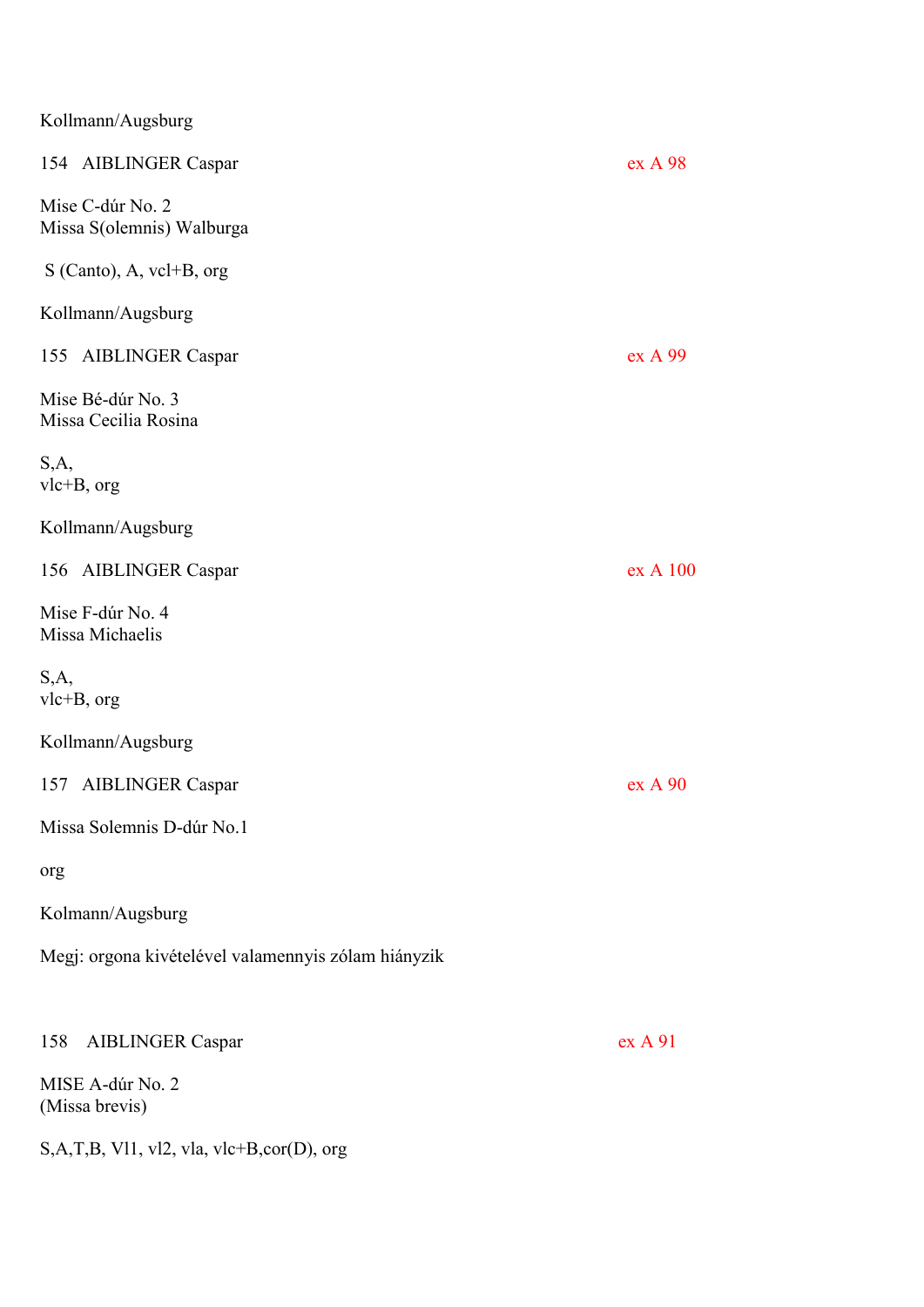Kollmann/Augsburg

154 AIBLINGER Caspar ex A 98

Mise C-dúr No. 2
Missa S(olemnis) Walburga

S (Canto), A, vcl+B, org

Kollmann/Augsburg

155 AIBLINGER Caspar ex A 99

Mise Bé-dúr No. 3
Missa Cecilia Rosina

S,A,
vlc+B, org

Kollmann/Augsburg

156 AIBLINGER Caspar ex A 100

Mise F-dúr No. 4
Missa Michaelis

S,A,
vlc+B, org

Kollmann/Augsburg

157 AIBLINGER Caspar ex A 90

Missa Solemnis D-dúr No.1

org

Kolmann/Augsburg

Megj: orgona kivételével valamennyis zólam hiányzik

158 AIBLINGER Caspar ex A 91

MISE A-dúr No. 2
(Missa brevis)

S,A,T,B, Vl1, vl2, vla, vlc+B,cor(D), org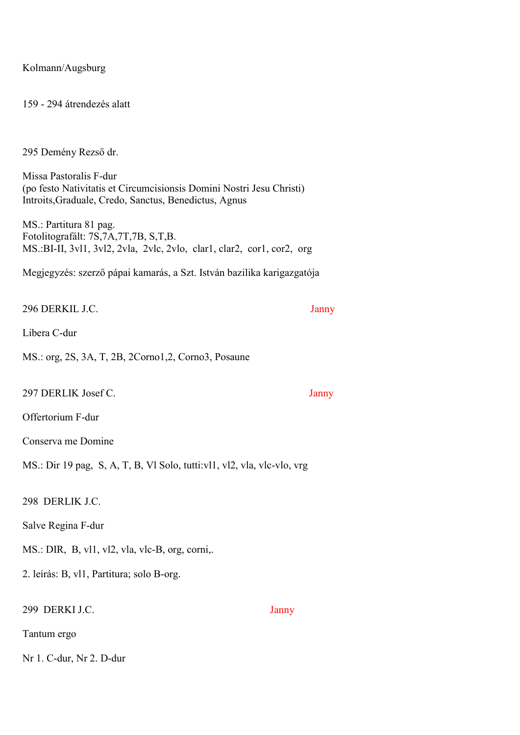Kolmann/Augsburg

159 - 294 átrendezés alatt

295 Demény Rezső dr.

Missa Pastoralis F-dur
(po festo Nativitatis et Circumcisionsis Domini Nostri Jesu Christi)
Introits,Graduale, Credo, Sanctus, Benedictus, Agnus

MS.: Partitura 81 pag.
Fotolitografált: 7S,7A,7T,7B, S,T,B.
MS.:BI-II, 3vl1, 3vl2, 2vla, 2vlc, 2vlo, clar1, clar2, cor1, cor2, org

Megjegyzés: szerző pápai kamarás, a Szt. István bazilika karigazgatója

296 DERKIL J.C. Janny

Libera C-dur

MS.: org, 2S, 3A, T, 2B, 2Corno1,2, Corno3, Posaune

297 DERLIK Josef C. Janny

Offertorium F-dur

Conserva me Domine

MS.: Dir 19 pag, S, A, T, B, Vl Solo, tutti:vl1, vl2, vla, vlc-vlo, vrg

298 DERLIK J.C.

Salve Regina F-dur

MS.: DIR, B, vl1, vl2, vla, vlc-B, org, corni,.

2. leírás: B, vl1, Partitura; solo B-org.

299 DERKI J.C. Janny

Tantum ergo

Nr 1. C-dur, Nr 2. D-dur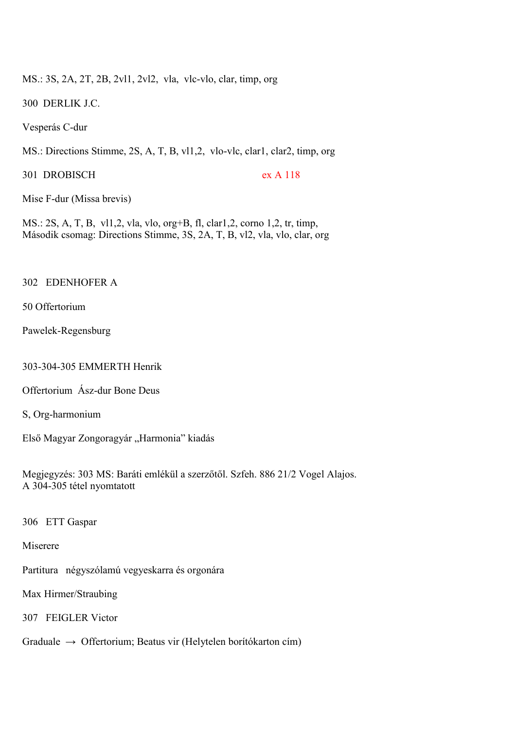MS.: 3S, 2A, 2T, 2B, 2vl1, 2vl2, vla, vlc-vlo, clar, timp, org

300 DERLIK J.C.

Vesperás C-dur

MS.: Directions Stimme, 2S, A, T, B, vl1,2, vlo-vlc, clar1, clar2, timp, org

301 DROBISCH ex A 118

Mise F-dur (Missa brevis)

MS.: 2S, A, T, B, vl1,2, vla, vlo, org+B, fl, clar1,2, corno 1,2, tr, timp,
Második csomag: Directions Stimme, 3S, 2A, T, B, vl2, vla, vlo, clar, org

302 EDENHOFER A

50 Offertorium

Pawelek-Regensburg

303-304-305 EMMERTH Henrik

Offertorium Ász-dur Bone Deus

S, Org-harmonium

Első Magyar Zongoragyár „Harmonia" kiadás

Megjegyzés: 303 MS: Baráti emlékül a szerzőtől. Szfeh. 886 21/2 Vogel Alajos.
A 304-305 tétel nyomtatott

306 ETT Gaspar

Miserere

Partitura négyszólamú vegyeskarra és orgonára

Max Hirmer/Straubing

307 FEIGLER Victor

Graduale → Offertorium; Beatus vir (Helytelen borítókarton cím)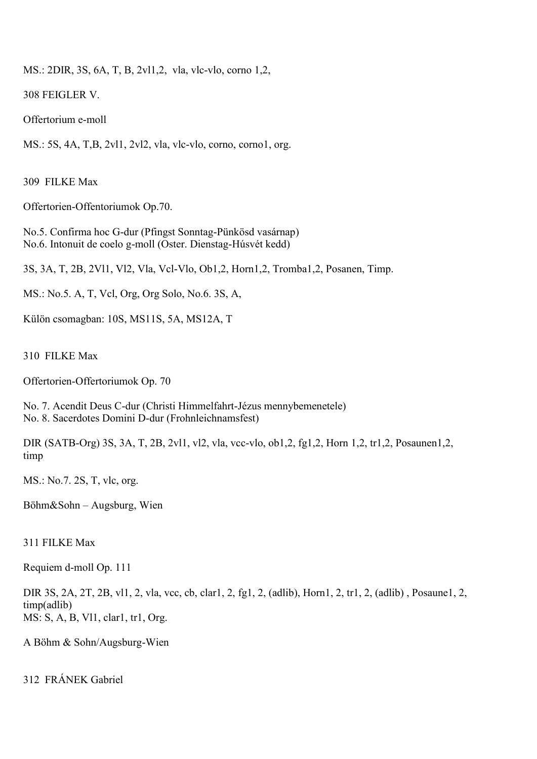MS.: 2DIR, 3S, 6A, T, B, 2vl1,2,  vla, vlc-vlo, corno 1,2,

308 FEIGLER V.

Offertorium e-moll

MS.: 5S, 4A, T,B, 2vl1, 2vl2, vla, vlc-vlo, corno, corno1, org.

309  FILKE Max

Offertorien-Offentoriumok Op.70.

No.5. Confirma hoc G-dur (Pfingst Sonntag-Pünkösd vasárnap)
No.6. Intonuit de coelo g-moll (Oster. Dienstag-Húsvét kedd)

3S, 3A, T, 2B, 2Vl1, Vl2, Vla, Vcl-Vlo, Ob1,2, Horn1,2, Tromba1,2, Posanen, Timp.

MS.: No.5. A, T, Vcl, Org, Org Solo, No.6. 3S, A,

Külön csomagban: 10S, MS11S, 5A, MS12A, T

310  FILKE Max

Offertorien-Offertoriumok Op. 70

No. 7. Acendit Deus C-dur (Christi Himmelfahrt-Jézus mennybemenetele)
No. 8. Sacerdotes Domini D-dur (Frohnleichnamsfest)

DIR (SATB-Org) 3S, 3A, T, 2B, 2vl1, vl2, vla, vcc-vlo, ob1,2, fg1,2, Horn 1,2, tr1,2, Posaunen1,2, timp

MS.: No.7. 2S, T, vlc, org.

Böhm&Sohn – Augsburg, Wien

311 FILKE Max

Requiem d-moll Op. 111

DIR 3S, 2A, 2T, 2B, vl1, 2, vla, vcc, cb, clar1, 2, fg1, 2, (adlib), Horn1, 2, tr1, 2, (adlib) , Posaune1, 2, timp(adlib)
MS: S, A, B, Vl1, clar1, tr1, Org.

A Böhm & Sohn/Augsburg-Wien

312  FRÁNEK Gabriel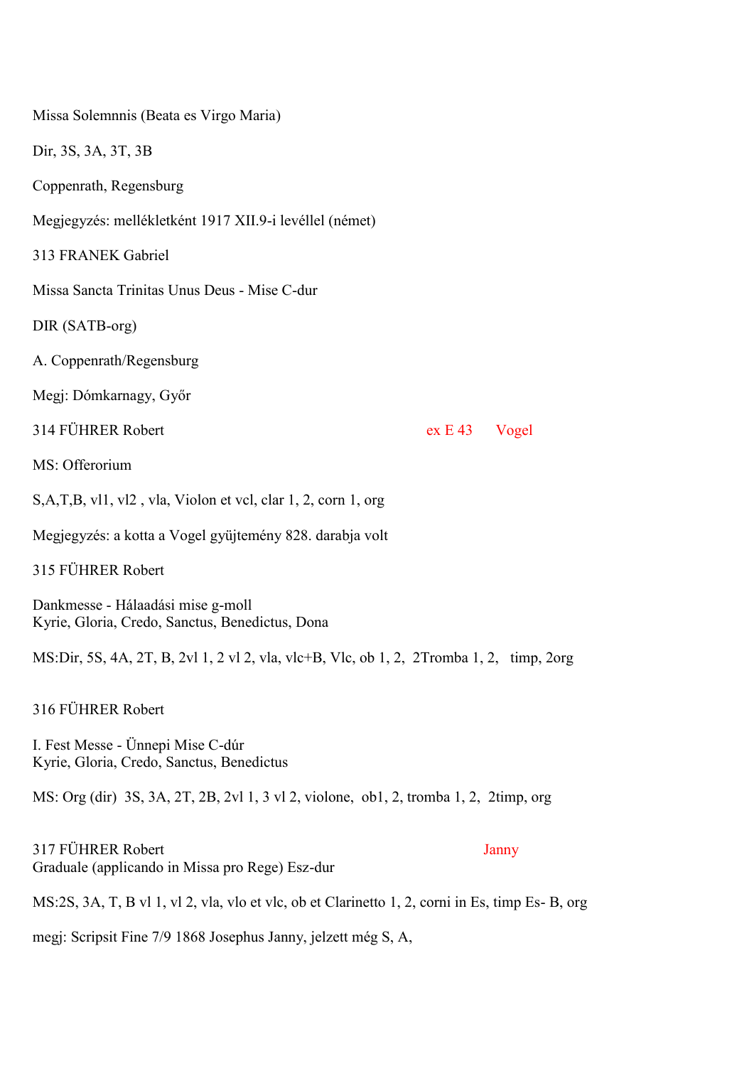Missa Solemnis (Beata es Virgo Maria)

Dir, 3S, 3A, 3T, 3B

Coppenrath, Regensburg

Megjegyzés: mellékletként 1917 XII.9-i levéllel (német)

313 FRANEK Gabriel

Missa Sancta Trinitas Unus Deus - Mise C-dur

DIR (SATB-org)

A. Coppenrath/Regensburg

Megj: Dómkarnagy, Győr

314 FÜHRER Robert ex E 43 Vogel

MS: Offerorium

S,A,T,B, vl1, vl2 , vla, Violon et vcl, clar 1, 2, corn 1, org

Megjegyzés: a kotta a Vogel gyüjtemény 828. darabja volt

315 FÜHRER Robert

Dankmesse - Hálaadási mise g-moll
Kyrie, Gloria, Credo, Sanctus, Benedictus, Dona

MS:Dir, 5S, 4A, 2T, B, 2vl 1, 2 vl 2, vla, vlc+B, Vlc, ob 1, 2, 2Tromba 1, 2, timp, 2org

316 FÜHRER Robert

I. Fest Messe - Ünnepi Mise C-dúr
Kyrie, Gloria, Credo, Sanctus, Benedictus

MS: Org (dir) 3S, 3A, 2T, 2B, 2vl 1, 3 vl 2, violone, ob1, 2, tromba 1, 2, 2timp, org

317 FÜHRER Robert Janny
Graduale (applicando in Missa pro Rege) Esz-dur

MS:2S, 3A, T, B vl 1, vl 2, vla, vlo et vlc, ob et Clarinetto 1, 2, corni in Es, timp Es- B, org

megj: Scripsit Fine 7/9 1868 Josephus Janny, jelzett még S, A,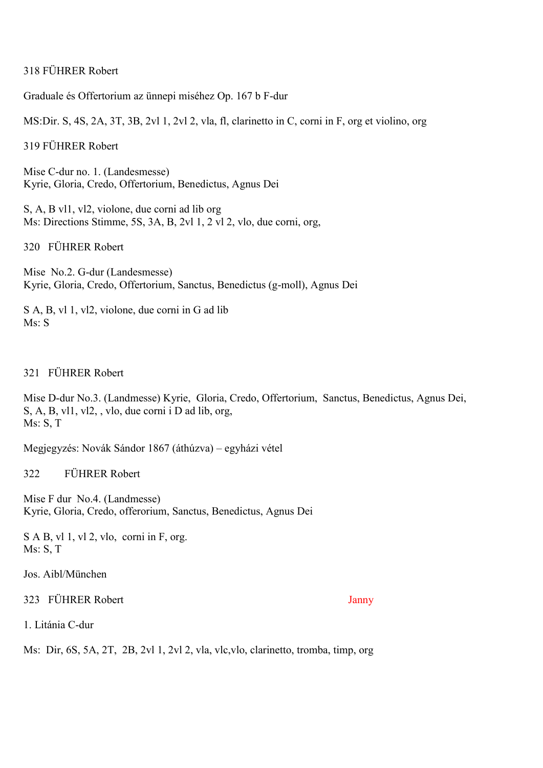318 FÜHRER Robert

Graduale és Offertorium az ünnepi miséhez Op. 167 b F-dur

MS:Dir. S, 4S, 2A, 3T, 3B, 2vl 1, 2vl 2, vla, fl, clarinetto in C, corni in F, org et violino, org

319 FÜHRER Robert

Mise C-dur no. 1. (Landesmesse)
Kyrie, Gloria, Credo, Offertorium, Benedictus, Agnus Dei

S, A, B vl1, vl2, violone, due corni ad lib org
Ms: Directions Stimme, 5S, 3A, B, 2vl 1, 2 vl 2, vlo, due corni, org,

320 FÜHRER Robert

Mise No.2. G-dur (Landesmesse)
Kyrie, Gloria, Credo, Offertorium, Sanctus, Benedictus (g-moll), Agnus Dei

S A, B, vl 1, vl2, violone, due corni in G ad lib
Ms: S

321 FÜHRER Robert

Mise D-dur No.3. (Landmesse) Kyrie, Gloria, Credo, Offertorium, Sanctus, Benedictus, Agnus Dei,
S, A, B, vl1, vl2, , vlo, due corni i D ad lib, org,
Ms: S, T

Megjegyzés: Novák Sándor 1867 (áthúzva) – egyházi vétel

322 FÜHRER Robert

Mise F dur No.4. (Landmesse)
Kyrie, Gloria, Credo, offerorium, Sanctus, Benedictus, Agnus Dei

S A B, vl 1, vl 2, vlo, corni in F, org.
Ms: S, T

Jos. Aibl/München

323 FÜHRER Robert Janny

1. Litánia C-dur

Ms: Dir, 6S, 5A, 2T, 2B, 2vl 1, 2vl 2, vla, vlc,vlo, clarinetto, tromba, timp, org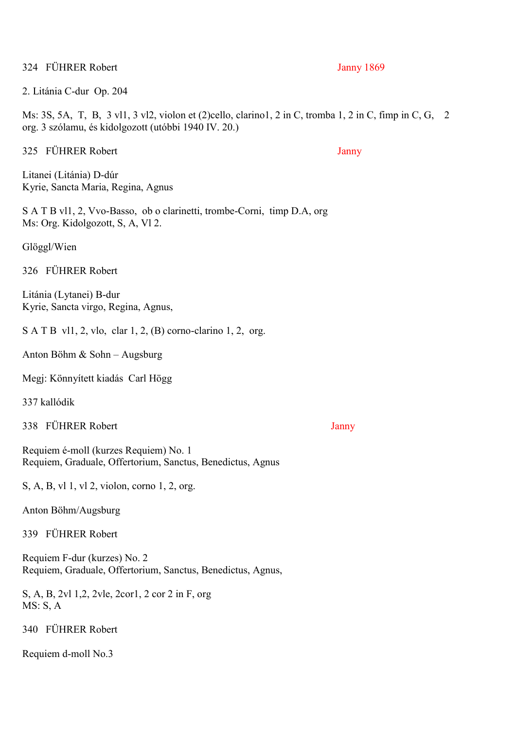324 FÜHRER Robert Janny 1869

2. Litánia C-dur Op. 204

Ms: 3S, 5A, T, B, 3 vl1, 3 vl2, violon et (2)cello, clarino1, 2 in C, tromba 1, 2 in C, fimp in C, G, 2 org. 3 szólamu, és kidolgozott (utóbbi 1940 IV. 20.)

325 FÜHRER Robert Janny

Litanei (Litánia) D-dúr
Kyrie, Sancta Maria, Regina, Agnus

S A T B vl1, 2, Vvo-Basso, ob o clarinetti, trombe-Corni, timp D.A, org
Ms: Org. Kidolgozott, S, A, Vl 2.

Glöggl/Wien

326 FÜHRER Robert

Litánia (Lytanei) B-dur
Kyrie, Sancta virgo, Regina, Agnus,

S A T B vl1, 2, vlo, clar 1, 2, (B) corno-clarino 1, 2, org.

Anton Böhm & Sohn – Augsburg

Megj: Könnyített kiadás Carl Högg

337 kallódik

338 FÜHRER Robert Janny

Requiem é-moll (kurzes Requiem) No. 1
Requiem, Graduale, Offertorium, Sanctus, Benedictus, Agnus

S, A, B, vl 1, vl 2, violon, corno 1, 2, org.

Anton Böhm/Augsburg

339 FÜHRER Robert

Requiem F-dur (kurzes) No. 2
Requiem, Graduale, Offertorium, Sanctus, Benedictus, Agnus,

S, A, B, 2vl 1,2, 2vle, 2cor1, 2 cor 2 in F, org
MS: S, A

340 FÜHRER Robert

Requiem d-moll No.3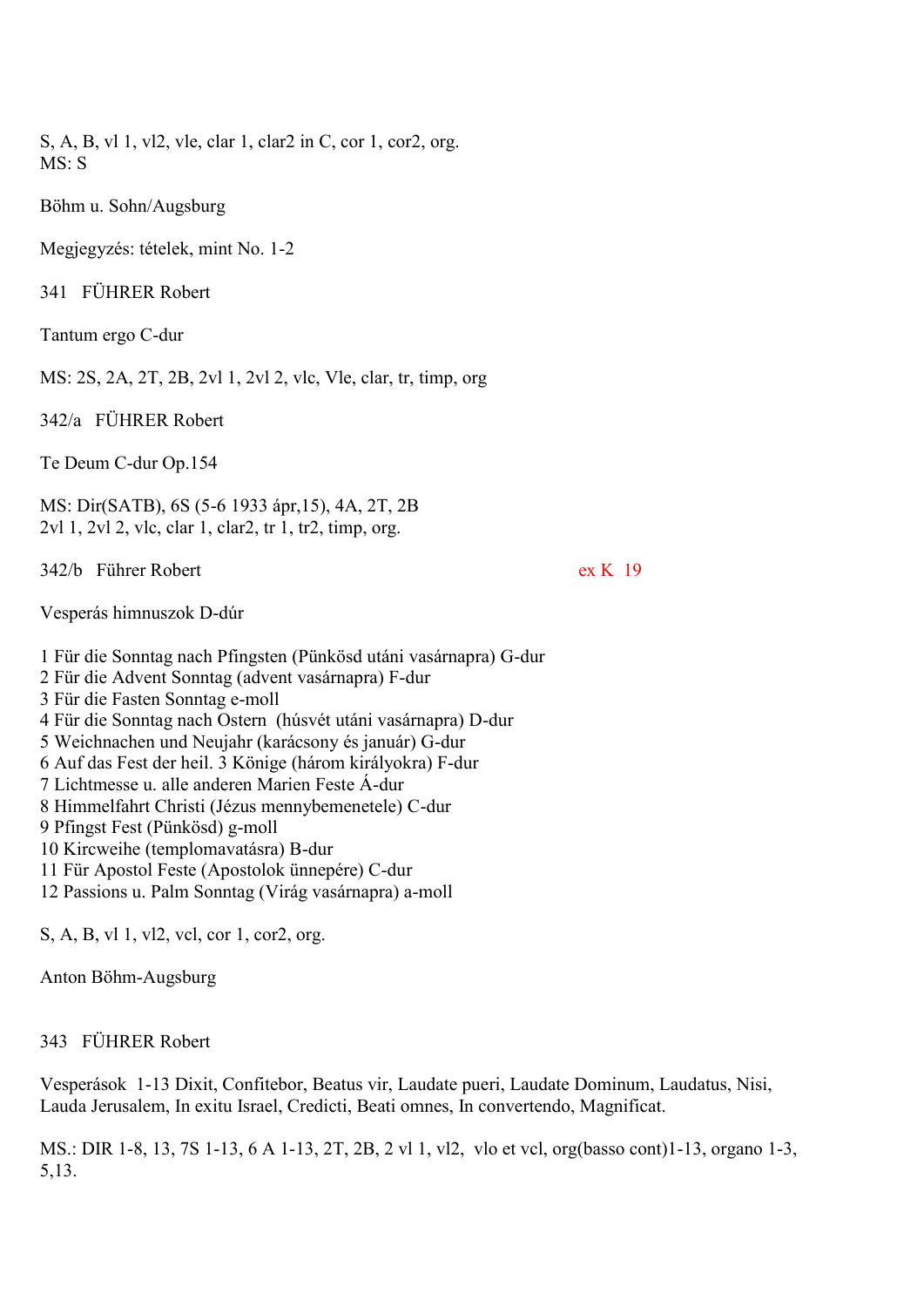S, A, B, vl 1, vl2, vle, clar 1, clar2 in C, cor 1, cor2, org.
MS: S

Böhm u. Sohn/Augsburg

Megjegyzés: tételek, mint No. 1-2

341 FÜHRER Robert

Tantum ergo C-dur

MS: 2S, 2A, 2T, 2B, 2vl 1, 2vl 2, vlc, Vle, clar, tr, timp, org

342/a FÜHRER Robert

Te Deum C-dur Op.154

MS: Dir(SATB), 6S (5-6 1933 ápr,15), 4A, 2T, 2B
2vl 1, 2vl 2, vlc, clar 1, clar2, tr 1, tr2, timp, org.

342/b Führer Robert ex K 19

Vesperás himnuszok D-dúr

1 Für die Sonntag nach Pfingsten (Pünkösd utáni vasárnapra) G-dur
2 Für die Advent Sonntag (advent vasárnapra) F-dur
3 Für die Fasten Sonntag e-moll
4 Für die Sonntag nach Ostern (húsvét utáni vasárnapra) D-dur
5 Weichnachen und Neujahr (karácsony és január) G-dur
6 Auf das Fest der heil. 3 Könige (három királyokra) F-dur
7 Lichtmesse u. alle anderen Marien Feste Á-dur
8 Himmelfahrt Christi (Jézus mennybemenetele) C-dur
9 Pfingst Fest (Pünkösd) g-moll
10 Kircweihe (templomavatásra) B-dur
11 Für Apostol Feste (Apostolok ünnepére) C-dur
12 Passions u. Palm Sonntag (Virág vasárnapra) a-moll

S, A, B, vl 1, vl2, vcl, cor 1, cor2, org.

Anton Böhm-Augsburg

343 FÜHRER Robert

Vesperások 1-13 Dixit, Confitebor, Beatus vir, Laudate pueri, Laudate Dominum, Laudatus, Nisi, Lauda Jerusalem, In exitu Israel, Credicti, Beati omnes, In convertendo, Magnificat.

MS.: DIR 1-8, 13, 7S 1-13, 6 A 1-13, 2T, 2B, 2 vl 1, vl2, vlo et vcl, org(basso cont)1-13, organo 1-3, 5,13.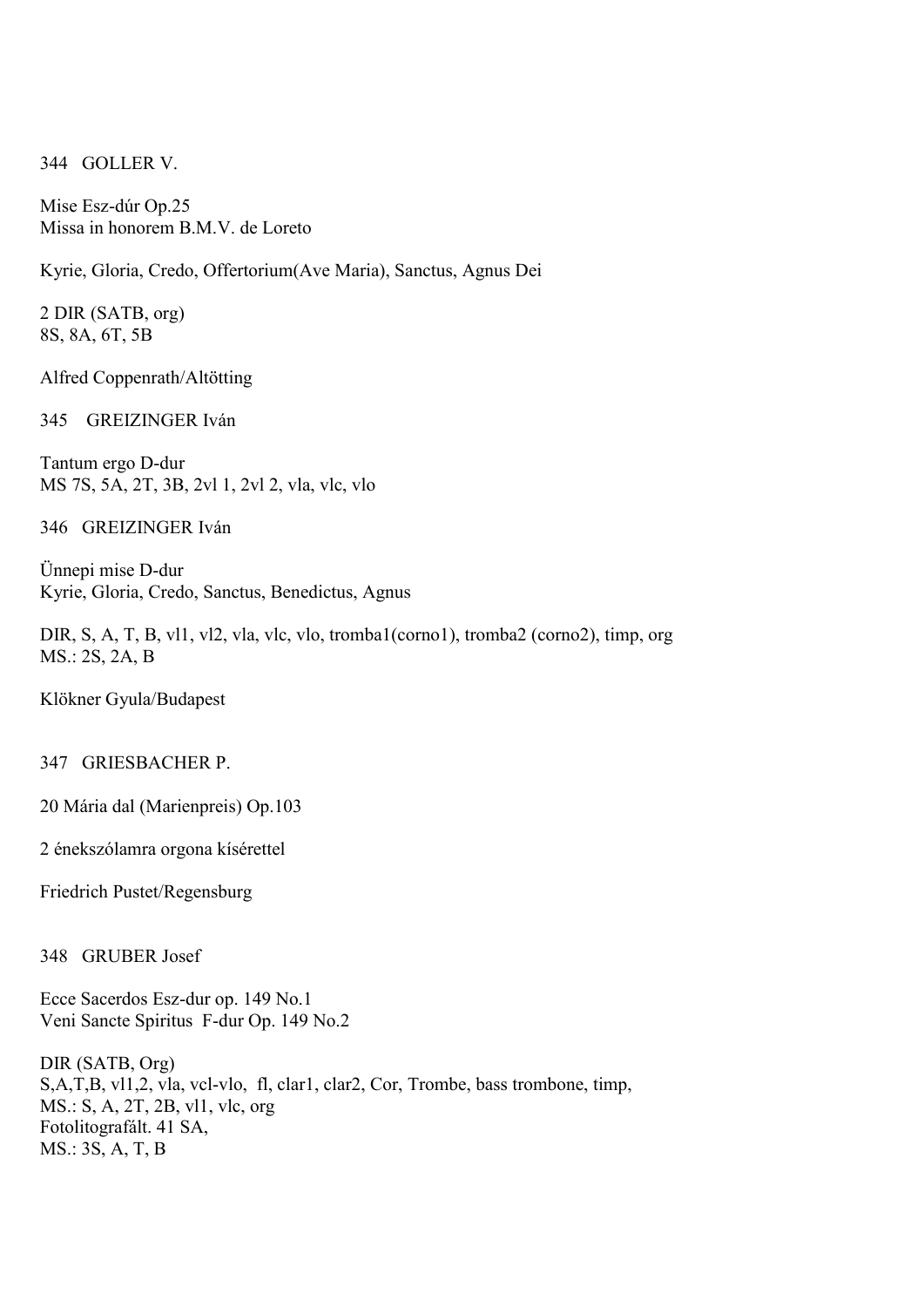344 GOLLER V.

Mise Esz-dúr Op.25
Missa in honorem B.M.V. de Loreto

Kyrie, Gloria, Credo, Offertorium(Ave Maria), Sanctus, Agnus Dei

2 DIR (SATB, org)
8S, 8A, 6T, 5B

Alfred Coppenrath/Altötting

345 GREIZINGER Iván

Tantum ergo D-dur
MS 7S, 5A, 2T, 3B, 2vl 1, 2vl 2, vla, vlc, vlo

346 GREIZINGER Iván

Ünnepi mise D-dur
Kyrie, Gloria, Credo, Sanctus, Benedictus, Agnus

DIR, S, A, T, B, vl1, vl2, vla, vlc, vlo, tromba1(corno1), tromba2 (corno2), timp, org
MS.: 2S, 2A, B

Klökner Gyula/Budapest

347 GRIESBACHER P.

20 Mária dal (Marienpreis) Op.103

2 énekszólamra orgona kísérettel

Friedrich Pustet/Regensburg

348 GRUBER Josef

Ecce Sacerdos Esz-dur op. 149 No.1
Veni Sancte Spiritus F-dur Op. 149 No.2

DIR (SATB, Org)
S,A,T,B, vl1,2, vla, vcl-vlo, fl, clar1, clar2, Cor, Trombe, bass trombone, timp,
MS.: S, A, 2T, 2B, vl1, vlc, org
Fotolitografált. 41 SA,
MS.: 3S, A, T, B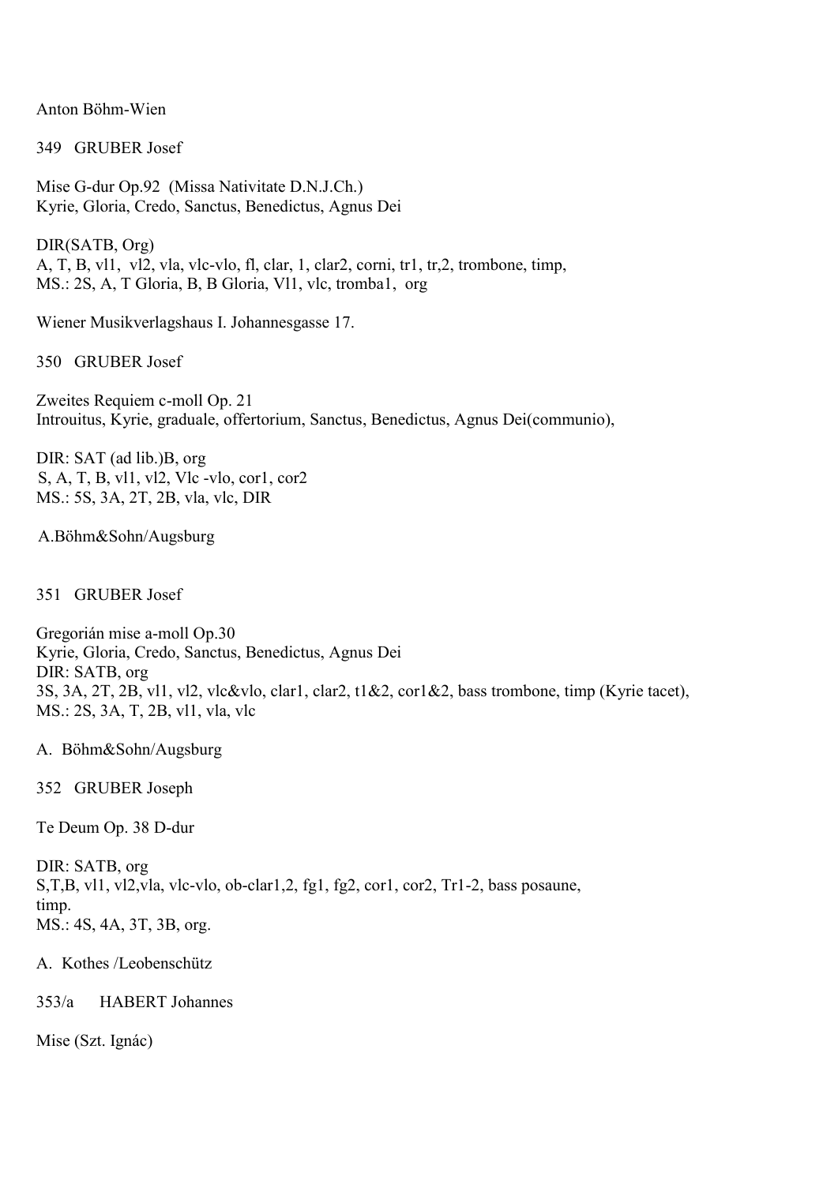Anton Böhm-Wien

349 GRUBER Josef

Mise G-dur Op.92 (Missa Nativitate D.N.J.Ch.)
Kyrie, Gloria, Credo, Sanctus, Benedictus, Agnus Dei

DIR(SATB, Org)
A, T, B, vl1, vl2, vla, vlc-vlo, fl, clar, 1, clar2, corni, tr1, tr,2, trombone, timp,
MS.: 2S, A, T Gloria, B, B Gloria, Vl1, vlc, tromba1, org

Wiener Musikverlagshaus I. Johannesgasse 17.

350 GRUBER Josef

Zweites Requiem c-moll Op. 21
Introuitus, Kyrie, graduale, offertorium, Sanctus, Benedictus, Agnus Dei(communio),

DIR: SAT (ad lib.)B, org
S, A, T, B, vl1, vl2, Vlc -vlo, cor1, cor2
MS.: 5S, 3A, 2T, 2B, vla, vlc, DIR

A.Böhm&Sohn/Augsburg

351 GRUBER Josef

Gregorián mise a-moll Op.30
Kyrie, Gloria, Credo, Sanctus, Benedictus, Agnus Dei
DIR: SATB, org
3S, 3A, 2T, 2B, vl1, vl2, vlc&vlo, clar1, clar2, t1&2, cor1&2, bass trombone, timp (Kyrie tacet),
MS.: 2S, 3A, T, 2B, vl1, vla, vlc

A. Böhm&Sohn/Augsburg

352 GRUBER Joseph

Te Deum Op. 38 D-dur

DIR: SATB, org
S,T,B, vl1, vl2,vla, vlc-vlo, ob-clar1,2, fg1, fg2, cor1, cor2, Tr1-2, bass posaune,
timp.
MS.: 4S, 4A, 3T, 3B, org.

A. Kothes /Leobenschütz

353/a HABERT Johannes

Mise (Szt. Ignác)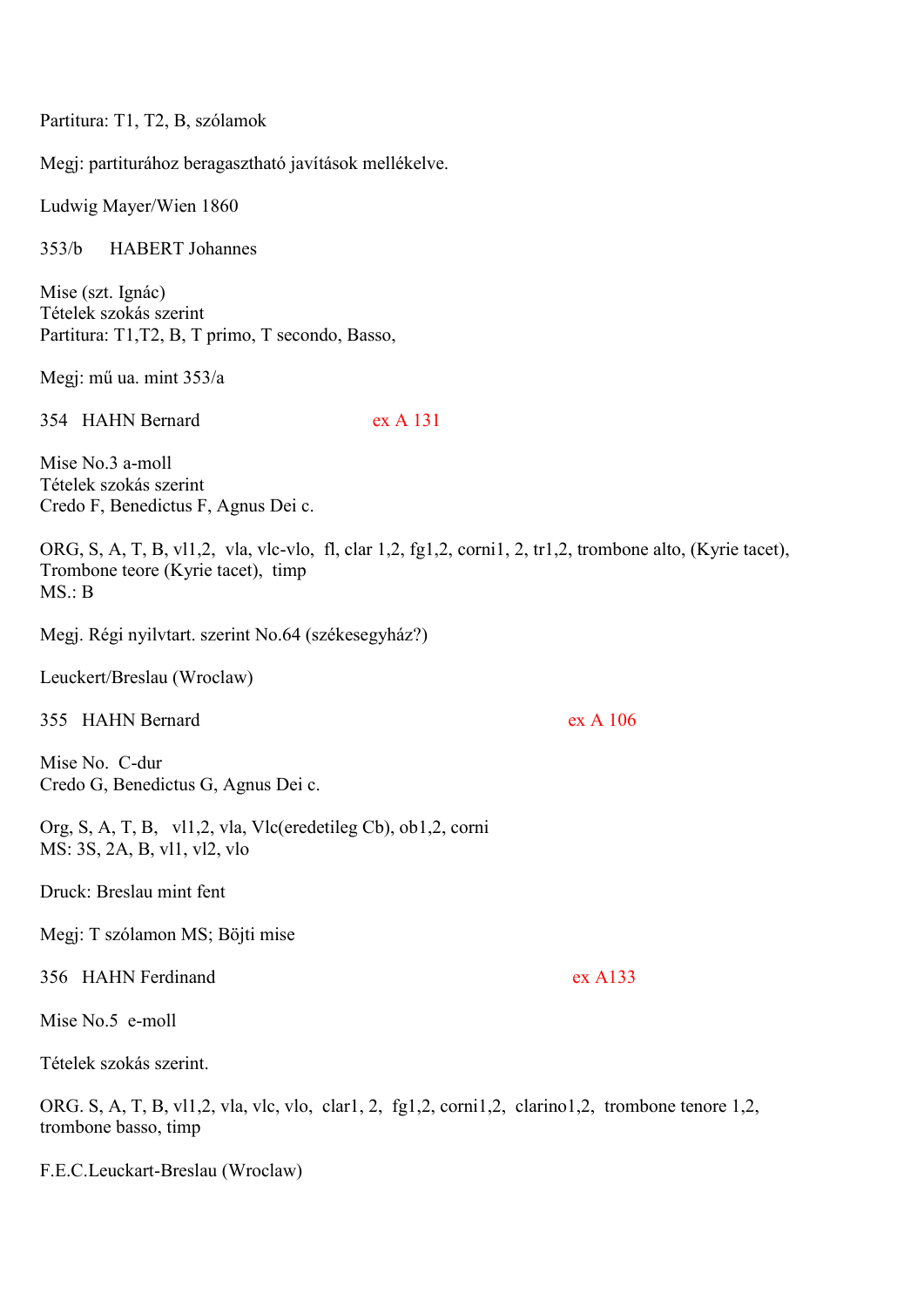Partitura: T1, T2, B, szólamok

Megj: partiturához beragasztható javítások mellékelve.

Ludwig Mayer/Wien 1860

353/b HABERT Johannes

Mise (szt. Ignác)
Tételek szokás szerint
Partitura: T1,T2, B, T primo, T secondo, Basso,

Megj: mű ua. mint 353/a

354 HAHN Bernard ex A 131

Mise No.3 a-moll
Tételek szokás szerint
Credo F, Benedictus F, Agnus Dei c.

ORG, S, A, T, B, vl1,2, vla, vlc-vlo, fl, clar 1,2, fg1,2, corni1, 2, tr1,2, trombone alto, (Kyrie tacet), Trombone teore (Kyrie tacet), timp
MS.: B

Megj. Régi nyilvtart. szerint No.64 (székesegyház?)

Leuckert/Breslau (Wroclaw)

355 HAHN Bernard ex A 106

Mise No. C-dur
Credo G, Benedictus G, Agnus Dei c.

Org, S, A, T, B, vl1,2, vla, Vlc(eredetileg Cb), ob1,2, corni
MS: 3S, 2A, B, vl1, vl2, vlo

Druck: Breslau mint fent

Megj: T szólamon MS; Böjti mise

356 HAHN Ferdinand ex A133

Mise No.5 e-moll

Tételek szokás szerint.

ORG. S, A, T, B, vl1,2, vla, vlc, vlo, clar1, 2, fg1,2, corni1,2, clarino1,2, trombone tenore 1,2, trombone basso, timp

F.E.C.Leuckart-Breslau (Wroclaw)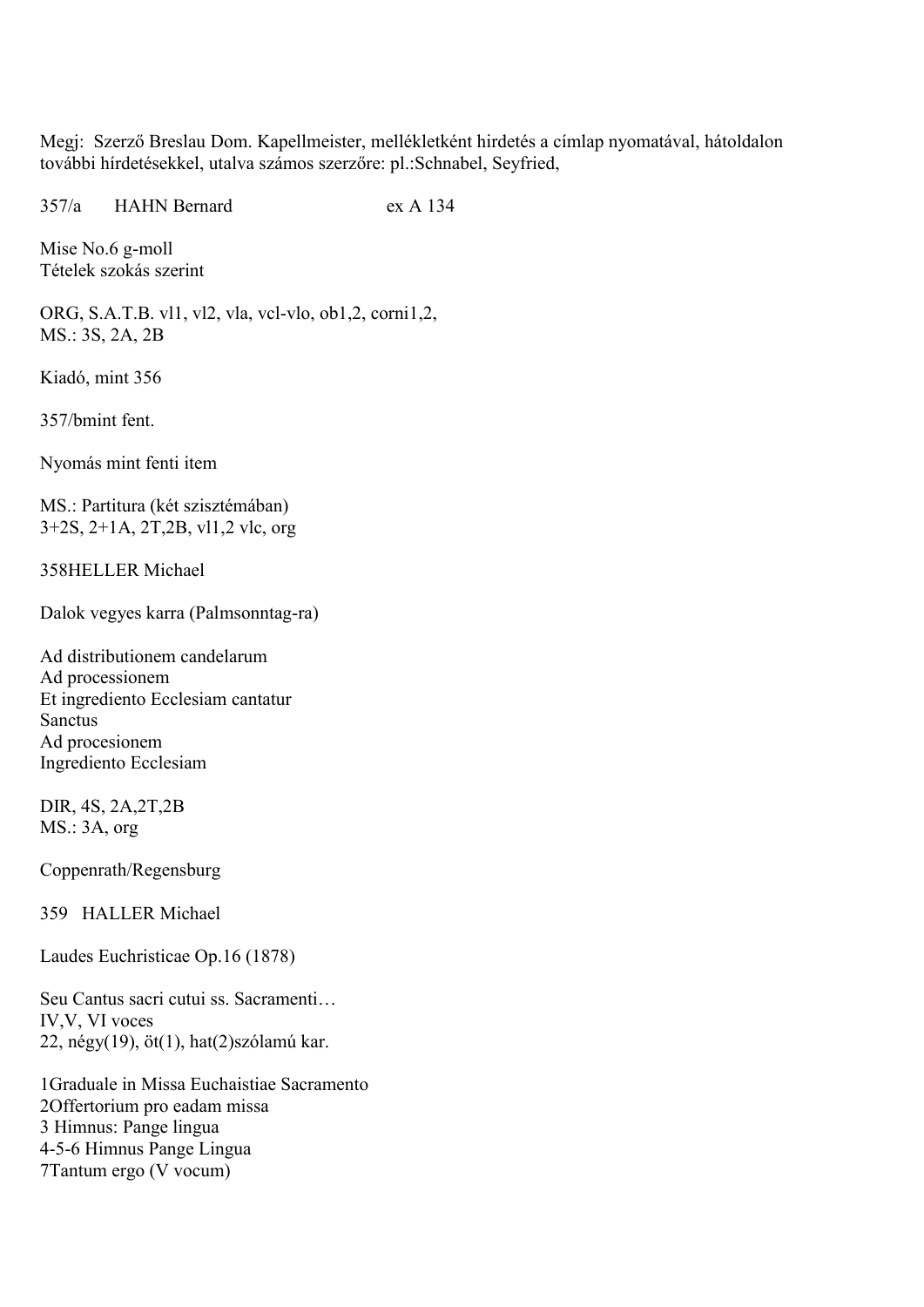Megj: Szerző Breslau Dom. Kapellmeister, mellékletként hirdetés a címlap nyomatával, hátoldalon további hírdetésekkel, utalva számos szerzőre: pl.:Schnabel, Seyfried,

357/a HAHN Bernard ex A 134

Mise No.6 g-moll
Tételek szokás szerint

ORG, S.A.T.B. vl1, vl2, vla, vcl-vlo, ob1,2, corni1,2,
MS.: 3S, 2A, 2B

Kiadó, mint 356

357/bmint fent.

Nyomás mint fenti item

MS.: Partitura (két szisztémában)
3+2S, 2+1A, 2T,2B, vl1,2 vlc, org

358HELLER Michael

Dalok vegyes karra (Palmsonntag-ra)

Ad distributionem candelarum
Ad processionem
Et ingrediento Ecclesiam cantatur
Sanctus
Ad procesionem
Ingrediento Ecclesiam

DIR, 4S, 2A,2T,2B
MS.: 3A, org

Coppenrath/Regensburg

359 HALLER Michael

Laudes Euchristicae Op.16 (1878)

Seu Cantus sacri cutui ss. Sacramenti…
IV,V, VI voces
22, négy(19), öt(1), hat(2)szólamú kar.

1Graduale in Missa Euchaistiae Sacramento
2Offertorium pro eadam missa
3 Himnus: Pange lingua
4-5-6 Himnus Pange Lingua
7Tantum ergo (V vocum)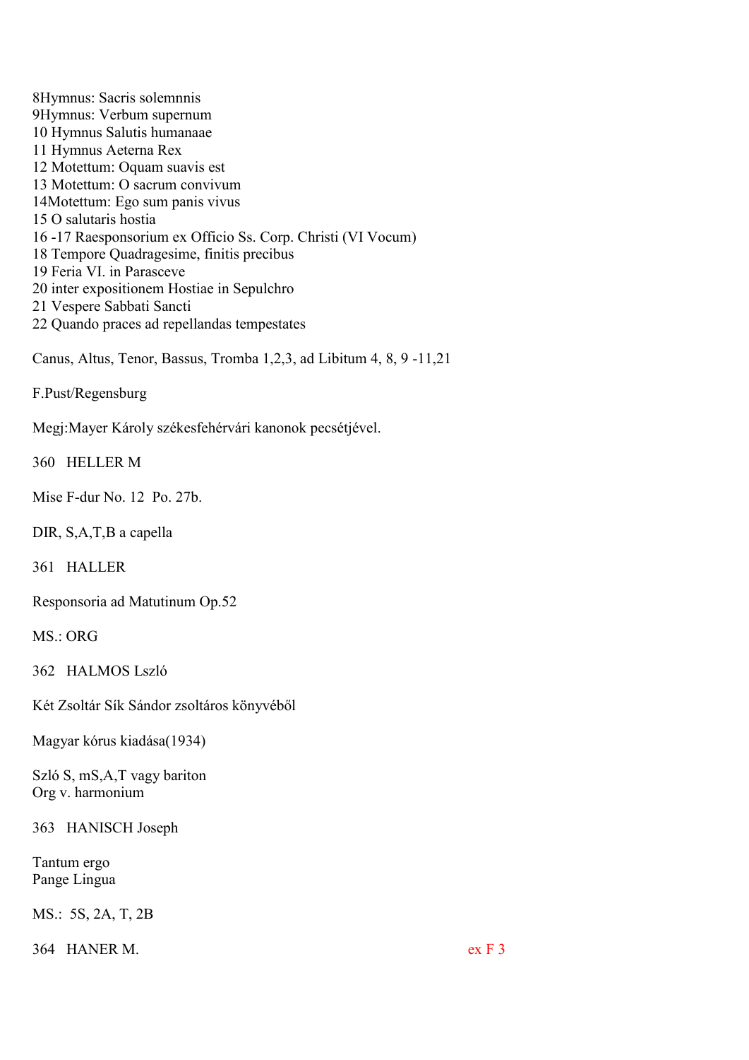8Hymnus: Sacris solemnnis
9Hymnus: Verbum supernum
10 Hymnus Salutis humanaae
11 Hymnus Aeterna Rex
12 Motettum: Oquam suavis est
13 Motettum: O sacrum convivum
14Motettum: Ego sum panis vivus
15 O salutaris hostia
16 -17 Raesponsorium ex Officio Ss. Corp. Christi (VI Vocum)
18 Tempore Quadragesime, finitis precibus
19 Feria VI. in Parasceve
20 inter expositionem Hostiae in Sepulchro
21 Vespere Sabbati Sancti
22 Quando praces ad repellandas tempestates

Canus, Altus, Tenor, Bassus, Tromba 1,2,3, ad Libitum 4, 8, 9 -11,21

F.Pust/Regensburg

Megj:Mayer Károly székesfehérvári kanonok pecsétjével.

360 HELLER M

Mise F-dur No. 12 Po. 27b.

DIR, S,A,T,B a capella

361 HALLER

Responsoria ad Matutinum Op.52

MS.: ORG

362 HALMOS Lszló

Két Zsoltár Sík Sándor zsoltáros könyvéből

Magyar kórus kiadása(1934)

Szló S, mS,A,T vagy bariton
Org v. harmonium

363 HANISCH Joseph

Tantum ergo
Pange Lingua

MS.: 5S, 2A, T, 2B

364 HANER M. ex F 3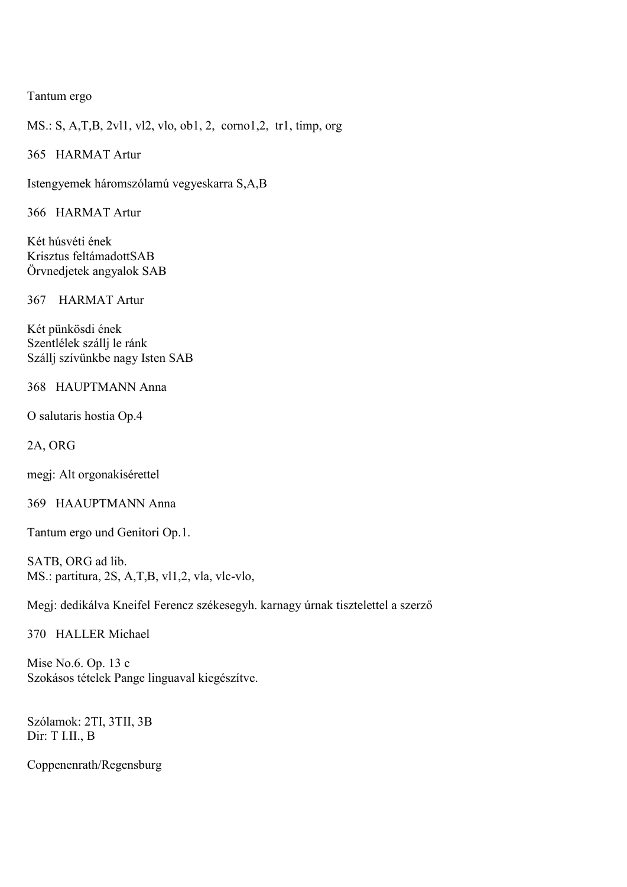Tantum ergo

MS.: S, A,T,B, 2vl1, vl2, vlo, ob1, 2,  corno1,2,  tr1, timp, org

365   HARMAT Artur

Istengyemek háromszólamú vegyeskarra S,A,B

366   HARMAT Artur

Két húsvéti ének
Krisztus feltámadottSAB
Örvnedjetek angyalok SAB

367    HARMAT Artur

Két pünkösdi ének
Szentlélek szállj le ránk
Szállj szívünkbe nagy Isten SAB

368   HAUPTMANN Anna

O salutaris hostia Op.4

2A, ORG

megj: Alt orgonakisérettel

369   HAAUPTMANN Anna

Tantum ergo und Genitori Op.1.

SATB, ORG ad lib.
MS.: partitura, 2S, A,T,B, vl1,2, vla, vlc-vlo,

Megj: dedikálva Kneifel Ferencz székesegyh. karnagy úrnak tisztelettel a szerző

370   HALLER Michael

Mise No.6. Op. 13 c
Szokásos tételek Pange linguaval kiegészítve.

Szólamok: 2TI, 3TII, 3B
Dir: T I.II., B

Coppenenrath/Regensburg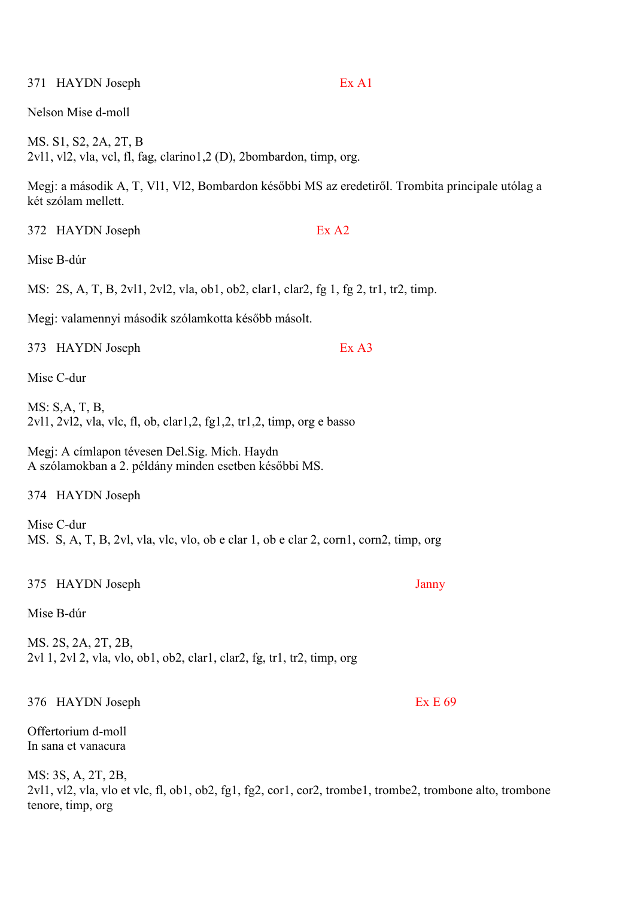371 HAYDN Joseph Ex A1

Nelson Mise d-moll

MS. S1, S2, 2A, 2T, B
2vl1, vl2, vla, vcl, fl, fag, clarino1,2 (D), 2bombardon, timp, org.

Megj: a második A, T, Vl1, Vl2, Bombardon későbbi MS az eredetiről. Trombita principale utólag a két szólam mellett.

372 HAYDN Joseph Ex A2

Mise B-dúr

MS: 2S, A, T, B, 2vl1, 2vl2, vla, ob1, ob2, clar1, clar2, fg 1, fg 2, tr1, tr2, timp.

Megj: valamennyi második szólamkotta később másolt.

373 HAYDN Joseph Ex A3

Mise C-dur

MS: S,A, T, B,
2vl1, 2vl2, vla, vlc, fl, ob, clar1,2, fg1,2, tr1,2, timp, org e basso

Megj: A címlapon tévesen Del.Sig. Mich. Haydn
A szólamokban a 2. példány minden esetben későbbi MS.

374 HAYDN Joseph

Mise C-dur
MS. S, A, T, B, 2vl, vla, vlc, vlo, ob e clar 1, ob e clar 2, corn1, corn2, timp, org

375 HAYDN Joseph Janny

Mise B-dúr

MS. 2S, 2A, 2T, 2B,
2vl 1, 2vl 2, vla, vlo, ob1, ob2, clar1, clar2, fg, tr1, tr2, timp, org

376 HAYDN Joseph Ex E 69

Offertorium d-moll
In sana et vanacura

MS: 3S, A, 2T, 2B,
2vl1, vl2, vla, vlo et vlc, fl, ob1, ob2, fg1, fg2, cor1, cor2, trombe1, trombe2, trombone alto, trombone tenore, timp, org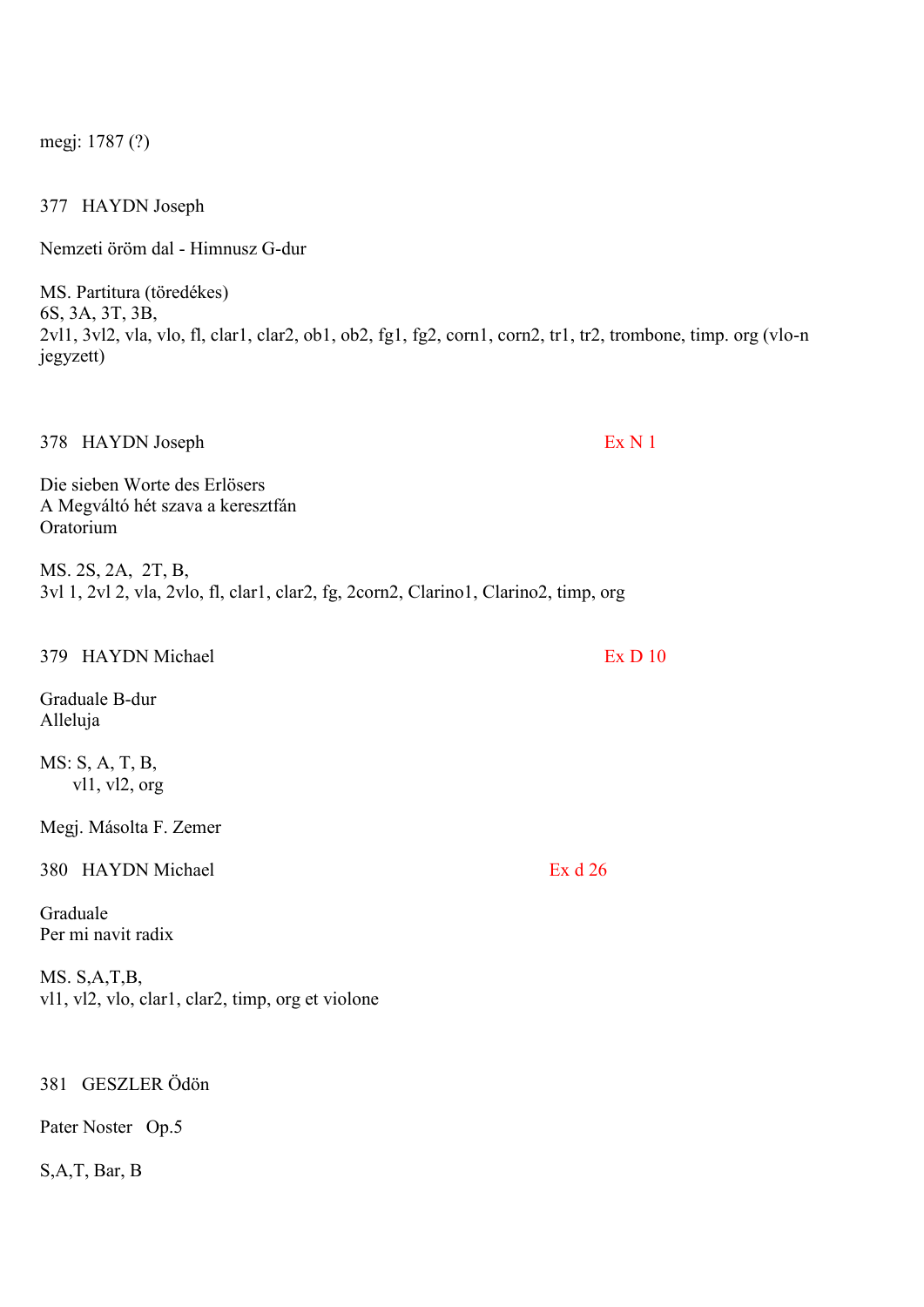megj: 1787 (?)

377   HAYDN Joseph

Nemzeti öröm dal - Himnusz G-dur

MS. Partitura (töredékes)
6S, 3A, 3T, 3B,
2vl1, 3vl2, vla, vlo, fl, clar1, clar2, ob1, ob2, fg1, fg2, corn1, corn2, tr1, tr2, trombone, timp. org (vlo-n jegyzett)

378   HAYDN Joseph                                                                    Ex N 1

Die sieben Worte des Erlösers
A Megváltó hét szava a keresztfán
Oratorium

MS. 2S, 2A, 2T, B,
3vl 1, 2vl 2, vla, 2vlo, fl, clar1, clar2, fg, 2corn2, Clarino1, Clarino2, timp, org

379   HAYDN Michael                                                                    Ex D 10

Graduale B-dur
Alleluja

MS: S, A, T, B,
vl1, vl2, org

Megj. Másolta F. Zemer

380   HAYDN Michael                                                              Ex d 26

Graduale
Per mi navit radix

MS. S,A,T,B,
vl1, vl2, vlo, clar1, clar2, timp, org et violone

381   GESZLER Ödön

Pater Noster   Op.5

S,A,T, Bar, B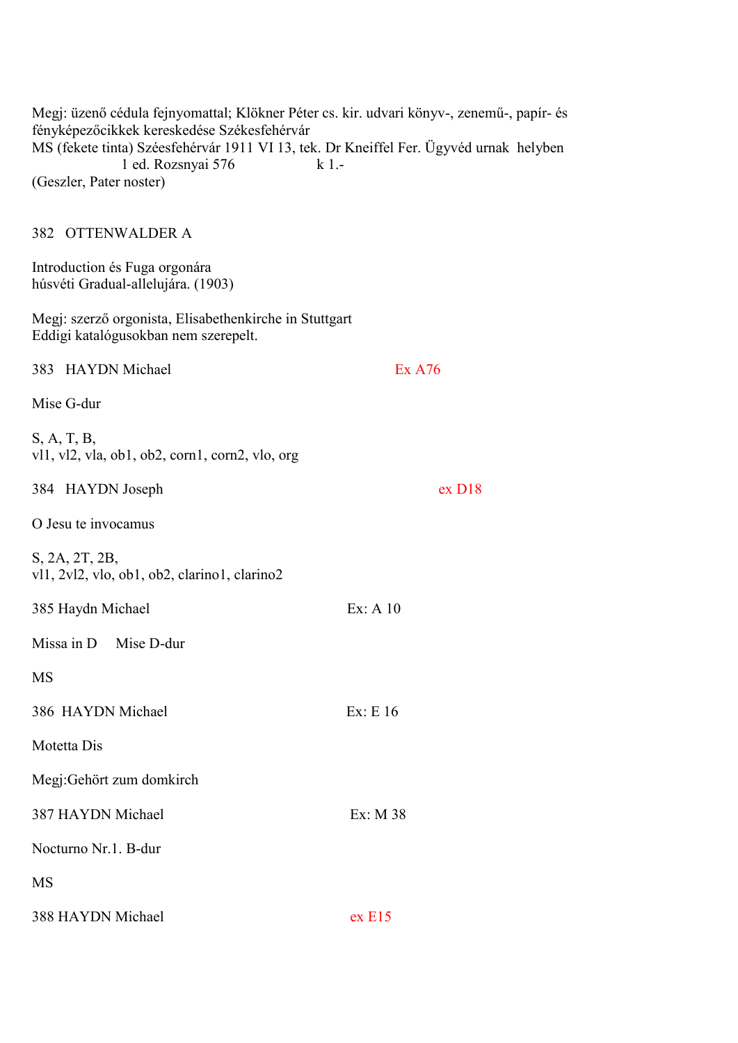Megj: üzenő cédula fejnyomattal; Klökner Péter cs. kir. udvari könyv-, zenemű-, papír- és fényképezőcikkek kereskedése Székesfehérvár
MS (fekete tinta) Széesfehérvár 1911 VI 13, tek. Dr Kneiffel Fer. Ügyvéd urnak helyben
1 ed. Rozsnyai 576 k 1.-
(Geszler, Pater noster)

382 OTTENWALDER A

Introduction és Fuga orgonára
húsvéti Gradual-allelujára. (1903)

Megj: szerző orgonista, Elisabethenkirche in Stuttgart
Eddigi katalógusokban nem szerepelt.

383 HAYDN Michael Ex A76

Mise G-dur

S, A, T, B,
vl1, vl2, vla, ob1, ob2, corn1, corn2, vlo, org

384 HAYDN Joseph ex D18

O Jesu te invocamus

S, 2A, 2T, 2B,
vl1, 2vl2, vlo, ob1, ob2, clarino1, clarino2

385 Haydn Michael Ex: A 10

Missa in D Mise D-dur

MS

386 HAYDN Michael Ex: E 16

Motetta Dis

Megj:Gehört zum domkirch

387 HAYDN Michael Ex: M 38

Nocturno Nr.1. B-dur

MS

388 HAYDN Michael ex E15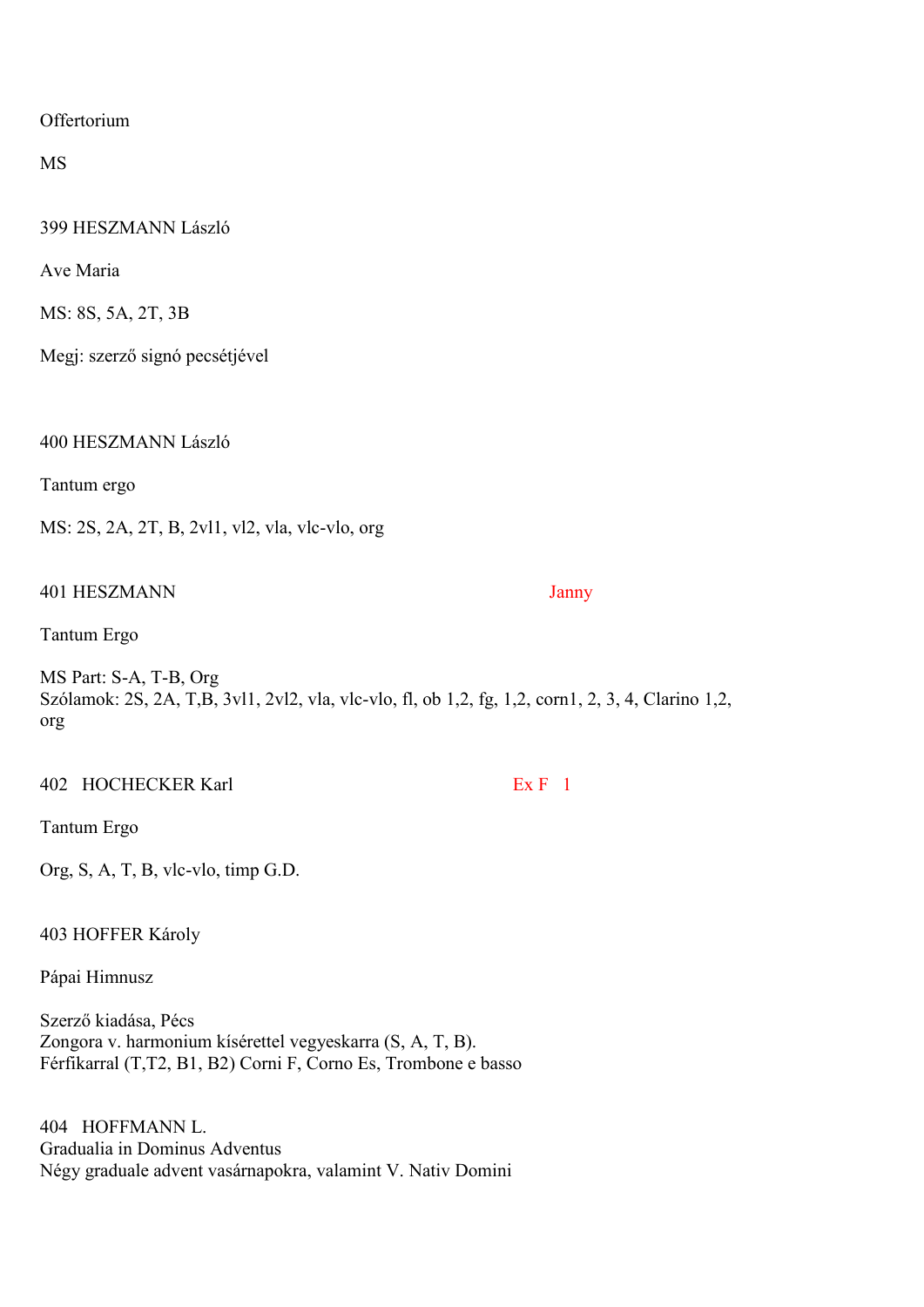Offertorium

MS

399 HESZMANN László

Ave Maria

MS: 8S, 5A, 2T, 3B

Megj: szerző signó pecsétjével

400 HESZMANN László

Tantum ergo

MS: 2S, 2A, 2T, B, 2vl1, vl2, vla, vlc-vlo, org

401 HESZMANN Janny

Tantum Ergo

MS Part: S-A, T-B, Org
Szólamok: 2S, 2A, T,B, 3vl1, 2vl2, vla, vlc-vlo, fl, ob 1,2, fg, 1,2, corn1, 2, 3, 4, Clarino 1,2, org

402 HOCHECKER Karl Ex F 1

Tantum Ergo

Org, S, A, T, B, vlc-vlo, timp G.D.

403 HOFFER Károly

Pápai Himnusz

Szerző kiadása, Pécs
Zongora v. harmonium kísérettel vegyeskarra (S, A, T, B).
Férfikarral (T,T2, B1, B2) Corni F, Corno Es, Trombone e basso

404 HOFFMANN L.
Gradualia in Dominus Adventus
Négy graduale advent vasárnapokra, valamint V. Nativ Domini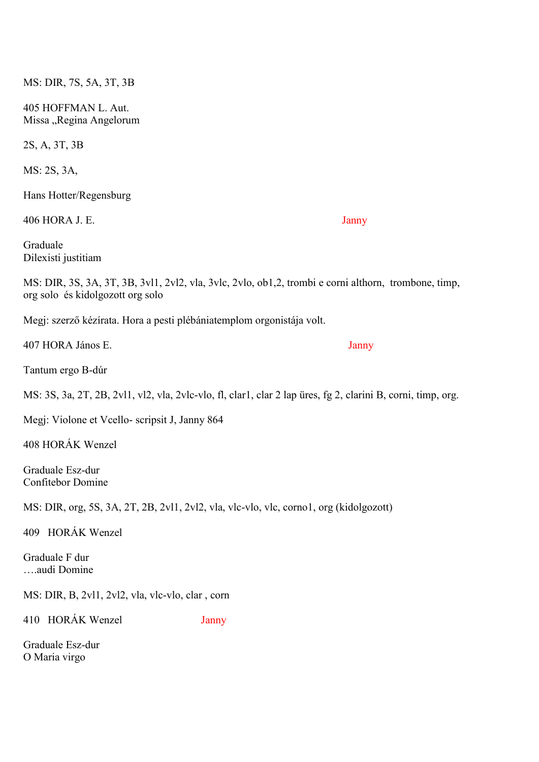MS: DIR, 7S, 5A, 3T, 3B

405 HOFFMAN L. Aut.
Missa „Regina Angelorum

2S, A, 3T, 3B

MS: 2S, 3A,

Hans Hotter/Regensburg

406 HORA J. E. Janny

Graduale
Dilexisti justitiam

MS: DIR, 3S, 3A, 3T, 3B, 3vl1, 2vl2, vla, 3vlc, 2vlo, ob1,2, trombi e corni althorn, trombone, timp, org solo és kidolgozott org solo

Megj: szerző kézírata. Hora a pesti plébániatemplom orgonistája volt.

407 HORA János E. Janny

Tantum ergo B-dúr

MS: 3S, 3a, 2T, 2B, 2vl1, vl2, vla, 2vlc-vlo, fl, clar1, clar 2 lap üres, fg 2, clarini B, corni, timp, org.

Megj: Violone et Vcello- scripsit J, Janny 864

408 HORÁK Wenzel

Graduale Esz-dur
Confitebor Domine

MS: DIR, org, 5S, 3A, 2T, 2B, 2vl1, 2vl2, vla, vlc-vlo, vlc, corno1, org (kidolgozott)

409 HORÁK Wenzel

Graduale F dur
….audi Domine

MS: DIR, B, 2vl1, 2vl2, vla, vlc-vlo, clar , corn

410 HORÁK Wenzel Janny

Graduale Esz-dur
O Maria virgo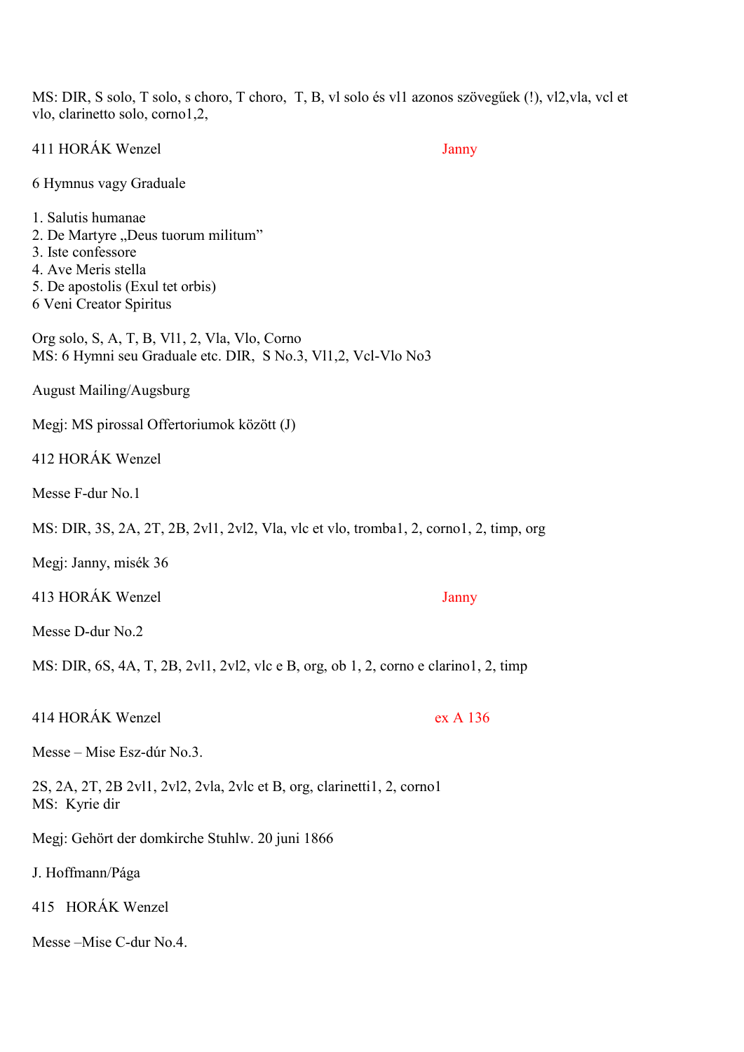MS: DIR, S solo, T solo, s choro, T choro,  T, B, vl solo és vl1 azonos szövegűek (!), vl2,vla, vcl et vlo, clarinetto solo, corno1,2,

411 HORÁK Wenzel                                                                                   Janny

6 Hymnus vagy Graduale

1. Salutis humanae
2. De Martyre „Deus tuorum militum"
3. Iste confessore
4. Ave Meris stella
5. De apostolis (Exul tet orbis)
6 Veni Creator Spiritus

Org solo, S, A, T, B, Vl1, 2, Vla, Vlo, Corno
MS: 6 Hymni seu Graduale etc. DIR,  S No.3, Vl1,2, Vcl-Vlo No3

August Mailing/Augsburg

Megj: MS pirossal Offertoriumok között (J)

412 HORÁK Wenzel

Messe F-dur No.1

MS: DIR, 3S, 2A, 2T, 2B, 2vl1, 2vl2, Vla, vlc et vlo, tromba1, 2, corno1, 2, timp, org

Megj: Janny, misék 36

413 HORÁK Wenzel                                                                                   Janny

Messe D-dur No.2

MS: DIR, 6S, 4A, T, 2B, 2vl1, 2vl2, vlc e B, org, ob 1, 2, corno e clarino1, 2, timp

414 HORÁK Wenzel                                                                                   ex A 136

Messe – Mise Esz-dúr No.3.

2S, 2A, 2T, 2B 2vl1, 2vl2, 2vla, 2vlc et B, org, clarinetti1, 2, corno1
MS:  Kyrie dir

Megj: Gehört der domkirche Stuhlw. 20 juni 1866

J. Hoffmann/Pága

415   HORÁK Wenzel

Messe –Mise C-dur No.4.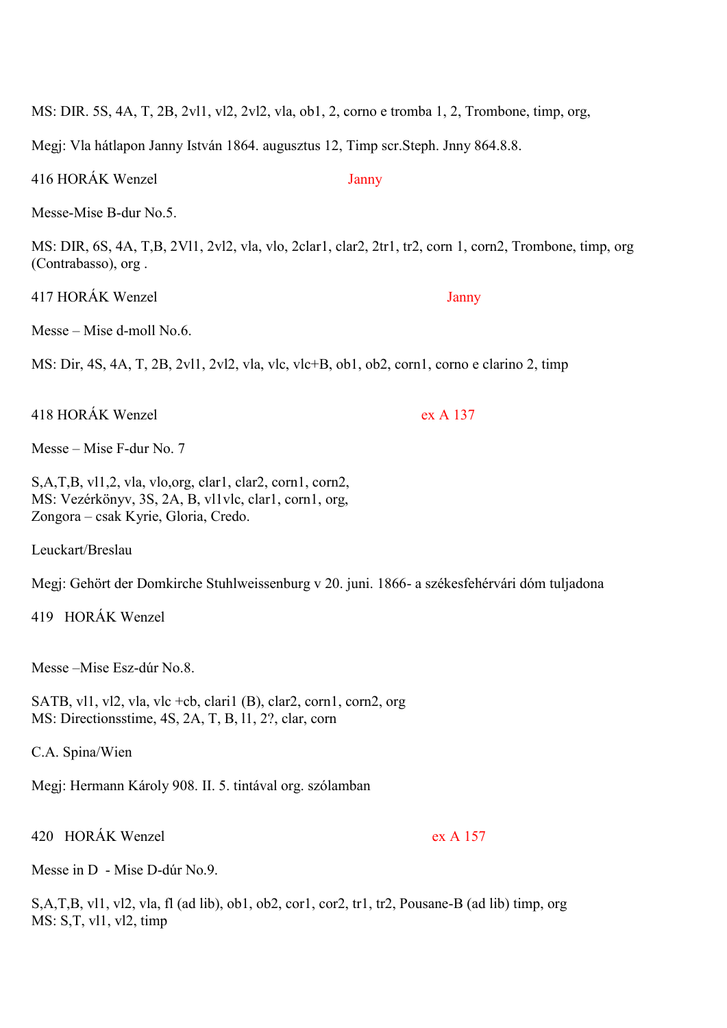MS: DIR. 5S, 4A, T, 2B, 2vl1, vl2, 2vl2, vla, ob1, 2, corno e tromba 1, 2, Trombone, timp, org,

Megj: Vla hátlapon Janny István 1864. augusztus 12, Timp scr.Steph. Jnny 864.8.8.

416 HORÁK Wenzel Janny

Messe-Mise B-dur No.5.

MS: DIR, 6S, 4A, T,B, 2Vl1, 2vl2, vla, vlo, 2clar1, clar2, 2tr1, tr2, corn 1, corn2, Trombone, timp, org (Contrabasso), org .

417 HORÁK Wenzel Janny

Messe – Mise d-moll No.6.

MS: Dir, 4S, 4A, T, 2B, 2vl1, 2vl2, vla, vlc, vlc+B, ob1, ob2, corn1, corno e clarino 2, timp

418 HORÁK Wenzel ex A 137

Messe – Mise F-dur No. 7

S,A,T,B, vl1,2, vla, vlo,org, clar1, clar2, corn1, corn2,
MS: Vezérkönyv, 3S, 2A, B, vl1vlc, clar1, corn1, org,
Zongora – csak Kyrie, Gloria, Credo.

Leuckart/Breslau

Megj: Gehört der Domkirche Stuhlweissenburg v 20. juni. 1866- a székesfehérvári dóm tuljadona

419 HORÁK Wenzel

Messe –Mise Esz-dúr No.8.

SATB, vl1, vl2, vla, vlc +cb, clari1 (B), clar2, corn1, corn2, org
MS: Directionsstime, 4S, 2A, T, B, l1, 2?, clar, corn

C.A. Spina/Wien

Megj: Hermann Károly 908. II. 5. tintával org. szólamban

420 HORÁK Wenzel ex A 157

Messe in D - Mise D-dúr No.9.

S,A,T,B, vl1, vl2, vla, fl (ad lib), ob1, ob2, cor1, cor2, tr1, tr2, Pousane-B (ad lib) timp, org
MS: S,T, vl1, vl2, timp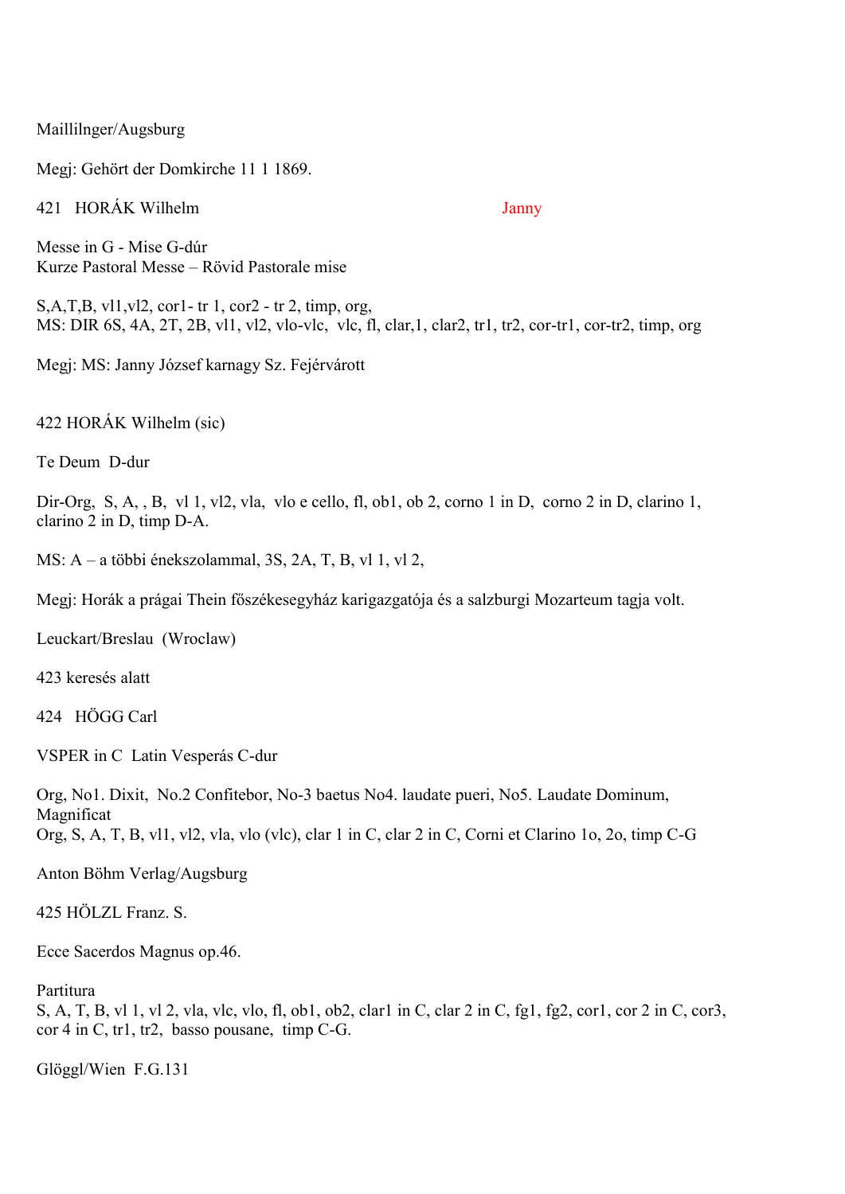Maillilnger/Augsburg

Megj: Gehört der Domkirche 11 1 1869.

421 HORÁK Wilhelm Janny

Messe in G - Mise G-dúr
Kurze Pastoral Messe – Rövid Pastorale mise

S,A,T,B, vl1,vl2, cor1- tr 1, cor2 - tr 2, timp, org,
MS: DIR 6S, 4A, 2T, 2B, vl1, vl2, vlo-vlc, vlc, fl, clar,1, clar2, tr1, tr2, cor-tr1, cor-tr2, timp, org

Megj: MS: Janny József karnagy Sz. Fejérvárott

422 HORÁK Wilhelm (sic)

Te Deum D-dur

Dir-Org, S, A, , B, vl 1, vl2, vla, vlo e cello, fl, ob1, ob 2, corno 1 in D, corno 2 in D, clarino 1, clarino 2 in D, timp D-A.

MS: A – a többi énekszolammal, 3S, 2A, T, B, vl 1, vl 2,

Megj: Horák a prágai Thein főszékesegyház karigazgatója és a salzburgi Mozarteum tagja volt.

Leuckart/Breslau (Wroclaw)

423 keresés alatt

424 HÖGG Carl

VSPER in C Latin Vesperás C-dur

Org, No1. Dixit, No.2 Confitebor, No-3 baetus No4. laudate pueri, No5. Laudate Dominum, Magnificat
Org, S, A, T, B, vl1, vl2, vla, vlo (vlc), clar 1 in C, clar 2 in C, Corni et Clarino 1o, 2o, timp C-G

Anton Böhm Verlag/Augsburg

425 HÖLZL Franz. S.

Ecce Sacerdos Magnus op.46.

Partitura
S, A, T, B, vl 1, vl 2, vla, vlc, vlo, fl, ob1, ob2, clar1 in C, clar 2 in C, fg1, fg2, cor1, cor 2 in C, cor3, cor 4 in C, tr1, tr2, basso pousane, timp C-G.

Glöggl/Wien F.G.131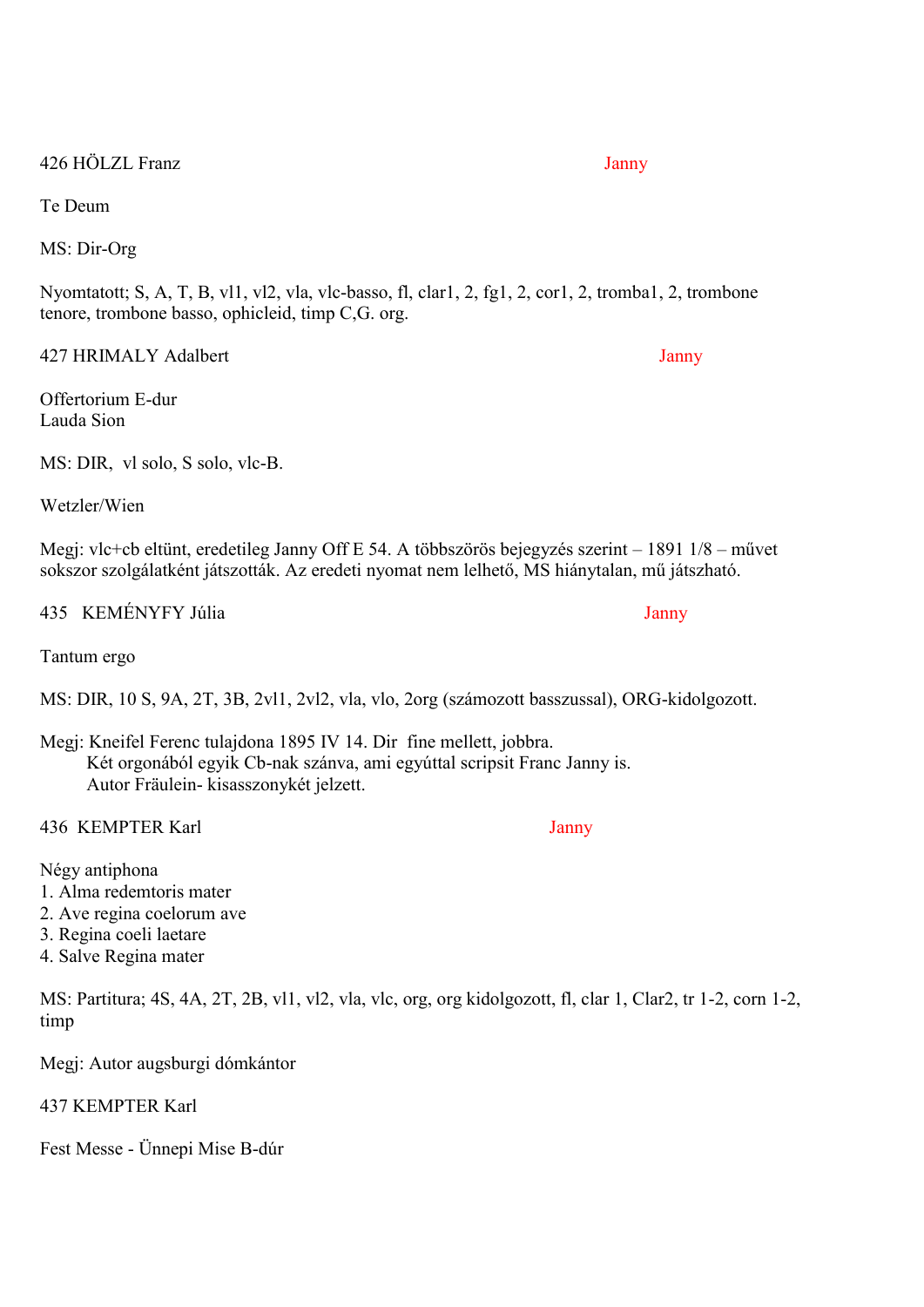426 HÖLZL Franz Janny

Te Deum

MS: Dir-Org

Nyomtatott; S, A, T, B, vl1, vl2, vla, vlc-basso, fl, clar1, 2, fg1, 2, cor1, 2, tromba1, 2, trombone tenore, trombone basso, ophicleid, timp C,G. org.

427 HRIMALY Adalbert Janny

Offertorium E-dur
Lauda Sion

MS: DIR, vl solo, S solo, vlc-B.

Wetzler/Wien

Megj: vlc+cb eltünt, eredetileg Janny Off E 54. A többszörös bejegyzés szerint – 1891 1/8 – művet sokszor szolgálatként játszották. Az eredeti nyomat nem lelhető, MS hiánytalan, mű játszható.

435 KEMÉNYFY Júlia Janny

Tantum ergo

MS: DIR, 10 S, 9A, 2T, 3B, 2vl1, 2vl2, vla, vlo, 2org (számozott basszussal), ORG-kidolgozott.

Megj: Kneifel Ferenc tulajdona 1895 IV 14. Dir fine mellett, jobbra.
Két orgonából egyik Cb-nak szánva, ami egyúttal scripsit Franc Janny is.
Autor Fräulein- kisasszonykét jelzett.

436 KEMPTER Karl Janny

Négy antiphona
1. Alma redemtoris mater
2. Ave regina coelorum ave
3. Regina coeli laetare
4. Salve Regina mater

MS: Partitura; 4S, 4A, 2T, 2B, vl1, vl2, vla, vlc, org, org kidolgozott, fl, clar 1, Clar2, tr 1-2, corn 1-2, timp

Megj: Autor augsburgi dómkántor

437 KEMPTER Karl

Fest Messe - Ünnepi Mise B-dúr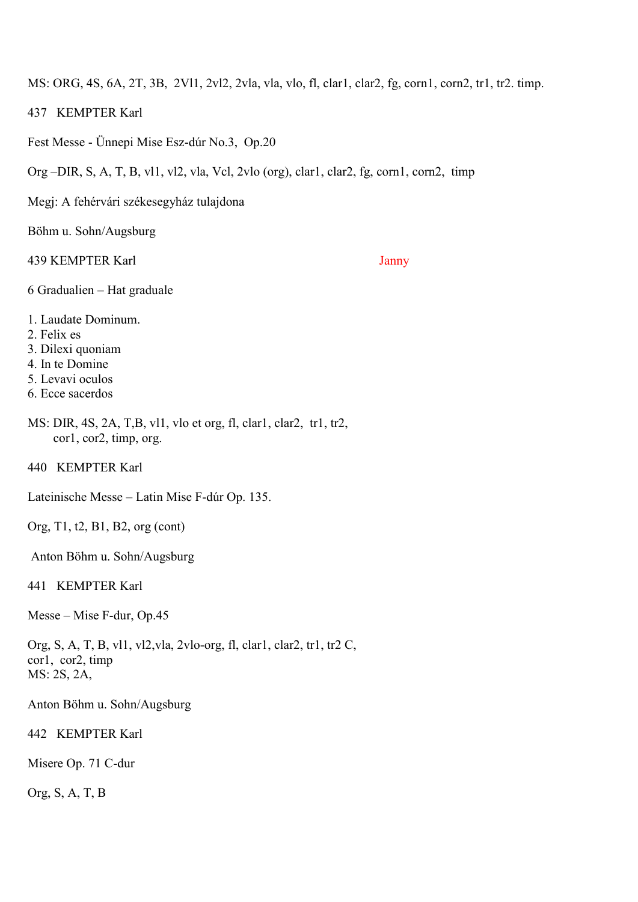MS: ORG, 4S, 6A, 2T, 3B,  2Vl1, 2vl2, 2vla, vla, vlo, fl, clar1, clar2, fg, corn1, corn2, tr1, tr2. timp.

437   KEMPTER Karl

Fest Messe - Ünnepi Mise Esz-dúr No.3,  Op.20

Org –DIR, S, A, T, B, vl1, vl2, vla, Vcl, 2vlo (org), clar1, clar2, fg, corn1, corn2,  timp

Megj: A fehérvári székesegyház tulajdona

Böhm u. Sohn/Augsburg

439 KEMPTER Karl                                                                Janny

6 Gradualien – Hat graduale

1. Laudate Dominum.
2. Felix es
3. Dilexi quoniam
4. In te Domine
5. Levavi oculos
6. Ecce sacerdos

MS: DIR, 4S, 2A, T,B, vl1, vlo et org, fl, clar1, clar2,  tr1, tr2,
cor1, cor2, timp, org.

440   KEMPTER Karl

Lateinische Messe – Latin Mise F-dúr Op. 135.

Org, T1, t2, B1, B2, org (cont)

Anton Böhm u. Sohn/Augsburg

441   KEMPTER Karl

Messe – Mise F-dur, Op.45

Org, S, A, T, B, vl1, vl2,vla, 2vlo-org, fl, clar1, clar2, tr1, tr2 C,
cor1,  cor2, timp
MS: 2S, 2A,

Anton Böhm u. Sohn/Augsburg

442   KEMPTER Karl

Misere Op. 71 C-dur

Org, S, A, T, B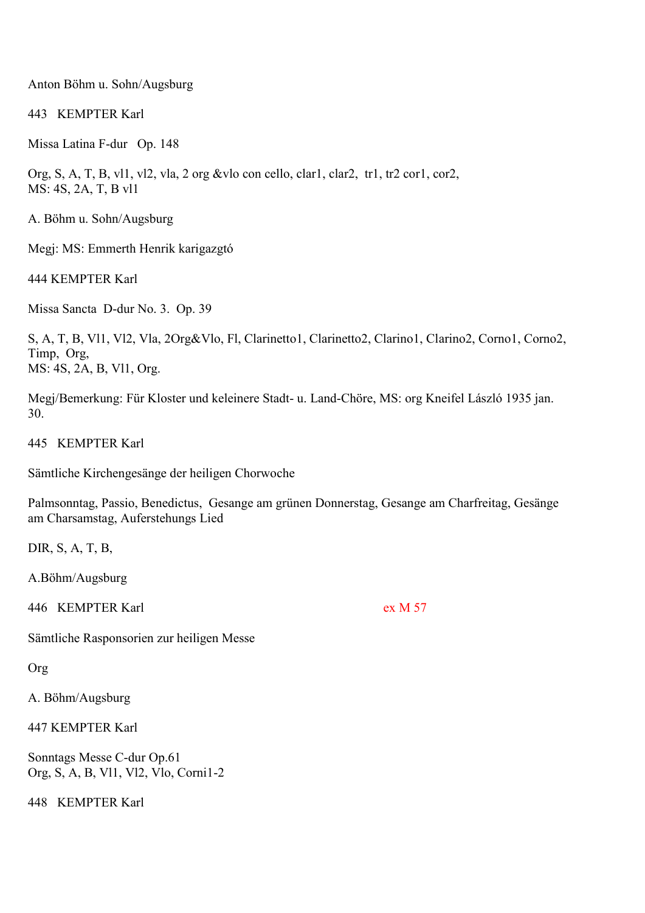Anton Böhm u. Sohn/Augsburg

443 KEMPTER Karl

Missa Latina F-dur Op. 148

Org, S, A, T, B, vl1, vl2, vla, 2 org &vlo con cello, clar1, clar2, tr1, tr2 cor1, cor2,
MS: 4S, 2A, T, B vl1

A. Böhm u. Sohn/Augsburg

Megj: MS: Emmerth Henrik karigazgtó

444 KEMPTER Karl

Missa Sancta D-dur No. 3. Op. 39

S, A, T, B, Vl1, Vl2, Vla, 2Org&Vlo, Fl, Clarinetto1, Clarinetto2, Clarino1, Clarino2, Corno1, Corno2, Timp, Org,
MS: 4S, 2A, B, Vl1, Org.

Megj/Bemerkung: Für Kloster und keleinere Stadt- u. Land-Chöre, MS: org Kneifel László 1935 jan. 30.

445 KEMPTER Karl

Sämtliche Kirchengesänge der heiligen Chorwoche

Palmsonntag, Passio, Benedictus, Gesange am grünen Donnerstag, Gesange am Charfreitag, Gesänge am Charsamstag, Auferstehungs Lied

DIR, S, A, T, B,

A.Böhm/Augsburg

446 KEMPTER Karl ex M 57

Sämtliche Rasponsorien zur heiligen Messe

Org

A. Böhm/Augsburg

447 KEMPTER Karl

Sonntags Messe C-dur Op.61
Org, S, A, B, Vl1, Vl2, Vlo, Corni1-2

448 KEMPTER Karl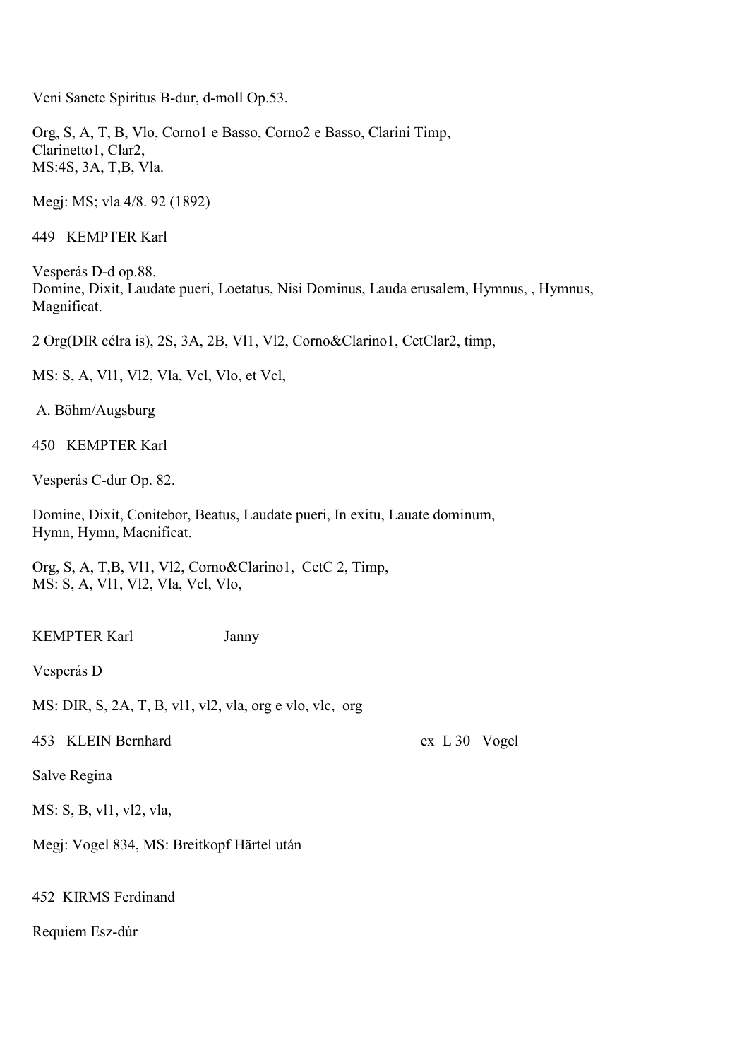Veni Sancte Spiritus B-dur, d-moll Op.53.

Org, S, A, T, B, Vlo, Corno1 e Basso, Corno2 e Basso, Clarini Timp,
Clarinetto1, Clar2,
MS:4S, 3A, T,B, Vla.

Megj: MS; vla 4/8. 92 (1892)

449 KEMPTER Karl

Vesperás D-d op.88.
Domine, Dixit, Laudate pueri, Loetatus, Nisi Dominus, Lauda erusalem, Hymnus, , Hymnus, Magnificat.

2 Org(DIR célra is), 2S, 3A, 2B, Vl1, Vl2, Corno&Clarino1, CetClar2, timp,

MS: S, A, Vl1, Vl2, Vla, Vcl, Vlo, et Vcl,

A. Böhm/Augsburg

450 KEMPTER Karl

Vesperás C-dur Op. 82.

Domine, Dixit, Conitebor, Beatus, Laudate pueri, In exitu, Lauate dominum,
Hymn, Hymn, Macnificat.

Org, S, A, T,B, Vl1, Vl2, Corno&Clarino1, CetC 2, Timp,
MS: S, A, Vl1, Vl2, Vla, Vcl, Vlo,

KEMPTER Karl Janny

Vesperás D

MS: DIR, S, 2A, T, B, vl1, vl2, vla, org e vlo, vlc, org

453 KLEIN Bernhard ex L 30 Vogel

Salve Regina

MS: S, B, vl1, vl2, vla,

Megj: Vogel 834, MS: Breitkopf Härtel után

452 KIRMS Ferdinand

Requiem Esz-dúr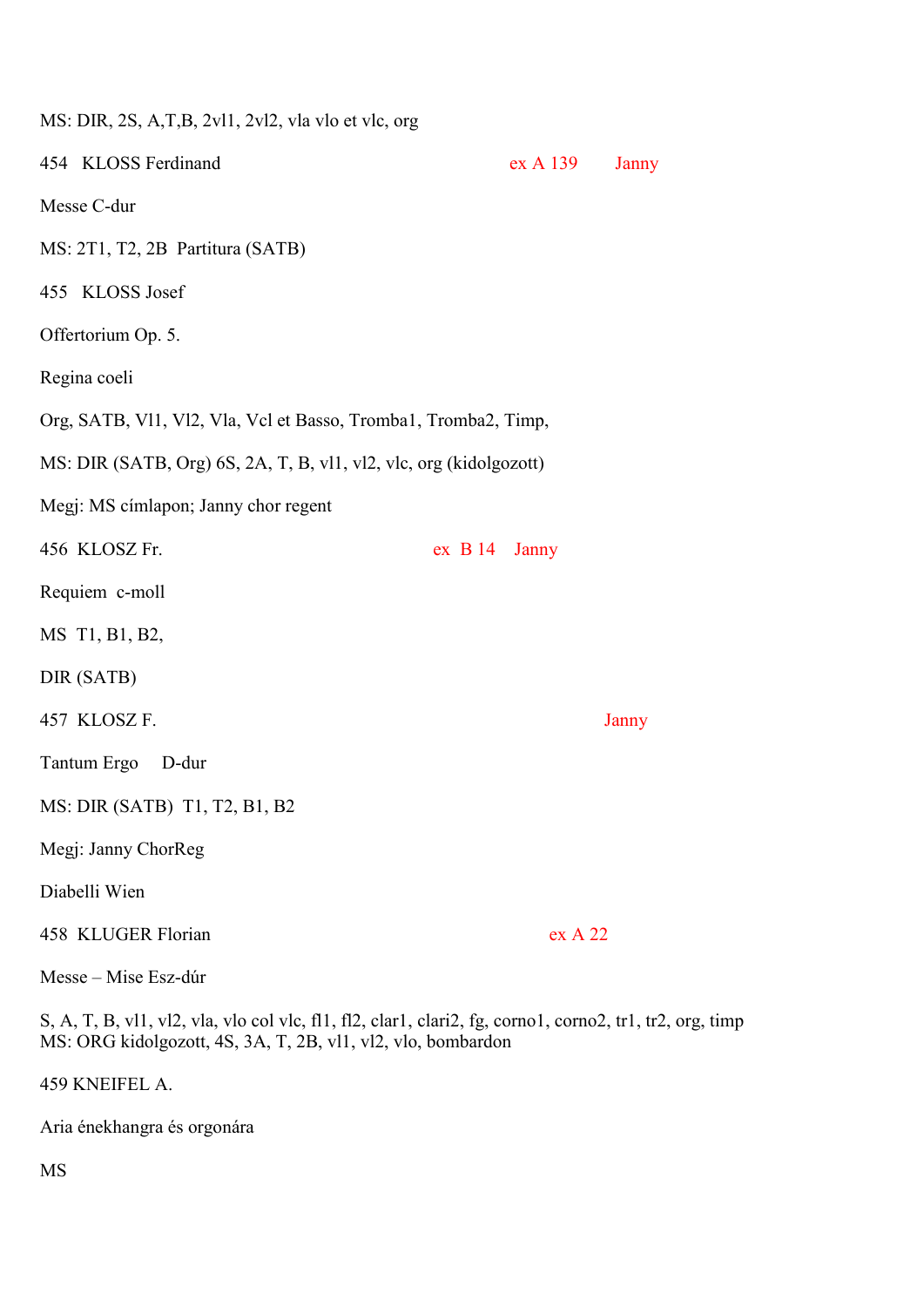MS: DIR, 2S, A,T,B, 2vl1, 2vl2, vla vlo et vlc, org

454 KLOSS Ferdinand ex A 139 Janny

Messe C-dur

MS: 2T1, T2, 2B Partitura (SATB)

455 KLOSS Josef

Offertorium Op. 5.

Regina coeli

Org, SATB, Vl1, Vl2, Vla, Vcl et Basso, Tromba1, Tromba2, Timp,

MS: DIR (SATB, Org) 6S, 2A, T, B, vl1, vl2, vlc, org (kidolgozott)

Megj: MS címlapon; Janny chor regent

456 KLOSZ Fr. ex B 14 Janny

Requiem c-moll

MS T1, B1, B2,

DIR (SATB)

457 KLOSZ F. Janny

Tantum Ergo D-dur

MS: DIR (SATB) T1, T2, B1, B2

Megj: Janny ChorReg

Diabelli Wien

458 KLUGER Florian ex A 22

Messe – Mise Esz-dúr

S, A, T, B, vl1, vl2, vla, vlo col vlc, fl1, fl2, clar1, clari2, fg, corno1, corno2, tr1, tr2, org, timp
MS: ORG kidolgozott, 4S, 3A, T, 2B, vl1, vl2, vlo, bombardon

459 KNEIFEL A.

Aria énekhangra és orgonára

MS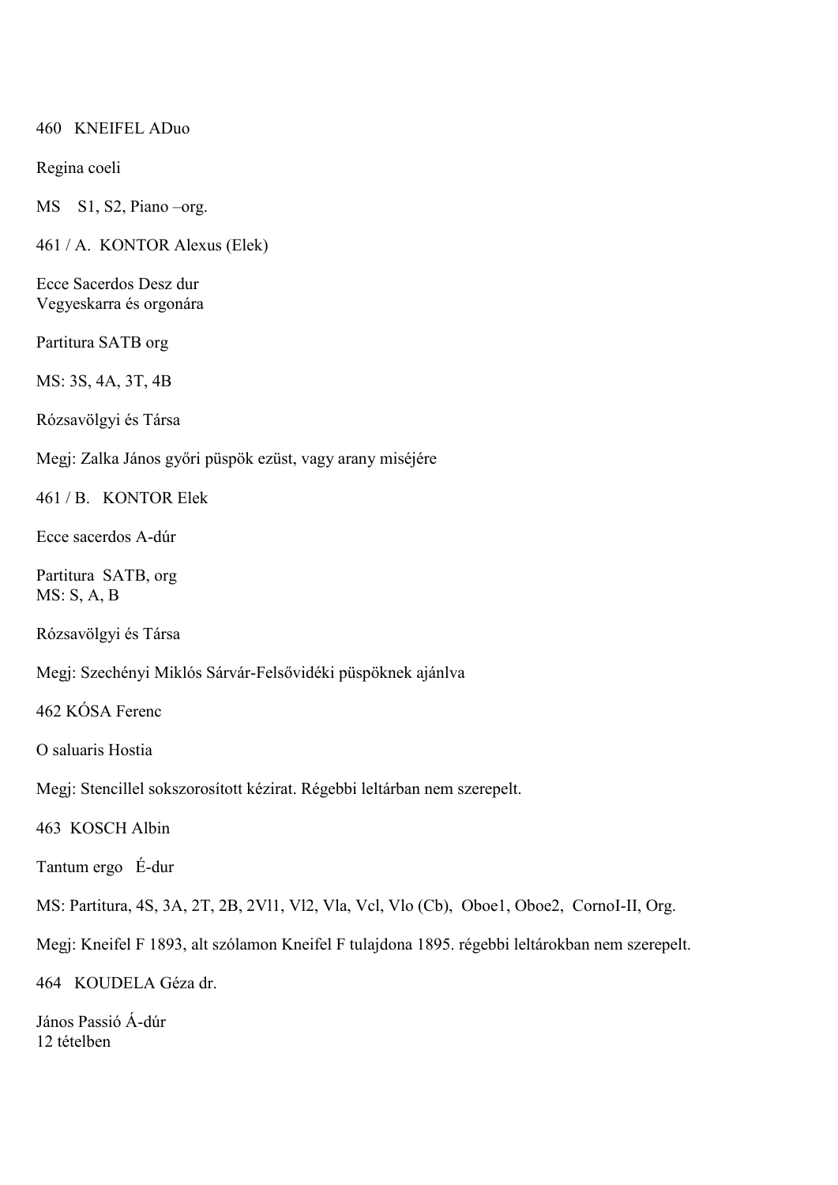460 KNEIFEL ADuo

Regina coeli

MS S1, S2, Piano –org.

461 / A. KONTOR Alexus (Elek)

Ecce Sacerdos Desz dur
Vegyeskarra és orgonára

Partitura SATB org

MS: 3S, 4A, 3T, 4B

Rózsavölgyi és Társa

Megj: Zalka János győri püspök ezüst, vagy arany miséjére

461 / B. KONTOR Elek

Ecce sacerdos A-dúr

Partitura SATB, org
MS: S, A, B

Rózsavölgyi és Társa

Megj: Szechényi Miklós Sárvár-Felsővidéki püspöknek ajánlva

462 KÓSA Ferenc

O saluaris Hostia

Megj: Stencillel sokszorosított kézirat. Régebbi leltárban nem szerepelt.

463 KOSCH Albin

Tantum ergo É-dur

MS: Partitura, 4S, 3A, 2T, 2B, 2Vl1, Vl2, Vla, Vcl, Vlo (Cb), Oboe1, Oboe2, CornoI-II, Org.

Megj: Kneifel F 1893, alt szólamon Kneifel F tulajdona 1895. régebbi leltárokban nem szerepelt.

464 KOUDELA Géza dr.

János Passió Á-dúr
12 tételben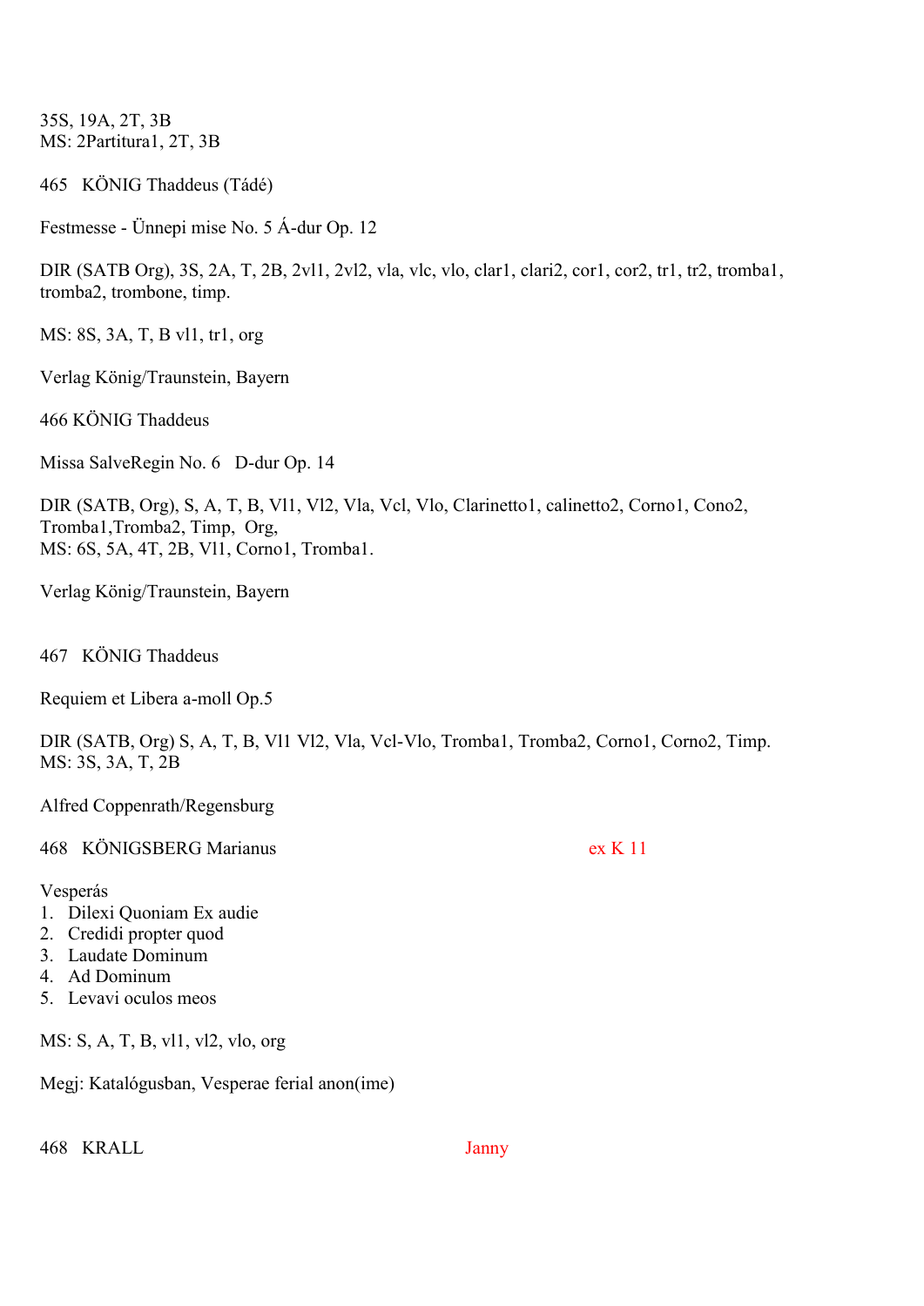35S, 19A, 2T, 3B
MS: 2Partitura1, 2T, 3B

465 KÖNIG Thaddeus (Tádé)

Festmesse - Ünnepi mise No. 5 Á-dur Op. 12

DIR (SATB Org), 3S, 2A, T, 2B, 2vl1, 2vl2, vla, vlc, vlo, clar1, clari2, cor1, cor2, tr1, tr2, tromba1, tromba2, trombone, timp.

MS: 8S, 3A, T, B vl1, tr1, org

Verlag König/Traunstein, Bayern

466 KÖNIG Thaddeus

Missa SalveRegin No. 6 D-dur Op. 14

DIR (SATB, Org), S, A, T, B, Vl1, Vl2, Vla, Vcl, Vlo, Clarinetto1, calinetto2, Corno1, Cono2, Tromba1,Tromba2, Timp, Org,
MS: 6S, 5A, 4T, 2B, Vl1, Corno1, Tromba1.

Verlag König/Traunstein, Bayern

467 KÖNIG Thaddeus

Requiem et Libera a-moll Op.5

DIR (SATB, Org) S, A, T, B, Vl1 Vl2, Vla, Vcl-Vlo, Tromba1, Tromba2, Corno1, Corno2, Timp.
MS: 3S, 3A, T, 2B

Alfred Coppenrath/Regensburg

468 KÖNIGSBERG Marianus ex K 11

Vesperás
1. Dilexi Quoniam Ex audie
2. Credidi propter quod
3. Laudate Dominum
4. Ad Dominum
5. Levavi oculos meos

MS: S, A, T, B, vl1, vl2, vlo, org

Megj: Katalógusban, Vesperae ferial anon(ime)

468 KRALL Janny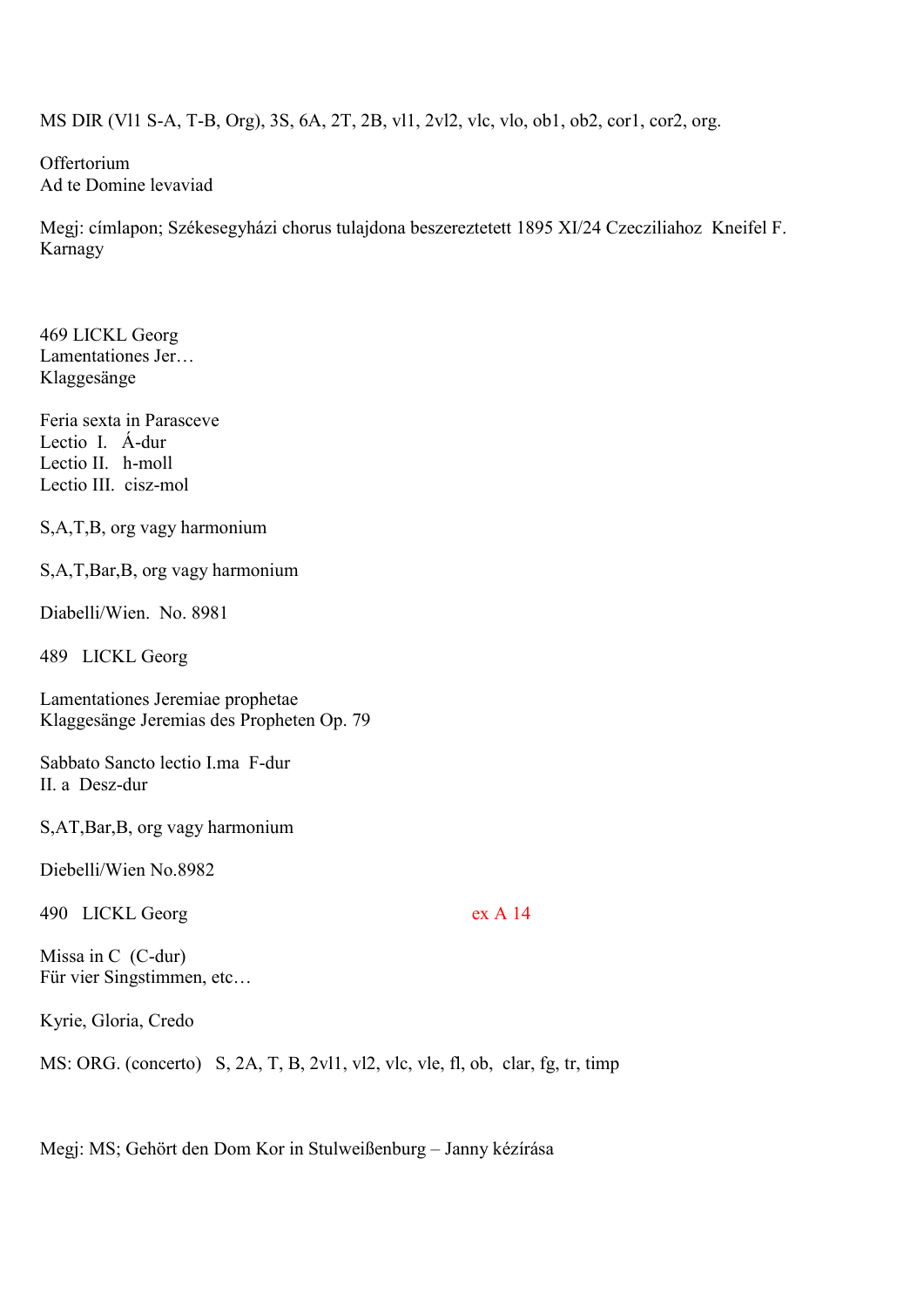MS DIR (Vl1 S-A, T-B, Org), 3S, 6A, 2T, 2B, vl1, 2vl2, vlc, vlo, ob1, ob2, cor1, cor2, org.

Offertorium
Ad te Domine levaviad

Megj: címlapon; Székesegyházi chorus tulajdona beszereztetett 1895 XI/24 Czecziliahoz Kneifel F. Karnagy

469 LICKL Georg
Lamentationes Jer…
Klaggesänge

Feria sexta in Parasceve
Lectio I. Á-dur
Lectio II. h-moll
Lectio III. cisz-mol

S,A,T,B, org vagy harmonium

S,A,T,Bar,B, org vagy harmonium

Diabelli/Wien. No. 8981

489 LICKL Georg

Lamentationes Jeremiae prophetae
Klaggesänge Jeremias des Propheten Op. 79

Sabbato Sancto lectio I.ma F-dur
II. a Desz-dur

S,AT,Bar,B, org vagy harmonium

Diebelli/Wien No.8982

490 LICKL Georg ex A 14

Missa in C (C-dur)
Für vier Singstimmen, etc…

Kyrie, Gloria, Credo

MS: ORG. (concerto) S, 2A, T, B, 2vl1, vl2, vlc, vle, fl, ob, clar, fg, tr, timp

Megj: MS; Gehört den Dom Kor in Stulweißenburg – Janny kézírása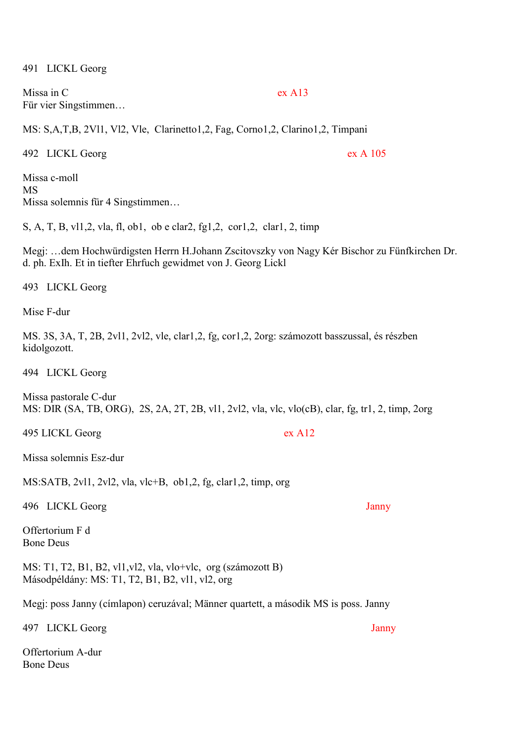491 LICKL Georg

Missa in C ex A13
Für vier Singstimmen…

MS: S,A,T,B, 2Vl1, Vl2, Vle, Clarinetto1,2, Fag, Corno1,2, Clarino1,2, Timpani

492 LICKL Georg ex A 105

Missa c-moll
MS
Missa solemnis für 4 Singstimmen…

S, A, T, B, vl1,2, vla, fl, ob1, ob e clar2, fg1,2, cor1,2, clar1, 2, timp

Megj: …dem Hochwürdigsten Herrn H.Johann Zscitovszky von Nagy Kér Bischor zu Fünfkirchen Dr. d. ph. ExIh. Et in tiefter Ehrfuch gewidmet von J. Georg Lickl

493 LICKL Georg

Mise F-dur

MS. 3S, 3A, T, 2B, 2vl1, 2vl2, vle, clar1,2, fg, cor1,2, 2org: számozott basszussal, és részben kidolgozott.

494 LICKL Georg

Missa pastorale C-dur
MS: DIR (SA, TB, ORG), 2S, 2A, 2T, 2B, vl1, 2vl2, vla, vlc, vlo(cB), clar, fg, tr1, 2, timp, 2org

495 LICKL Georg ex A12

Missa solemnis Esz-dur

MS:SATB, 2vl1, 2vl2, vla, vlc+B, ob1,2, fg, clar1,2, timp, org

496 LICKL Georg Janny

Offertorium F d
Bone Deus

MS: T1, T2, B1, B2, vl1,vl2, vla, vlo+vlc, org (számozott B)
Másodpéldány: MS: T1, T2, B1, B2, vl1, vl2, org

Megj: poss Janny (címlapon) ceruzával; Männer quartett, a második MS is poss. Janny

497 LICKL Georg Janny

Offertorium A-dur
Bone Deus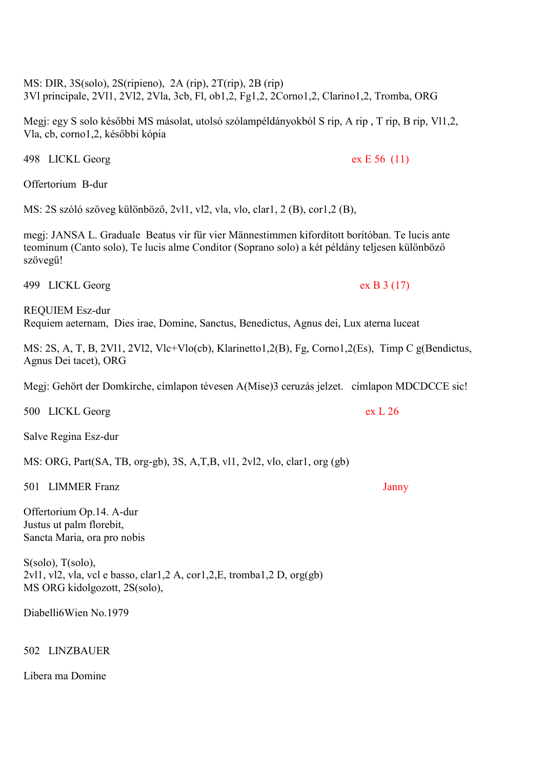MS: DIR, 3S(solo), 2S(ripieno), 2A (rip), 2T(rip), 2B (rip)
3Vl principale, 2Vl1, 2Vl2, 2Vla, 3cb, Fl, ob1,2, Fg1,2, 2Corno1,2, Clarino1,2, Tromba, ORG

Megj: egy S solo későbbi MS másolat, utolsó szólampéldányokból S rip, A rip , T rip, B rip, Vl1,2, Vla, cb, corno1,2, későbbi kópia

498 LICKL Georg ex E 56 (11)

Offertorium B-dur

MS: 2S szóló szöveg különböző, 2vl1, vl2, vla, vlo, clar1, 2 (B), cor1,2 (B),

megj: JANSA L. Graduale Beatus vir für vier Männestimmen kifordított borítóban. Te lucis ante teominum (Canto solo), Te lucis alme Conditor (Soprano solo) a két példány teljesen különböző szövegű!

499 LICKL Georg ex B 3 (17)

REQUIEM Esz-dur
Requiem aeternam, Dies irae, Domine, Sanctus, Benedictus, Agnus dei, Lux aterna luceat

MS: 2S, A, T, B, 2Vl1, 2Vl2, Vlc+Vlo(cb), Klarinetto1,2(B), Fg, Corno1,2(Es), Timp C g(Bendictus, Agnus Dei tacet), ORG

Megj: Gehört der Domkirche, címlapon tévesen A(Mise)3 ceruzás jelzet. címlapon MDCDCCE sic!

500 LICKL Georg ex L 26

Salve Regina Esz-dur

MS: ORG, Part(SA, TB, org-gb), 3S, A,T,B, vl1, 2vl2, vlo, clar1, org (gb)

501 LIMMER Franz Janny

Offertorium Op.14. A-dur
Justus ut palm florebit,
Sancta Maria, ora pro nobis

S(solo), T(solo),
2vl1, vl2, vla, vcl e basso, clar1,2 A, cor1,2,E, tromba1,2 D, org(gb)
MS ORG kidolgozott, 2S(solo),

Diabelli6Wien No.1979

502 LINZBAUER

Libera ma Domine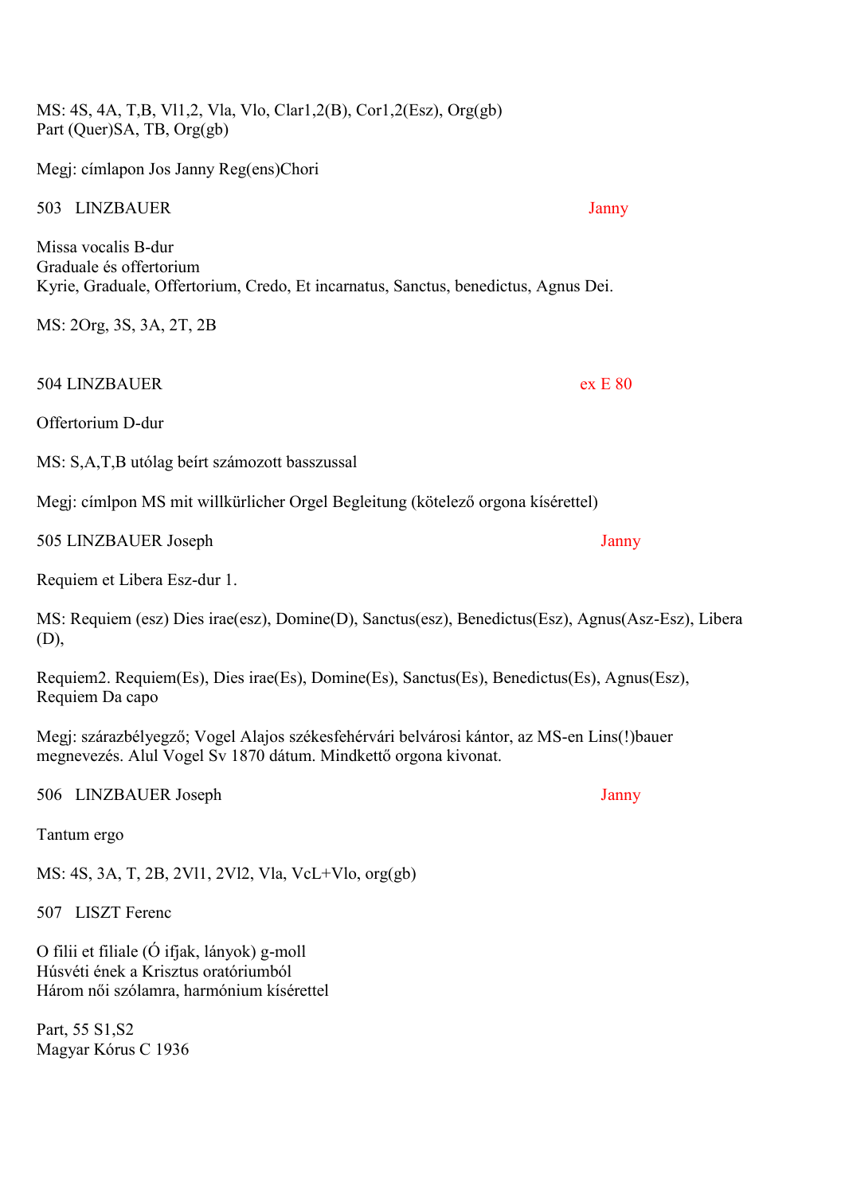MS: 4S, 4A, T,B, Vl1,2, Vla, Vlo, Clar1,2(B), Cor1,2(Esz), Org(gb)
Part (Quer)SA, TB, Org(gb)

Megj: címlapon Jos Janny Reg(ens)Chori

503 LINZBAUER Janny

Missa vocalis B-dur
Graduale és offertorium
Kyrie, Graduale, Offertorium, Credo, Et incarnatus, Sanctus, benedictus, Agnus Dei.

MS: 2Org, 3S, 3A, 2T, 2B

504 LINZBAUER ex E 80

Offertorium D-dur

MS: S,A,T,B utólag beírt számozott basszussal

Megj: címlpon MS mit willkürlicher Orgel Begleitung (kötelező orgona kísérettel)

505 LINZBAUER Joseph Janny

Requiem et Libera Esz-dur 1.

MS: Requiem (esz) Dies irae(esz), Domine(D), Sanctus(esz), Benedictus(Esz), Agnus(Asz-Esz), Libera (D),

Requiem2. Requiem(Es), Dies irae(Es), Domine(Es), Sanctus(Es), Benedictus(Es), Agnus(Esz), Requiem Da capo

Megj: szárazbélyegző; Vogel Alajos székesfehérvári belvárosi kántor, az MS-en Lins(!)bauer megnevezés. Alul Vogel Sv 1870 dátum. Mindkettő orgona kivonat.

506 LINZBAUER Joseph Janny

Tantum ergo

MS: 4S, 3A, T, 2B, 2Vl1, 2Vl2, Vla, VcL+Vlo, org(gb)

507 LISZT Ferenc

O filii et filiale (Ó ifjak, lányok) g-moll
Húsvéti ének a Krisztus oratóriumból
Három női szólamra, harmónium kísérettel

Part, 55 S1,S2
Magyar Kórus C 1936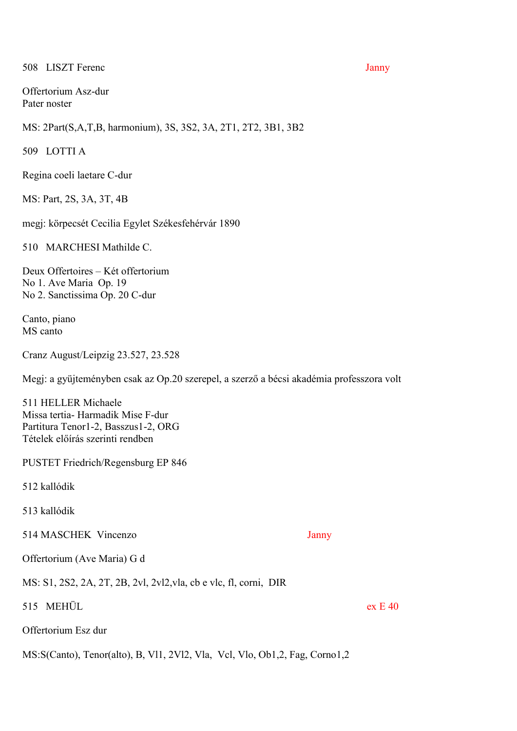508 LISZT Ferenc Janny

Offertorium Asz-dur
Pater noster

MS: 2Part(S,A,T,B, harmonium), 3S, 3S2, 3A, 2T1, 2T2, 3B1, 3B2

509 LOTTI A

Regina coeli laetare C-dur

MS: Part, 2S, 3A, 3T, 4B

megj: körpecsét Cecilia Egylet Székesfehérvár 1890

510 MARCHESI Mathilde C.

Deux Offertoires – Két offertorium
No 1. Ave Maria Op. 19
No 2. Sanctissima Op. 20 C-dur

Canto, piano
MS canto

Cranz August/Leipzig 23.527, 23.528

Megj: a gyüjteményben csak az Op.20 szerepel, a szerző a bécsi akadémia professzora volt

511 HELLER Michaele
Missa tertia- Harmadik Mise F-dur
Partitura Tenor1-2, Basszus1-2, ORG
Tételek előírás szerinti rendben

PUSTET Friedrich/Regensburg EP 846

512 kallódik

513 kallódik

514 MASCHEK Vincenzo Janny

Offertorium (Ave Maria) G d

MS: S1, 2S2, 2A, 2T, 2B, 2vl, 2vl2,vla, cb e vlc, fl, corni, DIR

515 MEHÜL ex E 40

Offertorium Esz dur

MS:S(Canto), Tenor(alto), B, Vl1, 2Vl2, Vla, Vcl, Vlo, Ob1,2, Fag, Corno1,2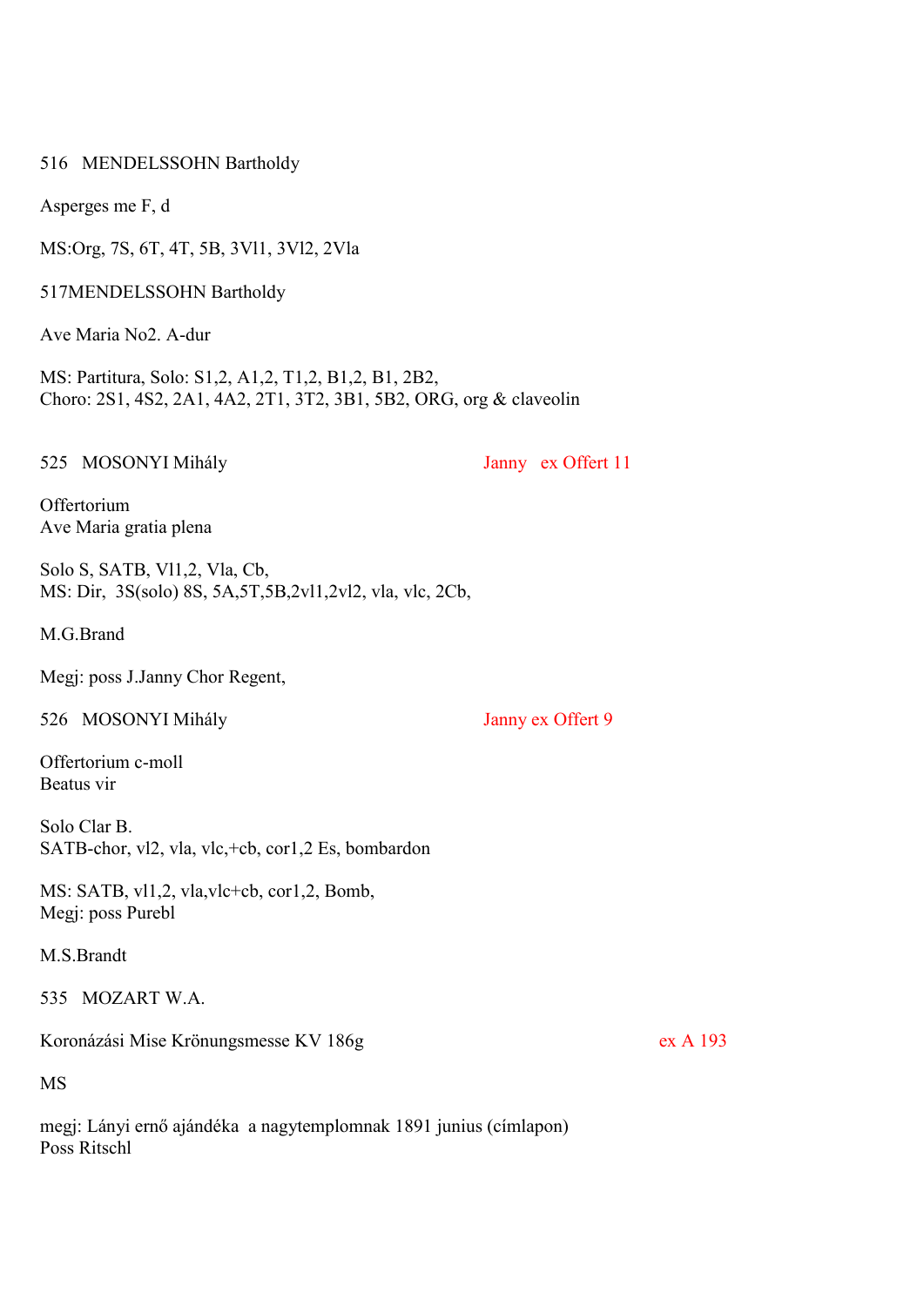516 MENDELSSOHN Bartholdy

Asperges me F, d

MS:Org, 7S, 6T, 4T, 5B, 3Vl1, 3Vl2, 2Vla

517MENDELSSOHN Bartholdy

Ave Maria No2. A-dur

MS: Partitura, Solo: S1,2, A1,2, T1,2, B1,2, B1, 2B2,
Choro: 2S1, 4S2, 2A1, 4A2, 2T1, 3T2, 3B1, 5B2, ORG, org & claveolin

525 MOSONYI Mihály Janny ex Offert 11

Offertorium
Ave Maria gratia plena

Solo S, SATB, Vl1,2, Vla, Cb,
MS: Dir, 3S(solo) 8S, 5A,5T,5B,2vl1,2vl2, vla, vlc, 2Cb,

M.G.Brand

Megj: poss J.Janny Chor Regent,

526 MOSONYI Mihály Janny ex Offert 9

Offertorium c-moll
Beatus vir

Solo Clar B.
SATB-chor, vl2, vla, vlc,+cb, cor1,2 Es, bombardon

MS: SATB, vl1,2, vla,vlc+cb, cor1,2, Bomb,
Megj: poss Purebl

M.S.Brandt

535 MOZART W.A.

Koronázási Mise Krönungsmesse KV 186g ex A 193

MS

megj: Lányi ernő ajándéka a nagytemplomnak 1891 junius (címlapon)
Poss Ritschl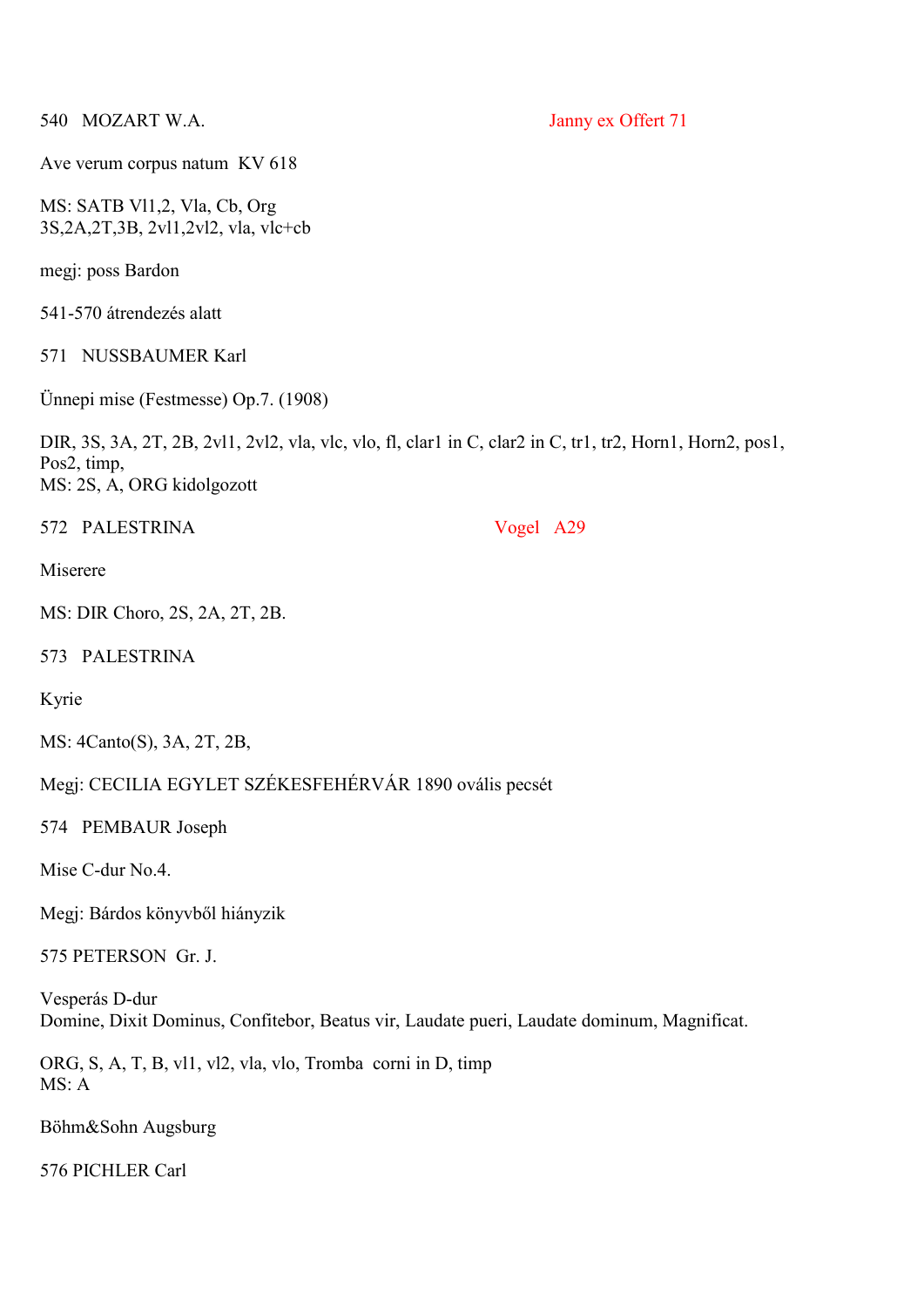540 MOZART W.A. Janny ex Offert 71

Ave verum corpus natum KV 618

MS: SATB Vl1,2, Vla, Cb, Org
3S,2A,2T,3B, 2vl1,2vl2, vla, vlc+cb

megj: poss Bardon

541-570 átrendezés alatt

571 NUSSBAUMER Karl

Ünnepi mise (Festmesse) Op.7. (1908)

DIR, 3S, 3A, 2T, 2B, 2vl1, 2vl2, vla, vlc, vlo, fl, clar1 in C, clar2 in C, tr1, tr2, Horn1, Horn2, pos1, Pos2, timp,
MS: 2S, A, ORG kidolgozott

572 PALESTRINA Vogel A29

Miserere

MS: DIR Choro, 2S, 2A, 2T, 2B.

573 PALESTRINA

Kyrie

MS: 4Canto(S), 3A, 2T, 2B,

Megj: CECILIA EGYLET SZÉKESFEHÉRVÁR 1890 ovális pecsét

574 PEMBAUR Joseph

Mise C-dur No.4.

Megj: Bárdos könyvből hiányzik

575 PETERSON Gr. J.

Vesperás D-dur
Domine, Dixit Dominus, Confitebor, Beatus vir, Laudate pueri, Laudate dominum, Magnificat.

ORG, S, A, T, B, vl1, vl2, vla, vlo, Tromba corni in D, timp
MS: A

Böhm&Sohn Augsburg

576 PICHLER Carl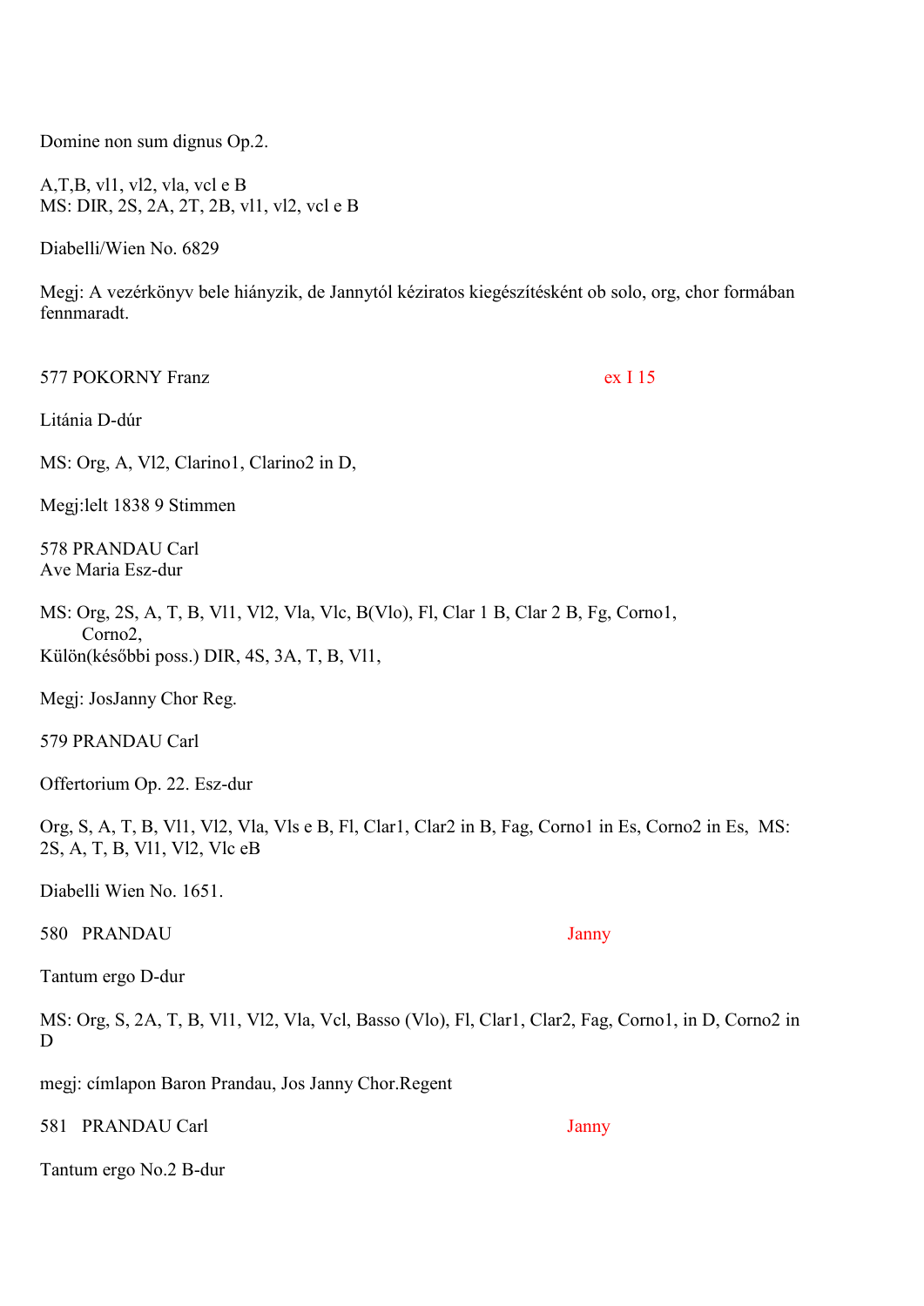Domine non sum dignus Op.2.

A,T,B, vl1, vl2, vla, vcl e B
MS: DIR, 2S, 2A, 2T, 2B, vl1, vl2, vcl e B

Diabelli/Wien No. 6829

Megj: A vezérkönyv bele hiányzik, de Jannytól kéziratos kiegészítésként ob solo, org, chor formában fennmaradt.

577 POKORNY Franz ex I 15

Litánia D-dúr

MS: Org, A, Vl2, Clarino1, Clarino2 in D,

Megj:lelt 1838 9 Stimmen

578 PRANDAU Carl
Ave Maria Esz-dur

MS: Org, 2S, A, T, B, Vl1, Vl2, Vla, Vlc, B(Vlo), Fl, Clar 1 B, Clar 2 B, Fg, Corno1, Corno2,
Külön(későbbi poss.) DIR, 4S, 3A, T, B, Vl1,

Megj: JosJanny Chor Reg.

579 PRANDAU Carl

Offertorium Op. 22. Esz-dur

Org, S, A, T, B, Vl1, Vl2, Vla, Vls e B, Fl, Clar1, Clar2 in B, Fag, Corno1 in Es, Corno2 in Es, MS: 2S, A, T, B, Vl1, Vl2, Vlc eB

Diabelli Wien No. 1651.

580 PRANDAU Janny

Tantum ergo D-dur

MS: Org, S, 2A, T, B, Vl1, Vl2, Vla, Vcl, Basso (Vlo), Fl, Clar1, Clar2, Fag, Corno1, in D, Corno2 in D

megj: címlapon Baron Prandau, Jos Janny Chor.Regent

581 PRANDAU Carl Janny

Tantum ergo No.2 B-dur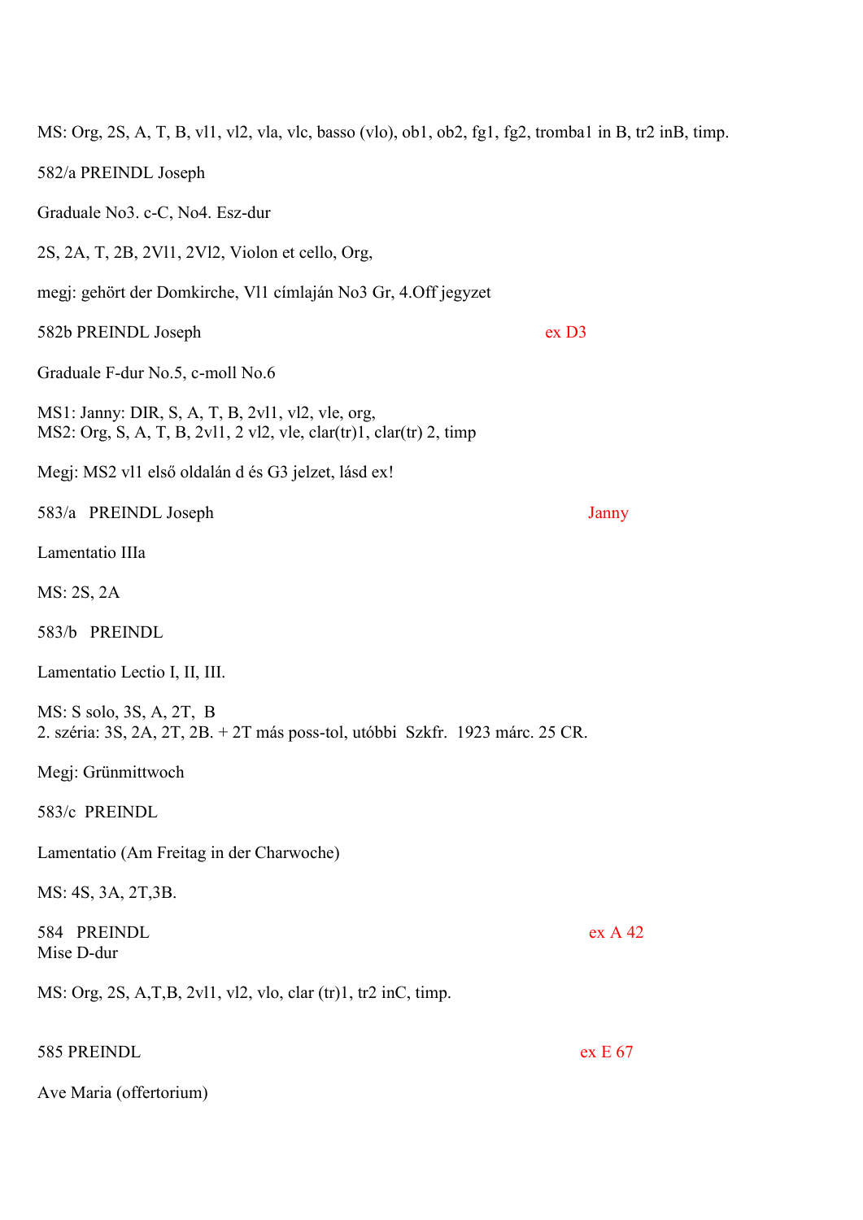MS: Org, 2S, A, T, B, vl1, vl2, vla, vlc, basso (vlo), ob1, ob2, fg1, fg2, tromba1 in B, tr2 inB, timp.

582/a PREINDL Joseph

Graduale No3. c-C, No4. Esz-dur

2S, 2A, T, 2B, 2Vl1, 2Vl2, Violon et cello, Org,

megj: gehört der Domkirche, Vl1 címlapján No3 Gr, 4.Off jegyzet

582b PREINDL Joseph ex D3

Graduale F-dur No.5, c-moll No.6

MS1: Janny: DIR, S, A, T, B, 2vl1, vl2, vle, org,
MS2: Org, S, A, T, B, 2vl1, 2 vl2, vle, clar(tr)1, clar(tr) 2, timp

Megj: MS2 vl1 első oldalán d és G3 jelzet, lásd ex!

583/a PREINDL Joseph Janny

Lamentatio IIIa

MS: 2S, 2A

583/b PREINDL

Lamentatio Lectio I, II, III.

MS: S solo, 3S, A, 2T, B
2. széria: 3S, 2A, 2T, 2B. + 2T más poss-tol, utóbbi Szkfr. 1923 márc. 25 CR.

Megj: Grünmittwoch

583/c PREINDL

Lamentatio (Am Freitag in der Charwoche)

MS: 4S, 3A, 2T,3B.

584 PREINDL ex A 42
Mise D-dur

MS: Org, 2S, A,T,B, 2vl1, vl2, vlo, clar (tr)1, tr2 inC, timp.

585 PREINDL ex E 67

Ave Maria (offertorium)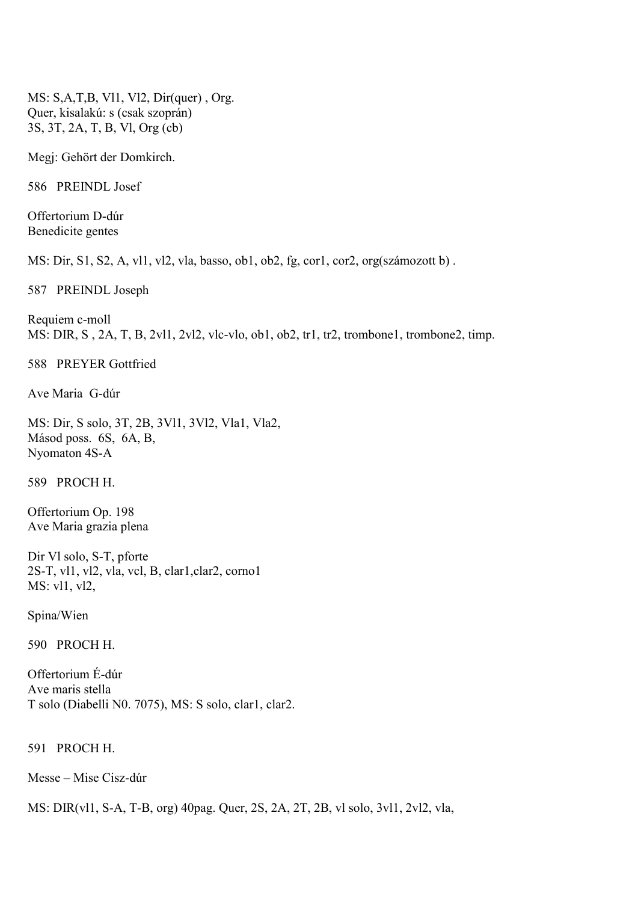MS: S,A,T,B, Vl1, Vl2, Dir(quer) , Org.
Quer, kisalakú: s (csak szoprán)
3S, 3T, 2A, T, B, Vl, Org (cb)

Megj: Gehört der Domkirch.

586 PREINDL Josef

Offertorium D-dúr
Benedicite gentes

MS: Dir, S1, S2, A, vl1, vl2, vla, basso, ob1, ob2, fg, cor1, cor2, org(számozott b) .

587 PREINDL Joseph

Requiem c-moll
MS: DIR, S , 2A, T, B, 2vl1, 2vl2, vlc-vlo, ob1, ob2, tr1, tr2, trombone1, trombone2, timp.

588 PREYER Gottfried

Ave Maria G-dúr

MS: Dir, S solo, 3T, 2B, 3Vl1, 3Vl2, Vla1, Vla2,
Másod poss. 6S, 6A, B,
Nyomaton 4S-A

589 PROCH H.

Offertorium Op. 198
Ave Maria grazia plena

Dir Vl solo, S-T, pforte
2S-T, vl1, vl2, vla, vcl, B, clar1,clar2, corno1
MS: vl1, vl2,

Spina/Wien

590 PROCH H.

Offertorium É-dúr
Ave maris stella
T solo (Diabelli N0. 7075), MS: S solo, clar1, clar2.

591 PROCH H.

Messe – Mise Cisz-dúr

MS: DIR(vl1, S-A, T-B, org) 40pag. Quer, 2S, 2A, 2T, 2B, vl solo, 3vl1, 2vl2, vla,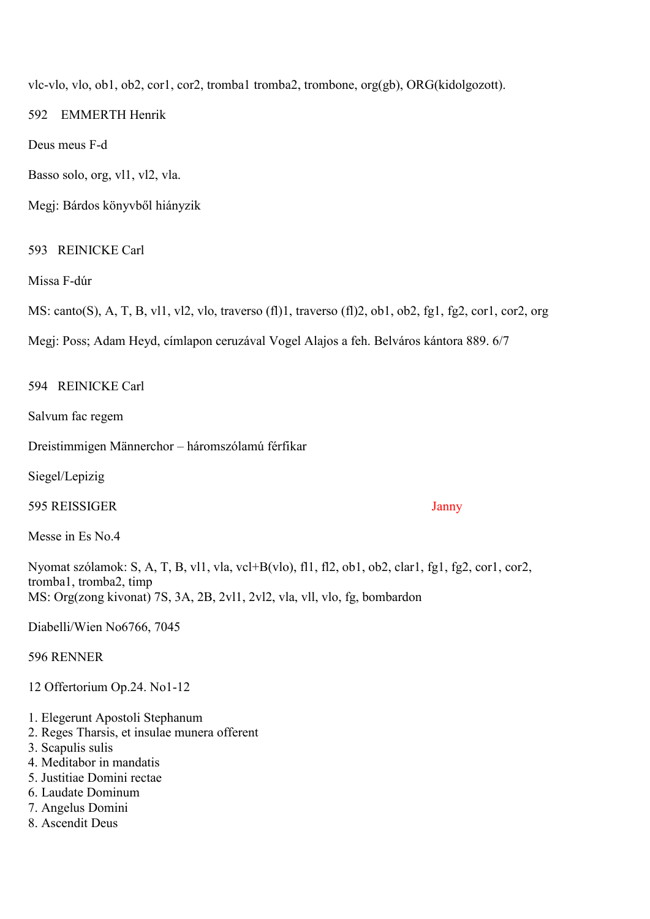vlc-vlo, vlo, ob1, ob2, cor1, cor2, tromba1 tromba2, trombone, org(gb), ORG(kidolgozott).

592 EMMERTH Henrik

Deus meus F-d

Basso solo, org, vl1, vl2, vla.

Megj: Bárdos könyvből hiányzik

593 REINICKE Carl

Missa F-dúr

MS: canto(S), A, T, B, vl1, vl2, vlo, traverso (fl)1, traverso (fl)2, ob1, ob2, fg1, fg2, cor1, cor2, org

Megj: Poss; Adam Heyd, címlapon ceruzával Vogel Alajos a feh. Belváros kántora 889. 6/7

594 REINICKE Carl

Salvum fac regem

Dreistimmigen Männerchor – háromszólamú férfikar

Siegel/Lepizig

595 REISSIGER Janny

Messe in Es No.4

Nyomat szólamok: S, A, T, B, vl1, vla, vcl+B(vlo), fl1, fl2, ob1, ob2, clar1, fg1, fg2, cor1, cor2, tromba1, tromba2, timp
MS: Org(zong kivonat) 7S, 3A, 2B, 2vl1, 2vl2, vla, vll, vlo, fg, bombardon

Diabelli/Wien No6766, 7045

596 RENNER

12 Offertorium Op.24. No1-12

1. Elegerunt Apostoli Stephanum
2. Reges Tharsis, et insulae munera offerent
3. Scapulis sulis
4. Meditabor in mandatis
5. Justitiae Domini rectae
6. Laudate Dominum
7. Angelus Domini
8. Ascendit Deus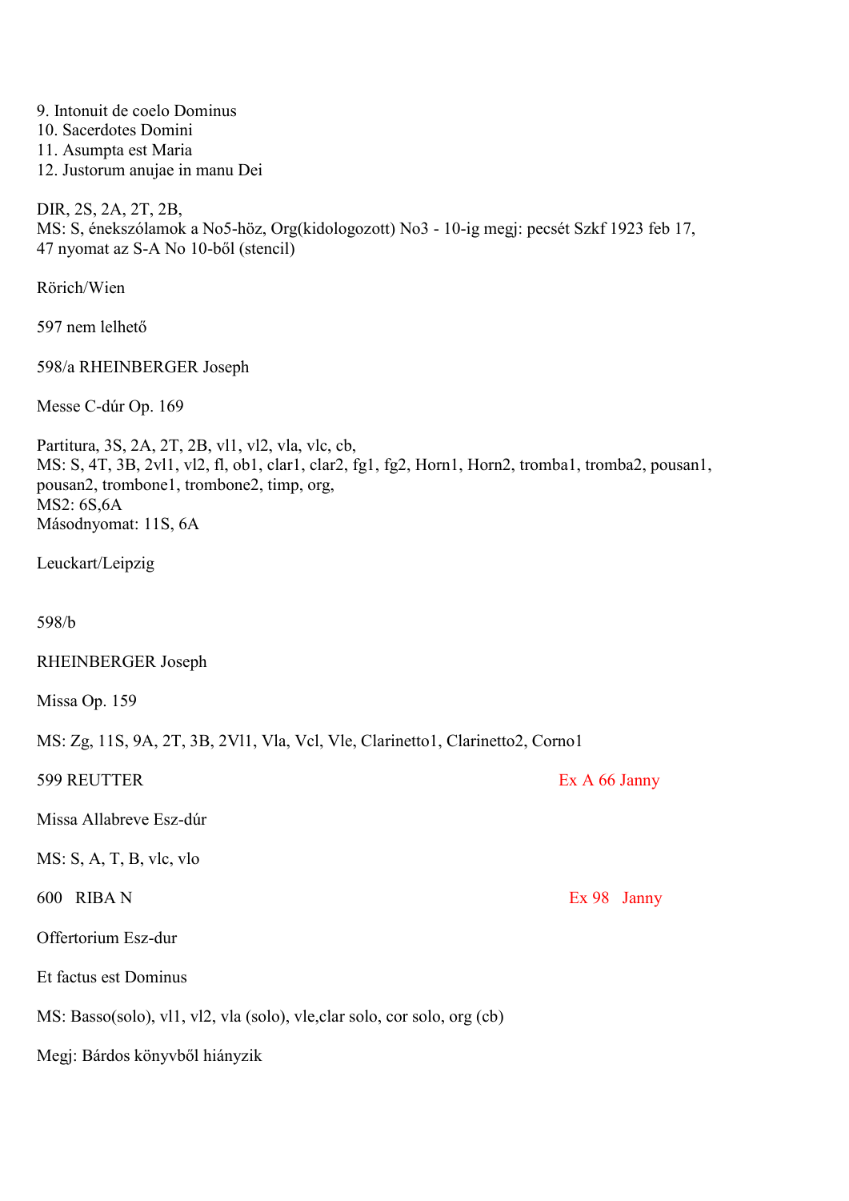9. Intonuit de coelo Dominus
10. Sacerdotes Domini
11. Asumpta est Maria
12. Justorum anujae in manu Dei

DIR, 2S, 2A, 2T, 2B,
MS: S, énekszólamok a No5-höz, Org(kidologozott) No3 - 10-ig megj: pecsét Szkf 1923 feb 17,
47 nyomat az S-A No 10-ből (stencil)

Rörich/Wien

597 nem lelhető

598/a RHEINBERGER Joseph

Messe C-dúr Op. 169

Partitura, 3S, 2A, 2T, 2B, vl1, vl2, vla, vlc, cb,
MS: S, 4T, 3B, 2vl1, vl2, fl, ob1, clar1, clar2, fg1, fg2, Horn1, Horn2, tromba1, tromba2, pousan1, pousan2, trombone1, trombone2, timp, org,
MS2: 6S,6A
Másodnyomat: 11S, 6A

Leuckart/Leipzig

598/b

RHEINBERGER Joseph

Missa Op. 159

MS: Zg, 11S, 9A, 2T, 3B, 2Vl1, Vla, Vcl, Vle, Clarinetto1, Clarinetto2, Corno1

599 REUTTER Ex A 66 Janny

Missa Allabreve Esz-dúr

MS: S, A, T, B, vlc, vlo

600 RIBA N Ex 98 Janny

Offertorium Esz-dur

Et factus est Dominus

MS: Basso(solo), vl1, vl2, vla (solo), vle,clar solo, cor solo, org (cb)

Megj: Bárdos könyvből hiányzik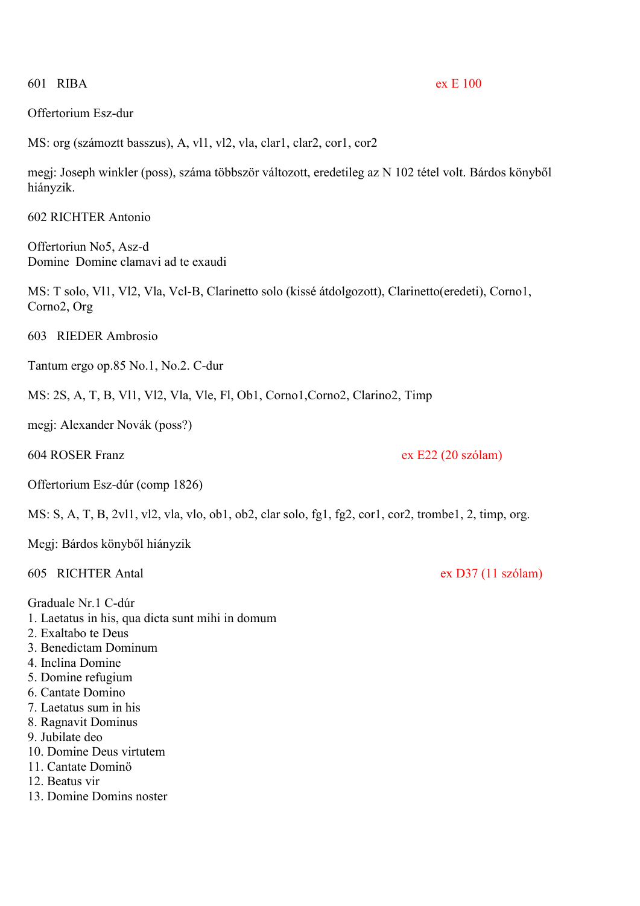601 RIBA ex E 100

Offertorium Esz-dur

MS: org (számoztt basszus), A, vl1, vl2, vla, clar1, clar2, cor1, cor2

megj: Joseph winkler (poss), száma többször változott, eredetileg az N 102 tétel volt. Bárdos könyből hiányzik.

602 RICHTER Antonio

Offertoriun No5, Asz-d
Domine Domine clamavi ad te exaudi

MS: T solo, Vl1, Vl2, Vla, Vcl-B, Clarinetto solo (kissé átdolgozott), Clarinetto(eredeti), Corno1, Corno2, Org

603 RIEDER Ambrosio

Tantum ergo op.85 No.1, No.2. C-dur

MS: 2S, A, T, B, Vl1, Vl2, Vla, Vle, Fl, Ob1, Corno1,Corno2, Clarino2, Timp

megj: Alexander Novák (poss?)

604 ROSER Franz ex E22 (20 szólam)

Offertorium Esz-dúr (comp 1826)

MS: S, A, T, B, 2vl1, vl2, vla, vlo, ob1, ob2, clar solo, fg1, fg2, cor1, cor2, trombe1, 2, timp, org.

Megj: Bárdos könyből hiányzik

605 RICHTER Antal ex D37 (11 szólam)

Graduale Nr.1 C-dúr

1. Laetatus in his, qua dicta sunt mihi in domum
2. Exaltabo te Deus
3. Benedictam Dominum
4. Inclina Domine
5. Domine refugium
6. Cantate Domino
7. Laetatus sum in his
8. Ragnavit Dominus
9. Jubilate deo
10. Domine Deus virtutem
11. Cantate Dominö
12. Beatus vir
13. Domine Domins noster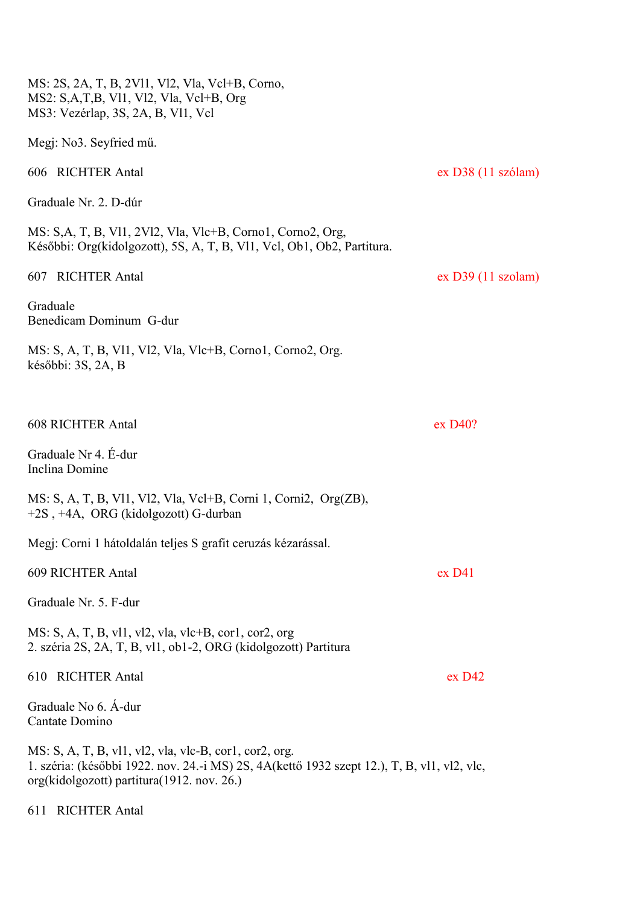MS: 2S, 2A, T, B, 2Vl1, Vl2, Vla, Vcl+B, Corno,
MS2: S,A,T,B, Vl1, Vl2, Vla, Vcl+B, Org
MS3: Vezérlap, 3S, 2A, B, Vl1, Vcl

Megj: No3. Seyfried mű.

606 RICHTER Antal ex D38 (11 szólam)

Graduale Nr. 2. D-dúr

MS: S,A, T, B, Vl1, 2Vl2, Vla, Vlc+B, Corno1, Corno2, Org,
Későbbi: Org(kidolgozott), 5S, A, T, B, Vl1, Vcl, Ob1, Ob2, Partitura.

607 RICHTER Antal ex D39 (11 szolam)

Graduale
Benedicam Dominum G-dur

MS: S, A, T, B, Vl1, Vl2, Vla, Vlc+B, Corno1, Corno2, Org.
későbbi: 3S, 2A, B

608 RICHTER Antal ex D40?

Graduale Nr 4. É-dur
Inclina Domine

MS: S, A, T, B, Vl1, Vl2, Vla, Vcl+B, Corni 1, Corni2, Org(ZB),
+2S , +4A, ORG (kidolgozott) G-durban

Megj: Corni 1 hátoldalán teljes S grafit ceruzás kézarással.

609 RICHTER Antal ex D41

Graduale Nr. 5. F-dur

MS: S, A, T, B, vl1, vl2, vla, vlc+B, cor1, cor2, org
2. széria 2S, 2A, T, B, vl1, ob1-2, ORG (kidolgozott) Partitura

610 RICHTER Antal ex D42

Graduale No 6. Á-dur
Cantate Domino

MS: S, A, T, B, vl1, vl2, vla, vlc-B, cor1, cor2, org.
1. széria: (későbbi 1922. nov. 24.-i MS) 2S, 4A(kettő 1932 szept 12.), T, B, vl1, vl2, vlc,
org(kidolgozott) partitura(1912. nov. 26.)

611 RICHTER Antal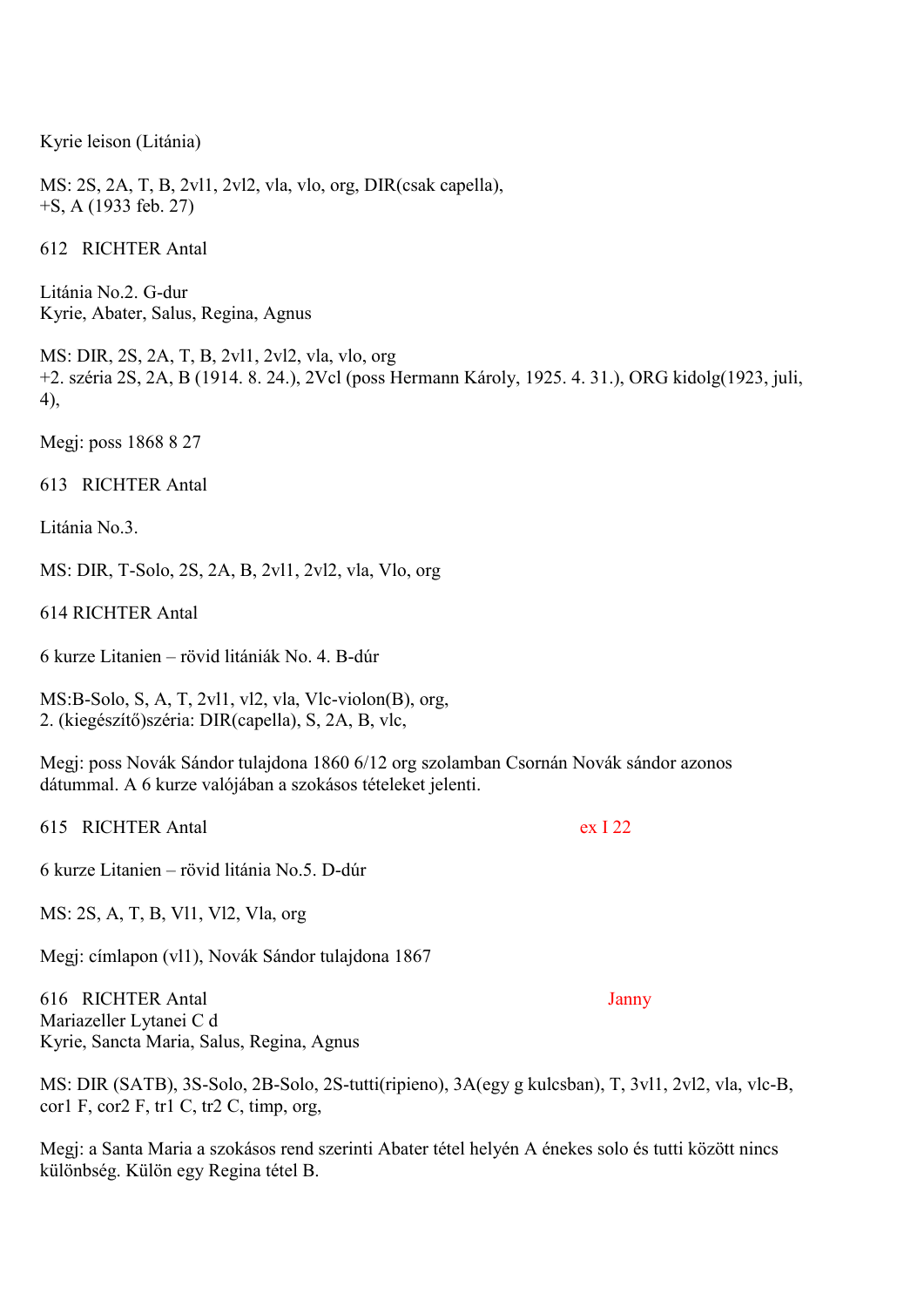Kyrie leison (Litánia)

MS: 2S, 2A, T, B, 2vl1, 2vl2, vla, vlo, org, DIR(csak capella),
+S, A (1933 feb. 27)

612 RICHTER Antal

Litánia No.2. G-dur
Kyrie, Abater, Salus, Regina, Agnus

MS: DIR, 2S, 2A, T, B, 2vl1, 2vl2, vla, vlo, org
+2. széria 2S, 2A, B (1914. 8. 24.), 2Vcl (poss Hermann Károly, 1925. 4. 31.), ORG kidolg(1923, juli, 4),

Megj: poss 1868 8 27

613 RICHTER Antal

Litánia No.3.

MS: DIR, T-Solo, 2S, 2A, B, 2vl1, 2vl2, vla, Vlo, org

614 RICHTER Antal

6 kurze Litanien – rövid litániák No. 4. B-dúr

MS:B-Solo, S, A, T, 2vl1, vl2, vla, Vlc-violon(B), org,
2. (kiegészítő)széria: DIR(capella), S, 2A, B, vlc,

Megj: poss Novák Sándor tulajdona 1860 6/12 org szolamban Csornán Novák sándor azonos dátummal. A 6 kurze valójában a szokásos tételeket jelenti.

615 RICHTER Antal — ex I 22

6 kurze Litanien – rövid litánia No.5. D-dúr

MS: 2S, A, T, B, Vl1, Vl2, Vla, org

Megj: címlapon (vl1), Novák Sándor tulajdona 1867

616 RICHTER Antal — Janny
Mariazeller Lytanei C d
Kyrie, Sancta Maria, Salus, Regina, Agnus

MS: DIR (SATB), 3S-Solo, 2B-Solo, 2S-tutti(ripieno), 3A(egy g kulcsban), T, 3vl1, 2vl2, vla, vlc-B, cor1 F, cor2 F, tr1 C, tr2 C, timp, org,

Megj: a Santa Maria a szokásos rend szerinti Abater tétel helyén A énekes solo és tutti között nincs különbség. Külön egy Regina tétel B.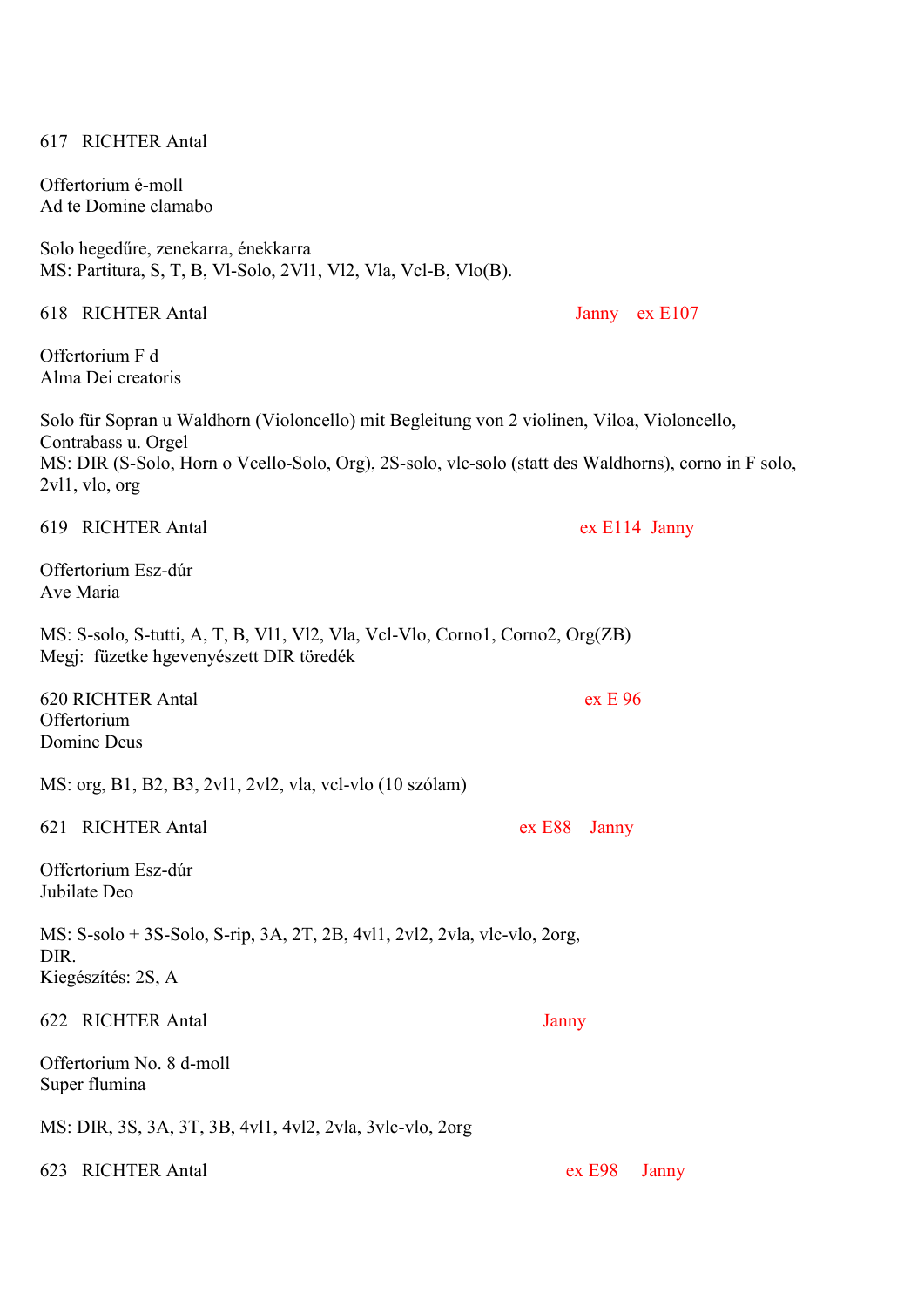617 RICHTER Antal

Offertorium é-moll
Ad te Domine clamabo

Solo hegedűre, zenekarra, énekkarra
MS: Partitura, S, T, B, Vl-Solo, 2Vl1, Vl2, Vla, Vcl-B, Vlo(B).

618 RICHTER Antal — Janny ex E107

Offertorium F d
Alma Dei creatoris

Solo für Sopran u Waldhorn (Violoncello) mit Begleitung von 2 violinen, Viloa, Violoncello, Contrabass u. Orgel
MS: DIR (S-Solo, Horn o Vcello-Solo, Org), 2S-solo, vlc-solo (statt des Waldhorns), corno in F solo, 2vl1, vlo, org

619 RICHTER Antal — ex E114 Janny

Offertorium Esz-dúr
Ave Maria

MS: S-solo, S-tutti, A, T, B, Vl1, Vl2, Vla, Vcl-Vlo, Corno1, Corno2, Org(ZB)
Megj: füzetke hgevenyészett DIR töredék

620 RICHTER Antal — ex E 96
Offertorium
Domine Deus

MS: org, B1, B2, B3, 2vl1, 2vl2, vla, vcl-vlo (10 szólam)

621 RICHTER Antal — ex E88 Janny

Offertorium Esz-dúr
Jubilate Deo

MS: S-solo + 3S-Solo, S-rip, 3A, 2T, 2B, 4vl1, 2vl2, 2vla, vlc-vlo, 2org,
DIR.
Kiegészítés: 2S, A

622 RICHTER Antal — Janny

Offertorium No. 8 d-moll
Super flumina

MS: DIR, 3S, 3A, 3T, 3B, 4vl1, 4vl2, 2vla, 3vlc-vlo, 2org

623 RICHTER Antal — ex E98 Janny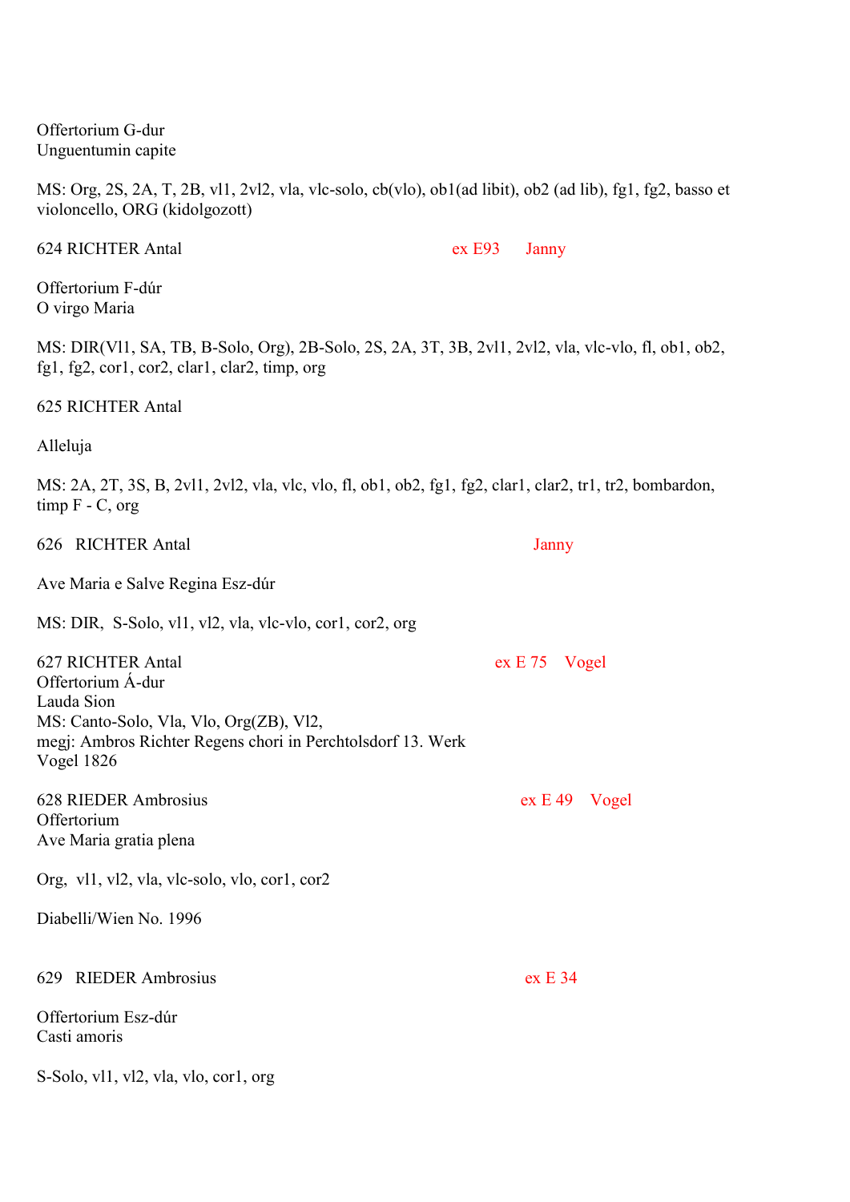Offertorium G-dur
Unguentumin capite

MS: Org, 2S, 2A, T, 2B, vl1, 2vl2, vla, vlc-solo, cb(vlo), ob1(ad libit), ob2 (ad lib), fg1, fg2, basso et violoncello, ORG (kidolgozott)

624 RICHTER Antal ex E93 Janny

Offertorium F-dúr
O virgo Maria

MS: DIR(Vl1, SA, TB, B-Solo, Org), 2B-Solo, 2S, 2A, 3T, 3B, 2vl1, 2vl2, vla, vlc-vlo, fl, ob1, ob2, fg1, fg2, cor1, cor2, clar1, clar2, timp, org

625 RICHTER Antal

Alleluja

MS: 2A, 2T, 3S, B, 2vl1, 2vl2, vla, vlc, vlo, fl, ob1, ob2, fg1, fg2, clar1, clar2, tr1, tr2, bombardon, timp F - C, org

626 RICHTER Antal Janny

Ave Maria e Salve Regina Esz-dúr

MS: DIR, S-Solo, vl1, vl2, vla, vlc-vlo, cor1, cor2, org

627 RICHTER Antal ex E 75 Vogel
Offertorium Á-dur
Lauda Sion
MS: Canto-Solo, Vla, Vlo, Org(ZB), Vl2,
megj: Ambros Richter Regens chori in Perchtolsdorf 13. Werk
Vogel 1826

628 RIEDER Ambrosius ex E 49 Vogel
Offertorium
Ave Maria gratia plena

Org, vl1, vl2, vla, vlc-solo, vlo, cor1, cor2

Diabelli/Wien No. 1996

629 RIEDER Ambrosius ex E 34

Offertorium Esz-dúr
Casti amoris

S-Solo, vl1, vl2, vla, vlo, cor1, org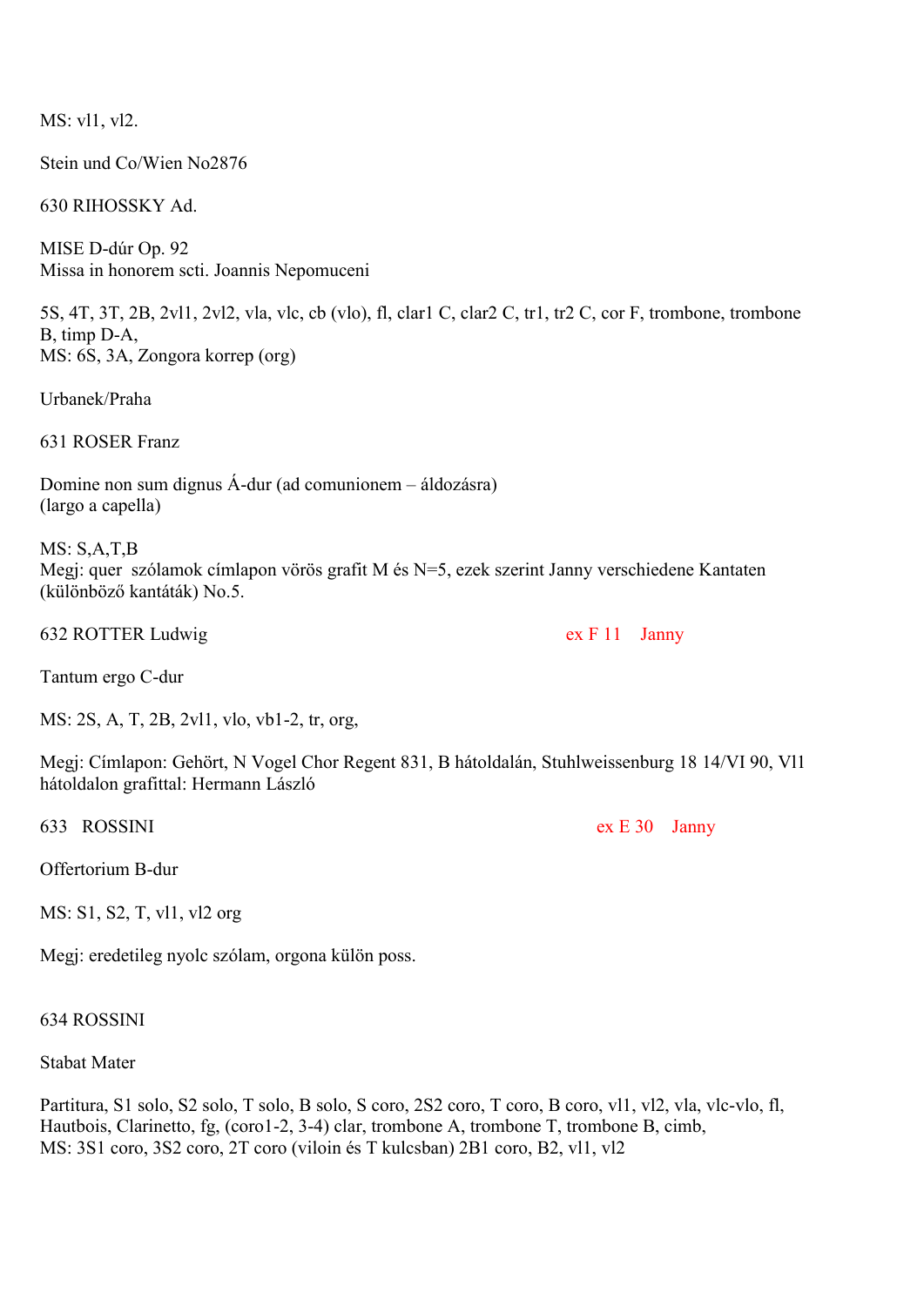MS: vl1, vl2.

Stein und Co/Wien No2876

630 RIHOSSKY Ad.

MISE D-dúr Op. 92
Missa in honorem scti. Joannis Nepomuceni

5S, 4T, 3T, 2B, 2vl1, 2vl2, vla, vlc, cb (vlo), fl, clar1 C, clar2 C, tr1, tr2 C, cor F, trombone, trombone B, timp D-A,
MS: 6S, 3A, Zongora korrep (org)

Urbanek/Praha

631 ROSER Franz

Domine non sum dignus Á-dur (ad comunionem – áldozásra)
(largo a capella)

MS: S,A,T,B
Megj: quer szólamok címlapon vörös grafit M és N=5, ezek szerint Janny verschiedene Kantaten (különböző kantáták) No.5.

632 ROTTER Ludwig ex F 11 Janny

Tantum ergo C-dur

MS: 2S, A, T, 2B, 2vl1, vlo, vb1-2, tr, org,

Megj: Címlapon: Gehört, N Vogel Chor Regent 831, B hátoldalán, Stuhlweissenburg 18 14/VI 90, Vl1 hátoldalon grafittal: Hermann László

633 ROSSINI ex E 30 Janny

Offertorium B-dur

MS: S1, S2, T, vl1, vl2 org

Megj: eredetileg nyolc szólam, orgona külön poss.

634 ROSSINI

Stabat Mater

Partitura, S1 solo, S2 solo, T solo, B solo, S coro, 2S2 coro, T coro, B coro, vl1, vl2, vla, vlc-vlo, fl, Hautbois, Clarinetto, fg, (coro1-2, 3-4) clar, trombone A, trombone T, trombone B, cimb,
MS: 3S1 coro, 3S2 coro, 2T coro (viloin és T kulcsban) 2B1 coro, B2, vl1, vl2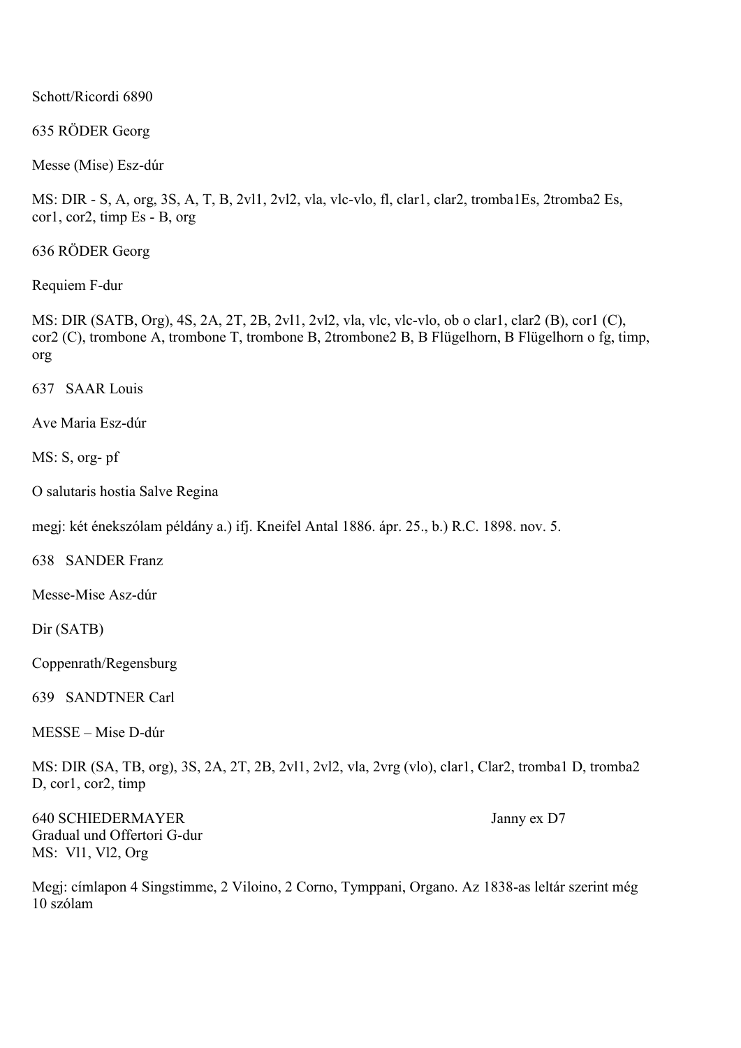Schott/Ricordi 6890

635 RÖDER Georg

Messe (Mise) Esz-dúr

MS: DIR - S, A, org, 3S, A, T, B, 2vl1, 2vl2, vla, vlc-vlo, fl, clar1, clar2, tromba1Es, 2tromba2 Es, cor1, cor2, timp Es - B, org

636 RÖDER Georg

Requiem F-dur

MS: DIR (SATB, Org), 4S, 2A, 2T, 2B, 2vl1, 2vl2, vla, vlc, vlc-vlo, ob o clar1, clar2 (B), cor1 (C), cor2 (C), trombone A, trombone T, trombone B, 2trombone2 B, B Flügelhorn, B Flügelhorn o fg, timp, org

637 SAAR Louis

Ave Maria Esz-dúr

MS: S, org- pf

O salutaris hostia Salve Regina

megj: két énekszólam példány a.) ifj. Kneifel Antal 1886. ápr. 25., b.) R.C. 1898. nov. 5.

638 SANDER Franz

Messe-Mise Asz-dúr

Dir (SATB)

Coppenrath/Regensburg

639 SANDTNER Carl

MESSE – Mise D-dúr

MS: DIR (SA, TB, org), 3S, 2A, 2T, 2B, 2vl1, 2vl2, vla, 2vrg (vlo), clar1, Clar2, tromba1 D, tromba2 D, cor1, cor2, timp

640 SCHIEDERMAYER Janny ex D7
Gradual und Offertori G-dur
MS: Vl1, Vl2, Org

Megj: címlapon 4 Singstimme, 2 Viloino, 2 Corno, Tymppani, Organo. Az 1838-as leltár szerint még 10 szólam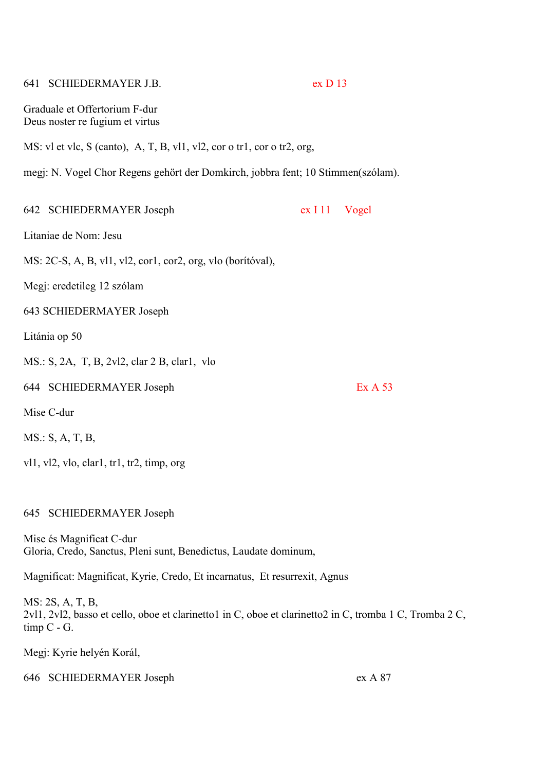641 SCHIEDERMAYER J.B. ex D 13

Graduale et Offertorium F-dur
Deus noster re fugium et virtus

MS: vl et vlc, S (canto), A, T, B, vl1, vl2, cor o tr1, cor o tr2, org,

megj: N. Vogel Chor Regens gehört der Domkirch, jobbra fent; 10 Stimmen(szólam).

642 SCHIEDERMAYER Joseph ex I 11 Vogel

Litaniae de Nom: Jesu

MS: 2C-S, A, B, vl1, vl2, cor1, cor2, org, vlo (borítóval),

Megj: eredetileg 12 szólam

643 SCHIEDERMAYER Joseph

Litánia op 50

MS.: S, 2A, T, B, 2vl2, clar 2 B, clar1, vlo

644 SCHIEDERMAYER Joseph Ex A 53

Mise C-dur

MS.: S, A, T, B,

vl1, vl2, vlo, clar1, tr1, tr2, timp, org

645 SCHIEDERMAYER Joseph

Mise és Magnificat C-dur
Gloria, Credo, Sanctus, Pleni sunt, Benedictus, Laudate dominum,

Magnificat: Magnificat, Kyrie, Credo, Et incarnatus, Et resurrexit, Agnus

MS: 2S, A, T, B,
2vl1, 2vl2, basso et cello, oboe et clarinetto1 in C, oboe et clarinetto2 in C, tromba 1 C, Tromba 2 C, timp C - G.

Megj: Kyrie helyén Korál,

646 SCHIEDERMAYER Joseph ex A 87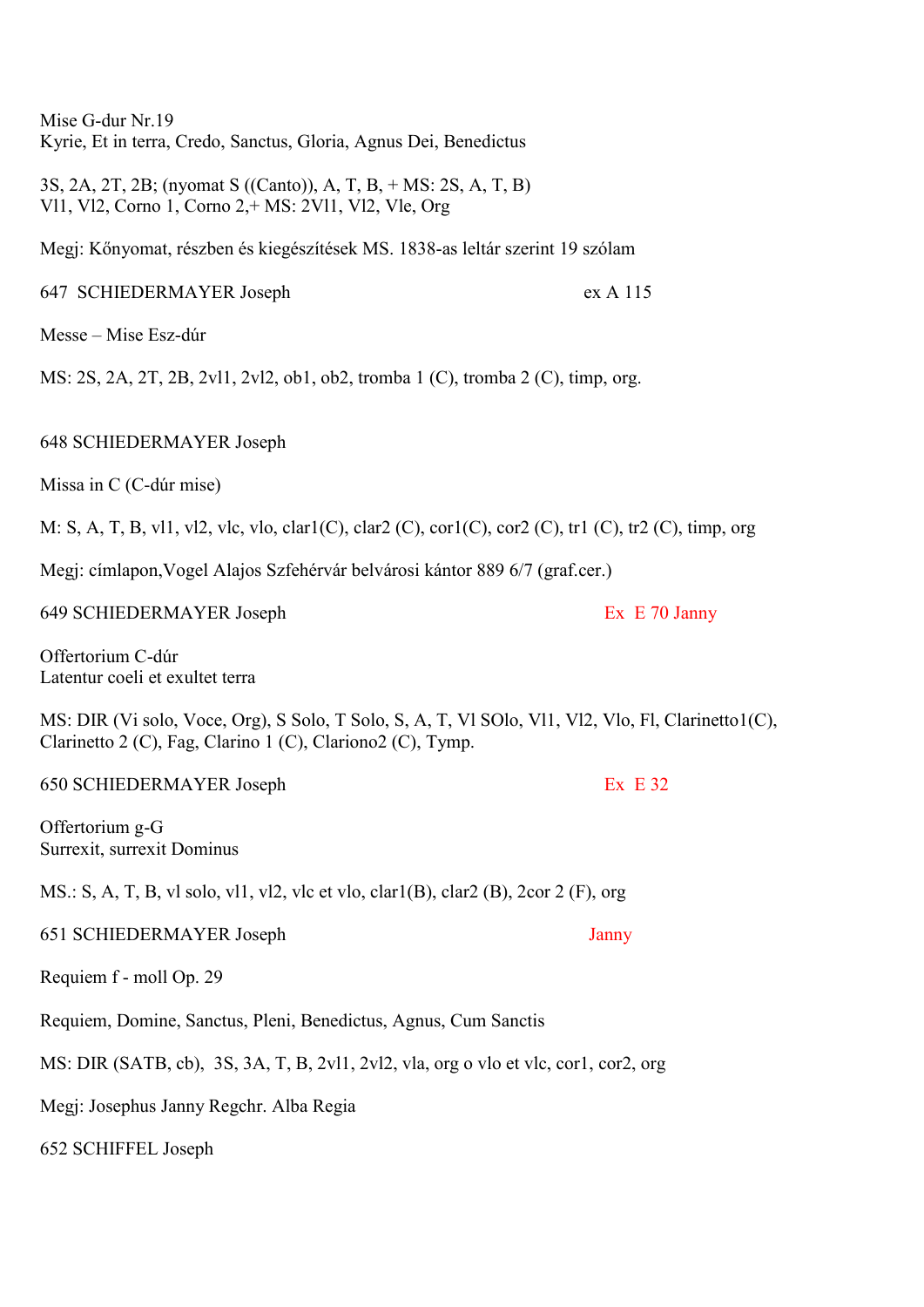Mise G-dur Nr.19
Kyrie, Et in terra, Credo, Sanctus, Gloria, Agnus Dei, Benedictus

3S, 2A, 2T, 2B; (nyomat S ((Canto)), A, T, B, + MS: 2S, A, T, B)
Vl1, Vl2, Corno 1, Corno 2,+ MS: 2Vl1, Vl2, Vle, Org

Megj: Kőnyomat, részben és kiegészítések MS. 1838-as leltár szerint 19 szólam

647 SCHIEDERMAYER Joseph ex A 115

Messe – Mise Esz-dúr

MS: 2S, 2A, 2T, 2B, 2vl1, 2vl2, ob1, ob2, tromba 1 (C), tromba 2 (C), timp, org.

648 SCHIEDERMAYER Joseph

Missa in C (C-dúr mise)

M: S, A, T, B, vl1, vl2, vlc, vlo, clar1(C), clar2 (C), cor1(C), cor2 (C), tr1 (C), tr2 (C), timp, org

Megj: címlapon,Vogel Alajos Szfehérvár belvárosi kántor 889 6/7 (graf.cer.)

649 SCHIEDERMAYER Joseph Ex E 70 Janny

Offertorium C-dúr
Latentur coeli et exultet terra

MS: DIR (Vi solo, Voce, Org), S Solo, T Solo, S, A, T, Vl SOlo, Vl1, Vl2, Vlo, Fl, Clarinetto1(C), Clarinetto 2 (C), Fag, Clarino 1 (C), Clariono2 (C), Tymp.

650 SCHIEDERMAYER Joseph Ex E 32

Offertorium g-G
Surrexit, surrexit Dominus

MS.: S, A, T, B, vl solo, vl1, vl2, vlc et vlo, clar1(B), clar2 (B), 2cor 2 (F), org

651 SCHIEDERMAYER Joseph Janny

Requiem f - moll Op. 29

Requiem, Domine, Sanctus, Pleni, Benedictus, Agnus, Cum Sanctis

MS: DIR (SATB, cb), 3S, 3A, T, B, 2vl1, 2vl2, vla, org o vlo et vlc, cor1, cor2, org

Megj: Josephus Janny Regchr. Alba Regia

652 SCHIFFEL Joseph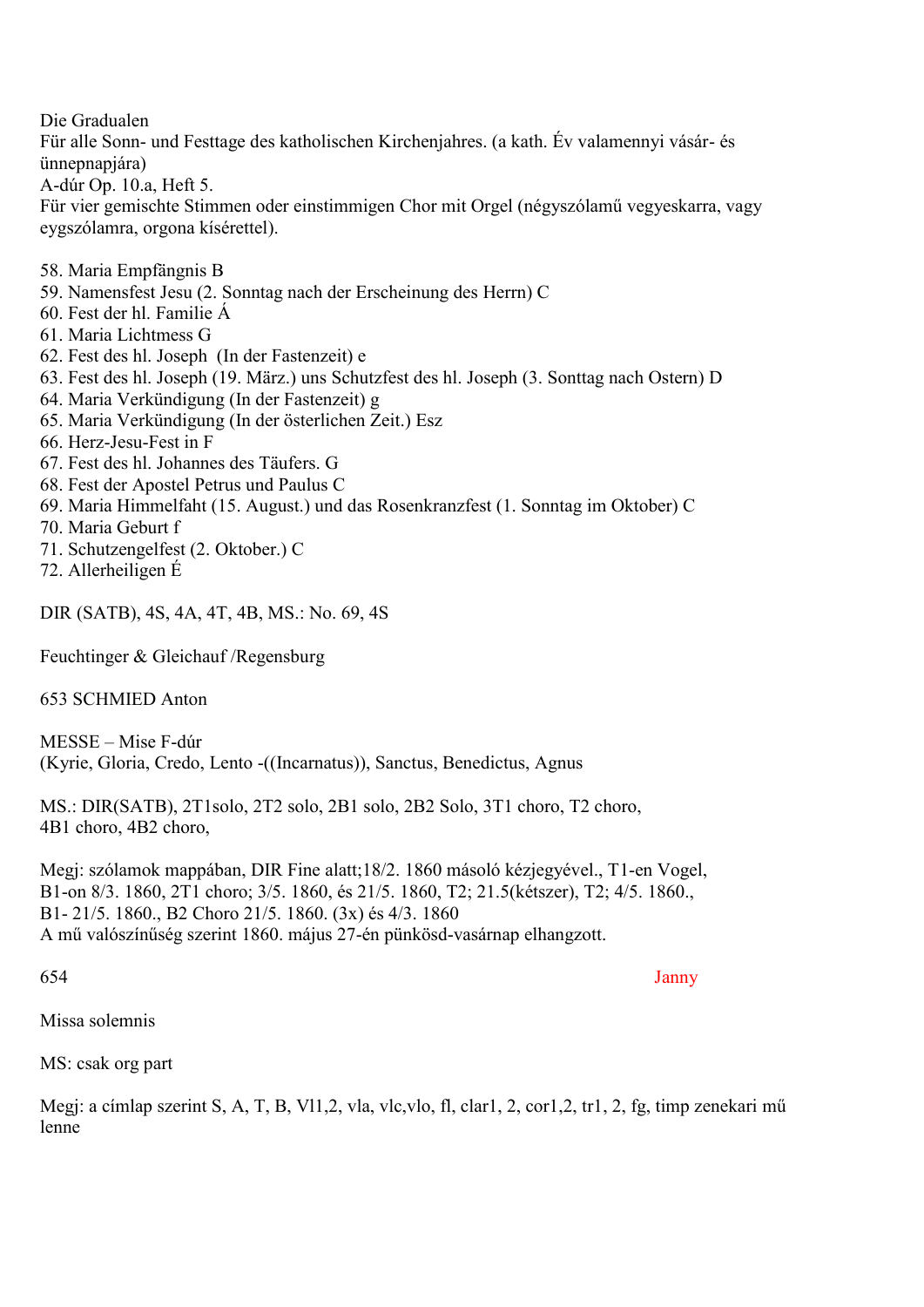Die Gradualen
Für alle Sonn- und Festtage des katholischen Kirchenjahres. (a kath. Év valamennyi vásár- és ünnepnapjára)
A-dúr Op. 10.a, Heft 5.
Für vier gemischte Stimmen oder einstimmigen Chor mit Orgel (négyszólamű vegyeskarra, vagy eygszólamra, orgona kísérettel).

58. Maria Empfängnis B
59. Namensfest Jesu (2. Sonntag nach der Erscheinung des Herrn) C
60. Fest der hl. Familie Á
61. Maria Lichtmess G
62. Fest des hl. Joseph (In der Fastenzeit) e
63. Fest des hl. Joseph (19. März.) uns Schutzfest des hl. Joseph (3. Sonntag nach Ostern) D
64. Maria Verkündigung (In der Fastenzeit) g
65. Maria Verkündigung (In der österlichen Zeit.) Esz
66. Herz-Jesu-Fest in F
67. Fest des hl. Johannes des Täufers. G
68. Fest der Apostel Petrus und Paulus C
69. Maria Himmelfaht (15. August.) und das Rosenkranzfest (1. Sonntag im Oktober) C
70. Maria Geburt f
71. Schutzengelfest (2. Oktober.) C
72. Allerheiligen É

DIR (SATB), 4S, 4A, 4T, 4B, MS.: No. 69, 4S

Feuchtinger & Gleichauf /Regensburg

653 SCHMIED Anton

MESSE – Mise F-dúr
(Kyrie, Gloria, Credo, Lento -((Incarnatus)), Sanctus, Benedictus, Agnus

MS.: DIR(SATB), 2T1solo, 2T2 solo, 2B1 solo, 2B2 Solo, 3T1 choro, T2 choro, 4B1 choro, 4B2 choro,

Megj: szólamok mappában, DIR Fine alatt;18/2. 1860 másoló kézjegyével., T1-en Vogel, B1-on 8/3. 1860, 2T1 choro; 3/5. 1860, és 21/5. 1860, T2; 21.5(kétszer), T2; 4/5. 1860., B1- 21/5. 1860., B2 Choro 21/5. 1860. (3x) és 4/3. 1860
A mű valószínűség szerint 1860. május 27-én pünkösd-vasárnap elhangzott.

654 Janny

Missa solemnis

MS: csak org part

Megj: a címlap szerint S, A, T, B, Vl1,2, vla, vlc,vlo, fl, clar1, 2, cor1,2, tr1, 2, fg, timp zenekari mű lenne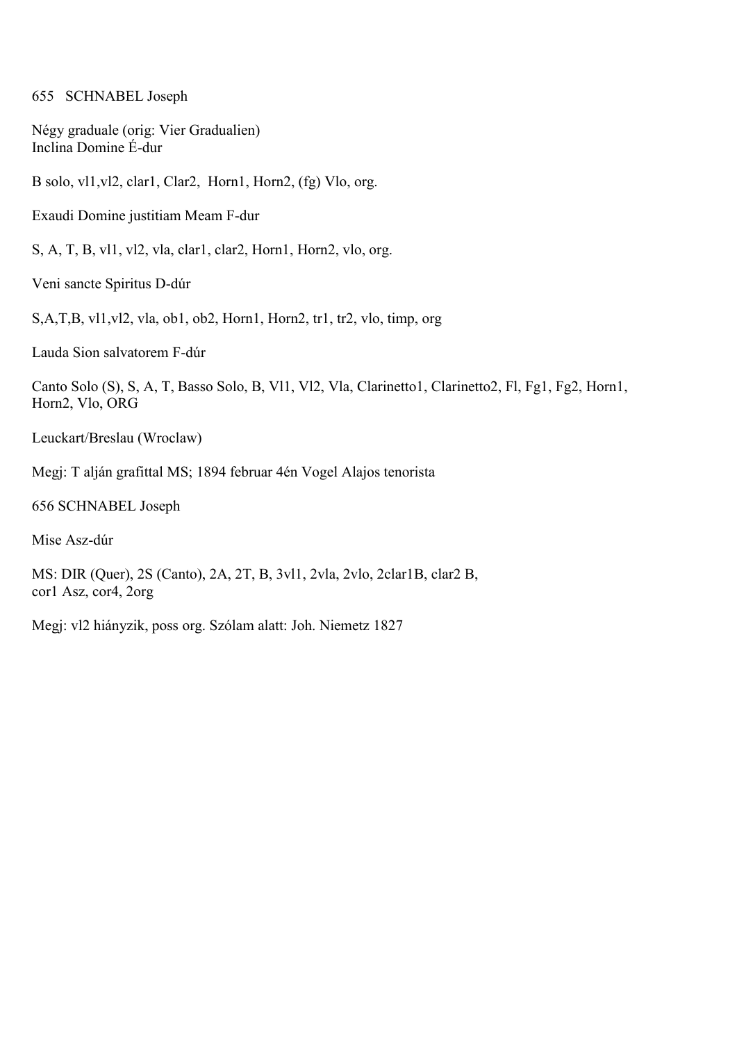655 SCHNABEL Joseph

Négy graduale (orig: Vier Gradualien)
Inclina Domine É-dur

B solo, vl1,vl2, clar1, Clar2, Horn1, Horn2, (fg) Vlo, org.

Exaudi Domine justitiam Meam F-dur

S, A, T, B, vl1, vl2, vla, clar1, clar2, Horn1, Horn2, vlo, org.

Veni sancte Spiritus D-dúr

S,A,T,B, vl1,vl2, vla, ob1, ob2, Horn1, Horn2, tr1, tr2, vlo, timp, org

Lauda Sion salvatorem F-dúr

Canto Solo (S), S, A, T, Basso Solo, B, Vl1, Vl2, Vla, Clarinetto1, Clarinetto2, Fl, Fg1, Fg2, Horn1, Horn2, Vlo, ORG

Leuckart/Breslau (Wroclaw)

Megj: T alján grafittal MS; 1894 februar 4én Vogel Alajos tenorista

656 SCHNABEL Joseph

Mise Asz-dúr

MS: DIR (Quer), 2S (Canto), 2A, 2T, B, 3vl1, 2vla, 2vlo, 2clar1B, clar2 B,
cor1 Asz, cor4, 2org

Megj: vl2 hiányzik, poss org. Szólam alatt: Joh. Niemetz 1827